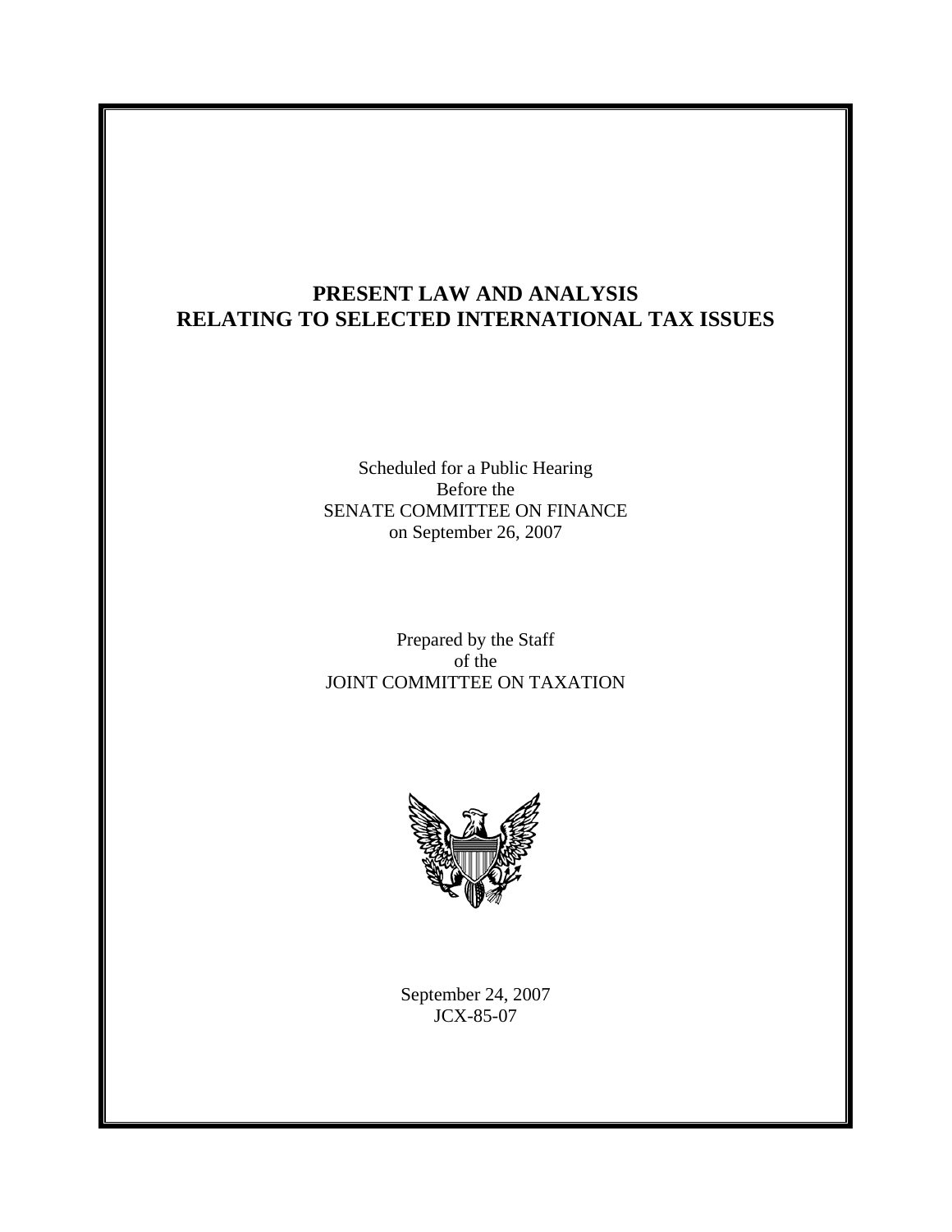# PRESENT LAW AND ANALYSIS RELATING TO SELECTED INTERNATIONAL TAX ISSUES

Scheduled for a Public Hearing
Before the
SENATE COMMITTEE ON FINANCE
on September 26, 2007

Prepared by the Staff
of the
JOINT COMMITTEE ON TAXATION

September 24, 2007
JCX-85-07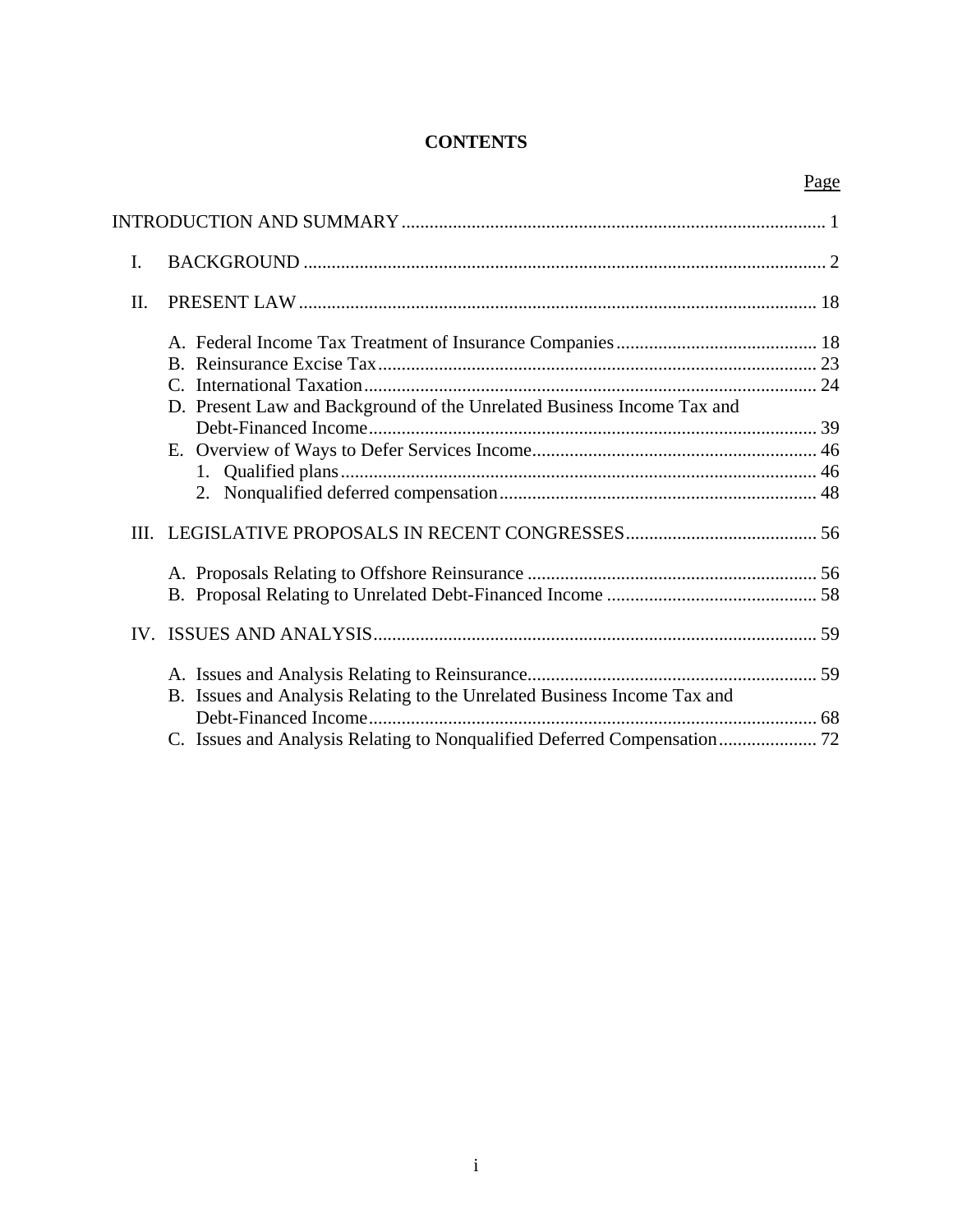# CONTENTS

Page

INTRODUCTION AND SUMMARY .......... 1

I. BACKGROUND .......... 2

II. PRESENT LAW .......... 18

- A. Federal Income Tax Treatment of Insurance Companies .......... 18
- B. Reinsurance Excise Tax .......... 23
- C. International Taxation .......... 24
- D. Present Law and Background of the Unrelated Business Income Tax and Debt-Financed Income .......... 39
- E. Overview of Ways to Defer Services Income .......... 46
  1. Qualified plans .......... 46
  2. Nonqualified deferred compensation .......... 48

III. LEGISLATIVE PROPOSALS IN RECENT CONGRESSES .......... 56

- A. Proposals Relating to Offshore Reinsurance .......... 56
- B. Proposal Relating to Unrelated Debt-Financed Income .......... 58

IV. ISSUES AND ANALYSIS .......... 59

- A. Issues and Analysis Relating to Reinsurance .......... 59
- B. Issues and Analysis Relating to the Unrelated Business Income Tax and Debt-Financed Income .......... 68
- C. Issues and Analysis Relating to Nonqualified Deferred Compensation .......... 72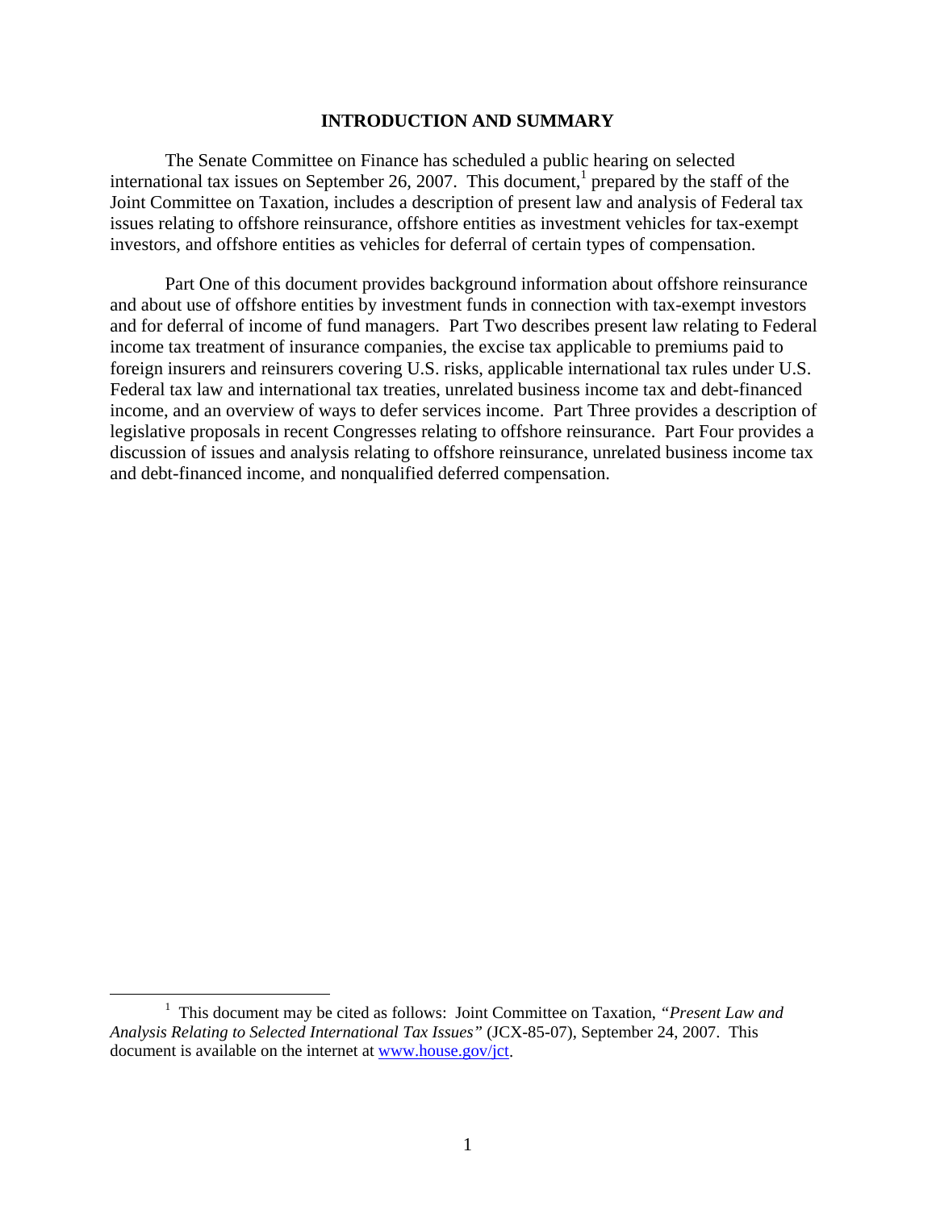# INTRODUCTION AND SUMMARY

The Senate Committee on Finance has scheduled a public hearing on selected international tax issues on September 26, 2007. This document,[1] prepared by the staff of the Joint Committee on Taxation, includes a description of present law and analysis of Federal tax issues relating to offshore reinsurance, offshore entities as investment vehicles for tax-exempt investors, and offshore entities as vehicles for deferral of certain types of compensation.

Part One of this document provides background information about offshore reinsurance and about use of offshore entities by investment funds in connection with tax-exempt investors and for deferral of income of fund managers. Part Two describes present law relating to Federal income tax treatment of insurance companies, the excise tax applicable to premiums paid to foreign insurers and reinsurers covering U.S. risks, applicable international tax rules under U.S. Federal tax law and international tax treaties, unrelated business income tax and debt-financed income, and an overview of ways to defer services income. Part Three provides a description of legislative proposals in recent Congresses relating to offshore reinsurance. Part Four provides a discussion of issues and analysis relating to offshore reinsurance, unrelated business income tax and debt-financed income, and nonqualified deferred compensation.

---

[1] This document may be cited as follows: Joint Committee on Taxation, *"Present Law and Analysis Relating to Selected International Tax Issues"* (JCX-85-07), September 24, 2007. This document is available on the internet at www.house.gov/jct.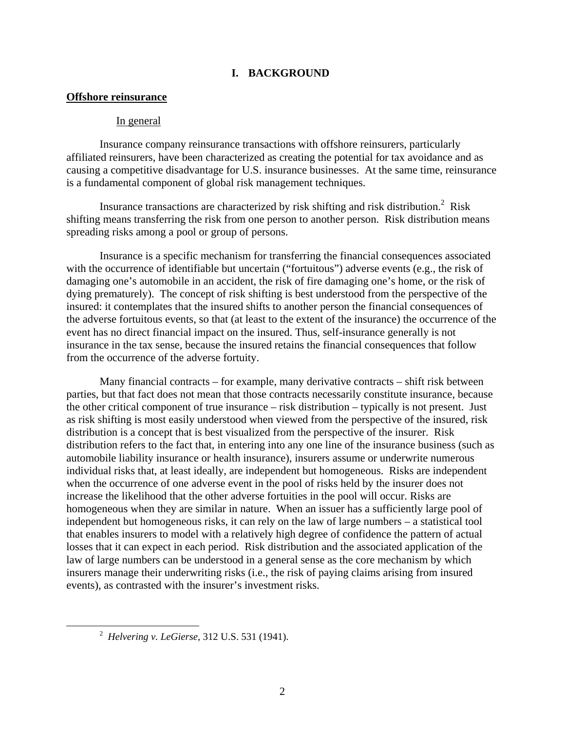# I. BACKGROUND

## Offshore reinsurance

### In general

Insurance company reinsurance transactions with offshore reinsurers, particularly affiliated reinsurers, have been characterized as creating the potential for tax avoidance and as causing a competitive disadvantage for U.S. insurance businesses. At the same time, reinsurance is a fundamental component of global risk management techniques.

Insurance transactions are characterized by risk shifting and risk distribution.[2] Risk shifting means transferring the risk from one person to another person. Risk distribution means spreading risks among a pool or group of persons.

Insurance is a specific mechanism for transferring the financial consequences associated with the occurrence of identifiable but uncertain ("fortuitous") adverse events (e.g., the risk of damaging one's automobile in an accident, the risk of fire damaging one's home, or the risk of dying prematurely). The concept of risk shifting is best understood from the perspective of the insured: it contemplates that the insured shifts to another person the financial consequences of the adverse fortuitous events, so that (at least to the extent of the insurance) the occurrence of the event has no direct financial impact on the insured. Thus, self-insurance generally is not insurance in the tax sense, because the insured retains the financial consequences that follow from the occurrence of the adverse fortuity.

Many financial contracts – for example, many derivative contracts – shift risk between parties, but that fact does not mean that those contracts necessarily constitute insurance, because the other critical component of true insurance – risk distribution – typically is not present. Just as risk shifting is most easily understood when viewed from the perspective of the insured, risk distribution is a concept that is best visualized from the perspective of the insurer. Risk distribution refers to the fact that, in entering into any one line of the insurance business (such as automobile liability insurance or health insurance), insurers assume or underwrite numerous individual risks that, at least ideally, are independent but homogeneous. Risks are independent when the occurrence of one adverse event in the pool of risks held by the insurer does not increase the likelihood that the other adverse fortuities in the pool will occur. Risks are homogeneous when they are similar in nature. When an issuer has a sufficiently large pool of independent but homogeneous risks, it can rely on the law of large numbers – a statistical tool that enables insurers to model with a relatively high degree of confidence the pattern of actual losses that it can expect in each period. Risk distribution and the associated application of the law of large numbers can be understood in a general sense as the core mechanism by which insurers manage their underwriting risks (i.e., the risk of paying claims arising from insured events), as contrasted with the insurer's investment risks.

---

[2] *Helvering v. LeGierse*, 312 U.S. 531 (1941).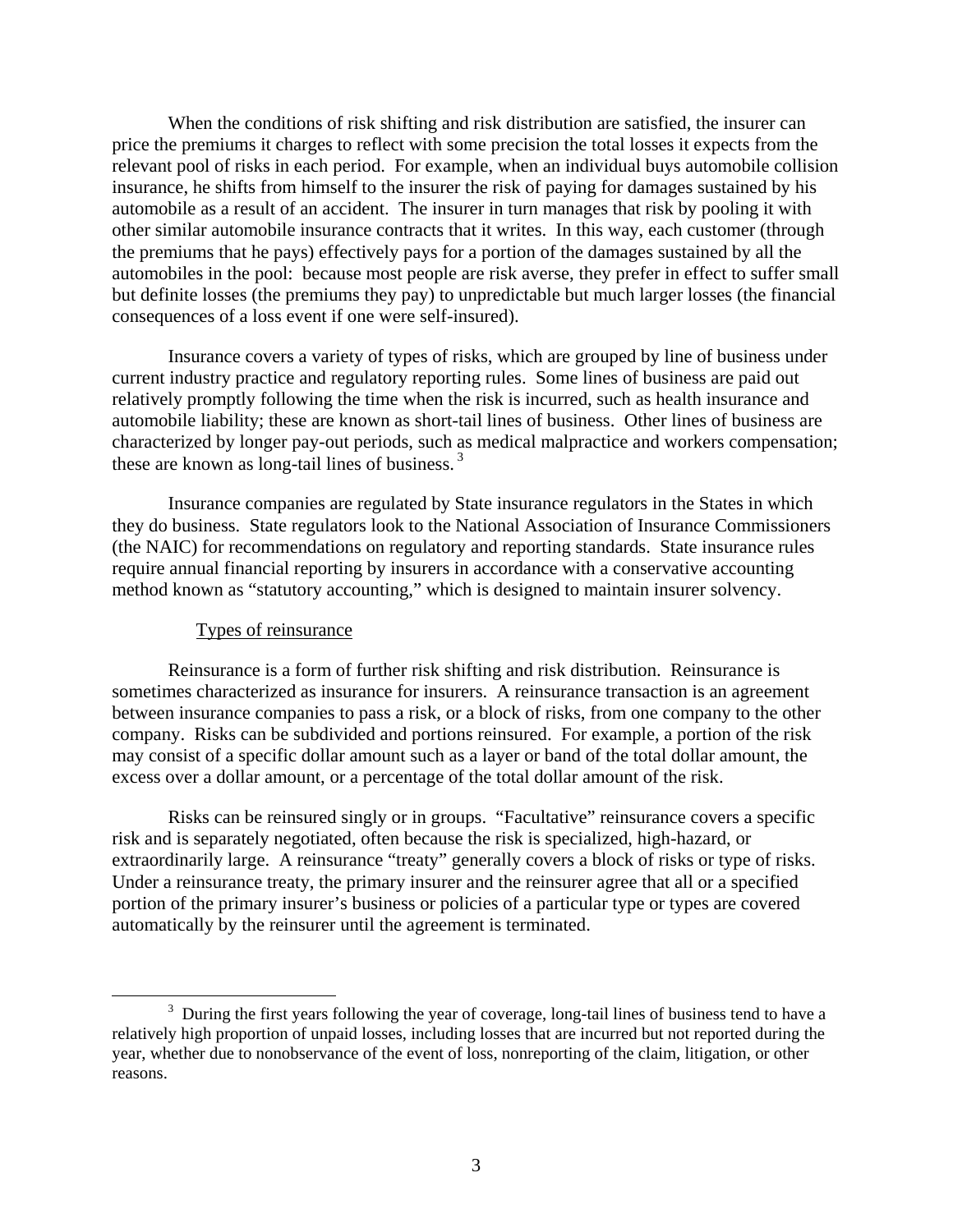When the conditions of risk shifting and risk distribution are satisfied, the insurer can price the premiums it charges to reflect with some precision the total losses it expects from the relevant pool of risks in each period. For example, when an individual buys automobile collision insurance, he shifts from himself to the insurer the risk of paying for damages sustained by his automobile as a result of an accident. The insurer in turn manages that risk by pooling it with other similar automobile insurance contracts that it writes. In this way, each customer (through the premiums that he pays) effectively pays for a portion of the damages sustained by all the automobiles in the pool: because most people are risk averse, they prefer in effect to suffer small but definite losses (the premiums they pay) to unpredictable but much larger losses (the financial consequences of a loss event if one were self-insured).

Insurance covers a variety of types of risks, which are grouped by line of business under current industry practice and regulatory reporting rules. Some lines of business are paid out relatively promptly following the time when the risk is incurred, such as health insurance and automobile liability; these are known as short-tail lines of business. Other lines of business are characterized by longer pay-out periods, such as medical malpractice and workers compensation; these are known as long-tail lines of business.[3]

Insurance companies are regulated by State insurance regulators in the States in which they do business. State regulators look to the National Association of Insurance Commissioners (the NAIC) for recommendations on regulatory and reporting standards. State insurance rules require annual financial reporting by insurers in accordance with a conservative accounting method known as "statutory accounting," which is designed to maintain insurer solvency.

### Types of reinsurance

Reinsurance is a form of further risk shifting and risk distribution. Reinsurance is sometimes characterized as insurance for insurers. A reinsurance transaction is an agreement between insurance companies to pass a risk, or a block of risks, from one company to the other company. Risks can be subdivided and portions reinsured. For example, a portion of the risk may consist of a specific dollar amount such as a layer or band of the total dollar amount, the excess over a dollar amount, or a percentage of the total dollar amount of the risk.

Risks can be reinsured singly or in groups. "Facultative" reinsurance covers a specific risk and is separately negotiated, often because the risk is specialized, high-hazard, or extraordinarily large. A reinsurance "treaty" generally covers a block of risks or type of risks. Under a reinsurance treaty, the primary insurer and the reinsurer agree that all or a specified portion of the primary insurer's business or policies of a particular type or types are covered automatically by the reinsurer until the agreement is terminated.

---

[3] During the first years following the year of coverage, long-tail lines of business tend to have a relatively high proportion of unpaid losses, including losses that are incurred but not reported during the year, whether due to nonobservance of the event of loss, nonreporting of the claim, litigation, or other reasons.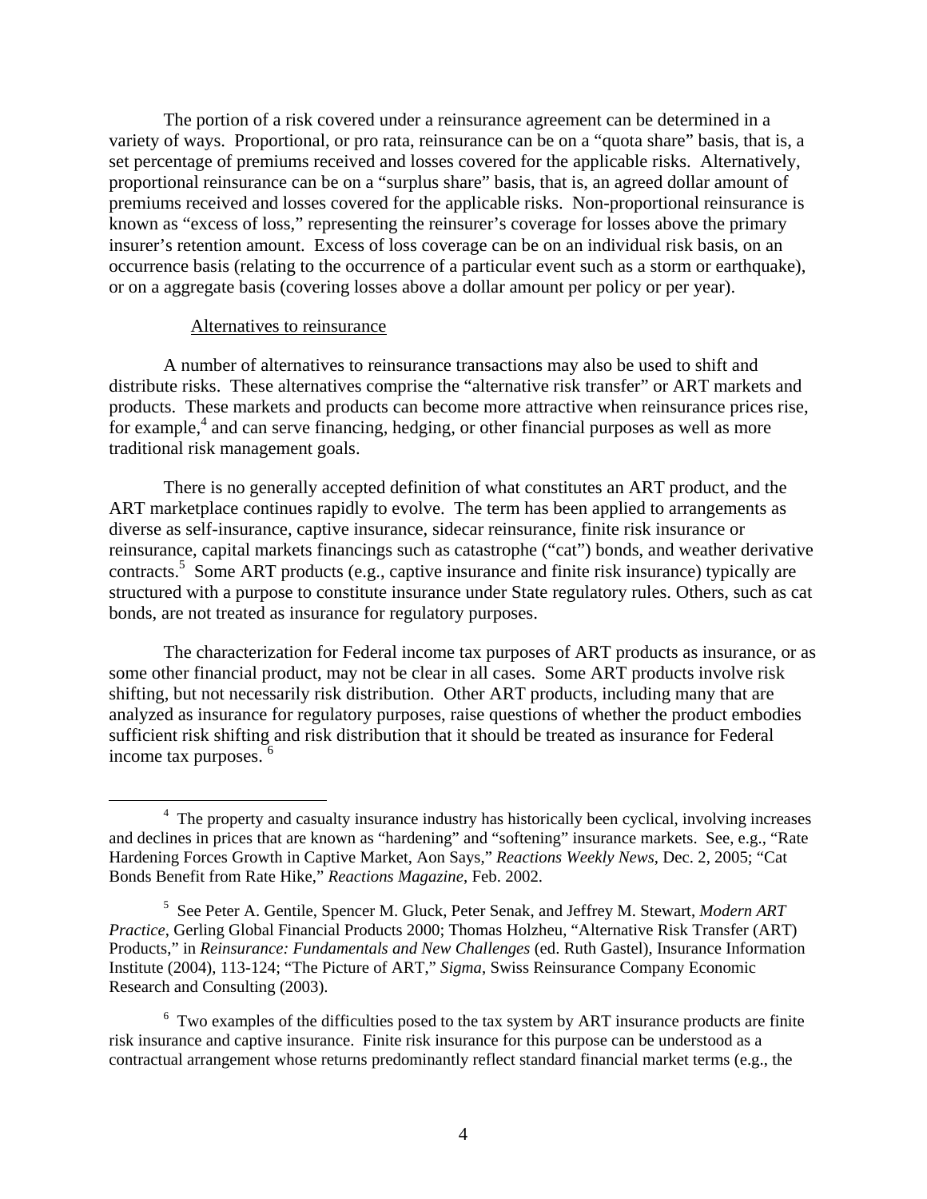The portion of a risk covered under a reinsurance agreement can be determined in a variety of ways. Proportional, or pro rata, reinsurance can be on a "quota share" basis, that is, a set percentage of premiums received and losses covered for the applicable risks. Alternatively, proportional reinsurance can be on a "surplus share" basis, that is, an agreed dollar amount of premiums received and losses covered for the applicable risks. Non-proportional reinsurance is known as "excess of loss," representing the reinsurer's coverage for losses above the primary insurer's retention amount. Excess of loss coverage can be on an individual risk basis, on an occurrence basis (relating to the occurrence of a particular event such as a storm or earthquake), or on a aggregate basis (covering losses above a dollar amount per policy or per year).

### Alternatives to reinsurance

A number of alternatives to reinsurance transactions may also be used to shift and distribute risks. These alternatives comprise the "alternative risk transfer" or ART markets and products. These markets and products can become more attractive when reinsurance prices rise, for example,[4] and can serve financing, hedging, or other financial purposes as well as more traditional risk management goals.

There is no generally accepted definition of what constitutes an ART product, and the ART marketplace continues rapidly to evolve. The term has been applied to arrangements as diverse as self-insurance, captive insurance, sidecar reinsurance, finite risk insurance or reinsurance, capital markets financings such as catastrophe ("cat") bonds, and weather derivative contracts.[5] Some ART products (e.g., captive insurance and finite risk insurance) typically are structured with a purpose to constitute insurance under State regulatory rules. Others, such as cat bonds, are not treated as insurance for regulatory purposes.

The characterization for Federal income tax purposes of ART products as insurance, or as some other financial product, may not be clear in all cases. Some ART products involve risk shifting, but not necessarily risk distribution. Other ART products, including many that are analyzed as insurance for regulatory purposes, raise questions of whether the product embodies sufficient risk shifting and risk distribution that it should be treated as insurance for Federal income tax purposes.[6]

---

[4] The property and casualty insurance industry has historically been cyclical, involving increases and declines in prices that are known as "hardening" and "softening" insurance markets. See, e.g., "Rate Hardening Forces Growth in Captive Market, Aon Says," *Reactions Weekly News*, Dec. 2, 2005; "Cat Bonds Benefit from Rate Hike," *Reactions Magazine*, Feb. 2002.

[5] See Peter A. Gentile, Spencer M. Gluck, Peter Senak, and Jeffrey M. Stewart, *Modern ART Practice*, Gerling Global Financial Products 2000; Thomas Holzheu, "Alternative Risk Transfer (ART) Products," in *Reinsurance: Fundamentals and New Challenges* (ed. Ruth Gastel), Insurance Information Institute (2004), 113-124; "The Picture of ART," *Sigma*, Swiss Reinsurance Company Economic Research and Consulting (2003).

[6] Two examples of the difficulties posed to the tax system by ART insurance products are finite risk insurance and captive insurance. Finite risk insurance for this purpose can be understood as a contractual arrangement whose returns predominantly reflect standard financial market terms (e.g., the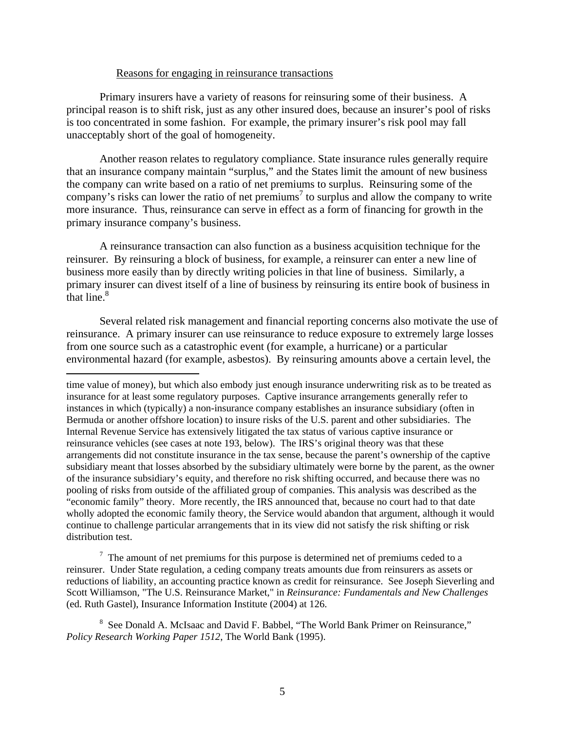Reasons for engaging in reinsurance transactions

Primary insurers have a variety of reasons for reinsuring some of their business. A principal reason is to shift risk, just as any other insured does, because an insurer's pool of risks is too concentrated in some fashion. For example, the primary insurer's risk pool may fall unacceptably short of the goal of homogeneity.

Another reason relates to regulatory compliance. State insurance rules generally require that an insurance company maintain "surplus," and the States limit the amount of new business the company can write based on a ratio of net premiums to surplus. Reinsuring some of the company's risks can lower the ratio of net premiums[7] to surplus and allow the company to write more insurance. Thus, reinsurance can serve in effect as a form of financing for growth in the primary insurance company's business.

A reinsurance transaction can also function as a business acquisition technique for the reinsurer. By reinsuring a block of business, for example, a reinsurer can enter a new line of business more easily than by directly writing policies in that line of business. Similarly, a primary insurer can divest itself of a line of business by reinsuring its entire book of business in that line.[8]

Several related risk management and financial reporting concerns also motivate the use of reinsurance. A primary insurer can use reinsurance to reduce exposure to extremely large losses from one source such as a catastrophic event (for example, a hurricane) or a particular environmental hazard (for example, asbestos). By reinsuring amounts above a certain level, the

---

time value of money), but which also embody just enough insurance underwriting risk as to be treated as insurance for at least some regulatory purposes. Captive insurance arrangements generally refer to instances in which (typically) a non-insurance company establishes an insurance subsidiary (often in Bermuda or another offshore location) to insure risks of the U.S. parent and other subsidiaries. The Internal Revenue Service has extensively litigated the tax status of various captive insurance or reinsurance vehicles (see cases at note 193, below). The IRS's original theory was that these arrangements did not constitute insurance in the tax sense, because the parent's ownership of the captive subsidiary meant that losses absorbed by the subsidiary ultimately were borne by the parent, as the owner of the insurance subsidiary's equity, and therefore no risk shifting occurred, and because there was no pooling of risks from outside of the affiliated group of companies. This analysis was described as the "economic family" theory. More recently, the IRS announced that, because no court had to that date wholly adopted the economic family theory, the Service would abandon that argument, although it would continue to challenge particular arrangements that in its view did not satisfy the risk shifting or risk distribution test.

[7] The amount of net premiums for this purpose is determined net of premiums ceded to a reinsurer. Under State regulation, a ceding company treats amounts due from reinsurers as assets or reductions of liability, an accounting practice known as credit for reinsurance. See Joseph Sieverling and Scott Williamson, "The U.S. Reinsurance Market," in *Reinsurance: Fundamentals and New Challenges* (ed. Ruth Gastel), Insurance Information Institute (2004) at 126.

[8] See Donald A. McIsaac and David F. Babbel, "The World Bank Primer on Reinsurance," *Policy Research Working Paper 1512*, The World Bank (1995).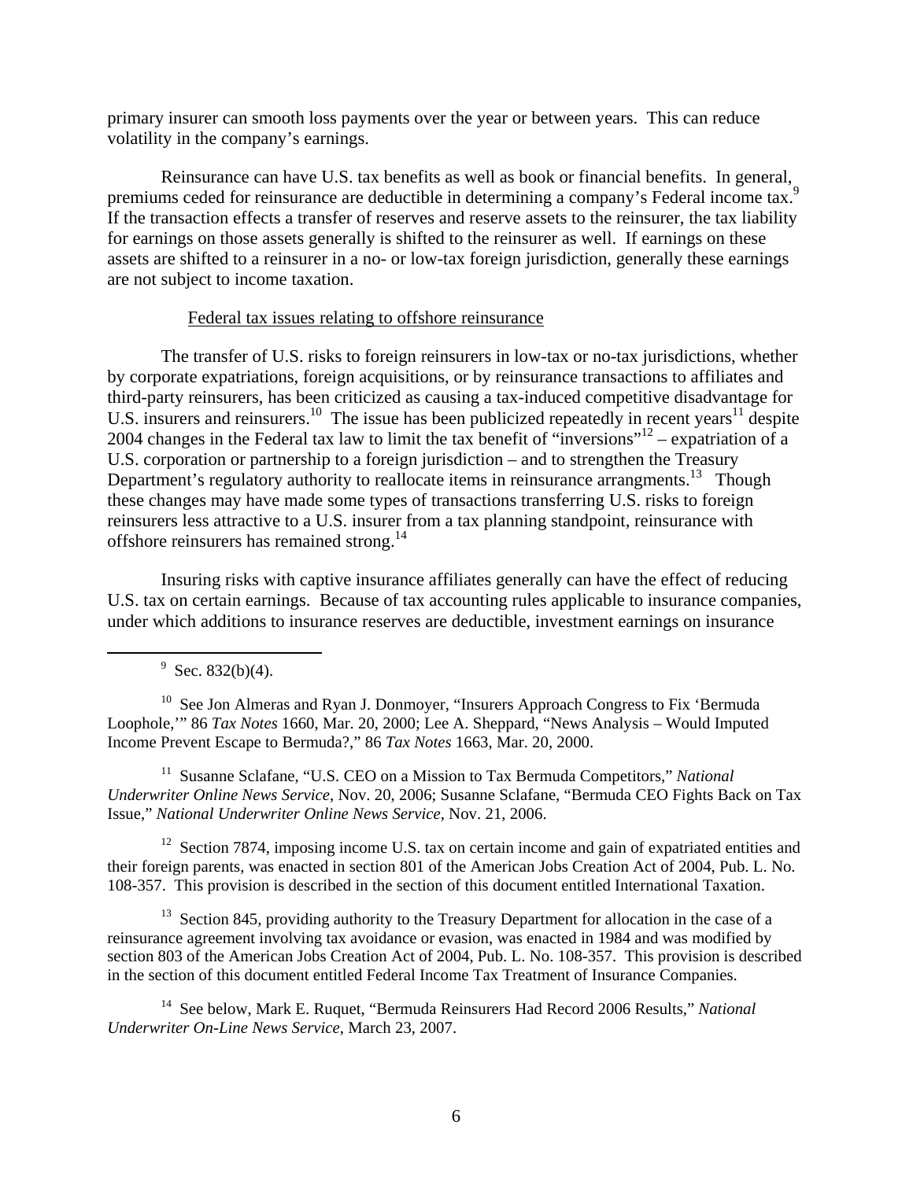primary insurer can smooth loss payments over the year or between years. This can reduce volatility in the company's earnings.

Reinsurance can have U.S. tax benefits as well as book or financial benefits. In general, premiums ceded for reinsurance are deductible in determining a company's Federal income tax.[9] If the transaction effects a transfer of reserves and reserve assets to the reinsurer, the tax liability for earnings on those assets generally is shifted to the reinsurer as well. If earnings on these assets are shifted to a reinsurer in a no- or low-tax foreign jurisdiction, generally these earnings are not subject to income taxation.

Federal tax issues relating to offshore reinsurance

The transfer of U.S. risks to foreign reinsurers in low-tax or no-tax jurisdictions, whether by corporate expatriations, foreign acquisitions, or by reinsurance transactions to affiliates and third-party reinsurers, has been criticized as causing a tax-induced competitive disadvantage for U.S. insurers and reinsurers.[10] The issue has been publicized repeatedly in recent years[11] despite 2004 changes in the Federal tax law to limit the tax benefit of "inversions"[12] – expatriation of a U.S. corporation or partnership to a foreign jurisdiction – and to strengthen the Treasury Department's regulatory authority to reallocate items in reinsurance arrangments.[13] Though these changes may have made some types of transactions transferring U.S. risks to foreign reinsurers less attractive to a U.S. insurer from a tax planning standpoint, reinsurance with offshore reinsurers has remained strong.[14]

Insuring risks with captive insurance affiliates generally can have the effect of reducing U.S. tax on certain earnings. Because of tax accounting rules applicable to insurance companies, under which additions to insurance reserves are deductible, investment earnings on insurance

---

[9] Sec. 832(b)(4).

[10] See Jon Almeras and Ryan J. Donmoyer, "Insurers Approach Congress to Fix 'Bermuda Loophole,'" 86 *Tax Notes* 1660, Mar. 20, 2000; Lee A. Sheppard, "News Analysis – Would Imputed Income Prevent Escape to Bermuda?," 86 *Tax Notes* 1663, Mar. 20, 2000.

[11] Susanne Sclafane, "U.S. CEO on a Mission to Tax Bermuda Competitors," *National Underwriter Online News Service*, Nov. 20, 2006; Susanne Sclafane, "Bermuda CEO Fights Back on Tax Issue," *National Underwriter Online News Service*, Nov. 21, 2006.

[12] Section 7874, imposing income U.S. tax on certain income and gain of expatriated entities and their foreign parents, was enacted in section 801 of the American Jobs Creation Act of 2004, Pub. L. No. 108-357. This provision is described in the section of this document entitled International Taxation.

[13] Section 845, providing authority to the Treasury Department for allocation in the case of a reinsurance agreement involving tax avoidance or evasion, was enacted in 1984 and was modified by section 803 of the American Jobs Creation Act of 2004, Pub. L. No. 108-357. This provision is described in the section of this document entitled Federal Income Tax Treatment of Insurance Companies.

[14] See below, Mark E. Ruquet, "Bermuda Reinsurers Had Record 2006 Results," *National Underwriter On-Line News Service*, March 23, 2007.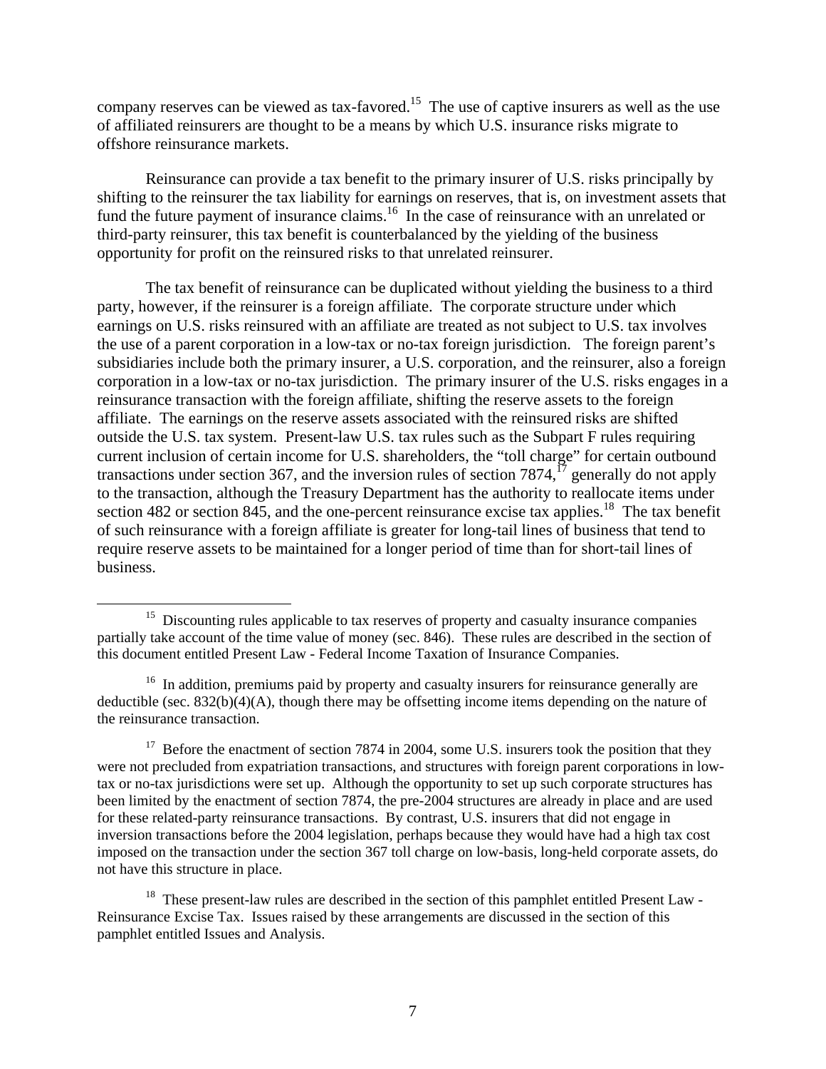company reserves can be viewed as tax-favored.[15] The use of captive insurers as well as the use of affiliated reinsurers are thought to be a means by which U.S. insurance risks migrate to offshore reinsurance markets.

Reinsurance can provide a tax benefit to the primary insurer of U.S. risks principally by shifting to the reinsurer the tax liability for earnings on reserves, that is, on investment assets that fund the future payment of insurance claims.[16] In the case of reinsurance with an unrelated or third-party reinsurer, this tax benefit is counterbalanced by the yielding of the business opportunity for profit on the reinsured risks to that unrelated reinsurer.

The tax benefit of reinsurance can be duplicated without yielding the business to a third party, however, if the reinsurer is a foreign affiliate. The corporate structure under which earnings on U.S. risks reinsured with an affiliate are treated as not subject to U.S. tax involves the use of a parent corporation in a low-tax or no-tax foreign jurisdiction. The foreign parent's subsidiaries include both the primary insurer, a U.S. corporation, and the reinsurer, also a foreign corporation in a low-tax or no-tax jurisdiction. The primary insurer of the U.S. risks engages in a reinsurance transaction with the foreign affiliate, shifting the reserve assets to the foreign affiliate. The earnings on the reserve assets associated with the reinsured risks are shifted outside the U.S. tax system. Present-law U.S. tax rules such as the Subpart F rules requiring current inclusion of certain income for U.S. shareholders, the "toll charge" for certain outbound transactions under section 367, and the inversion rules of section 7874,[17] generally do not apply to the transaction, although the Treasury Department has the authority to reallocate items under section 482 or section 845, and the one-percent reinsurance excise tax applies.[18] The tax benefit of such reinsurance with a foreign affiliate is greater for long-tail lines of business that tend to require reserve assets to be maintained for a longer period of time than for short-tail lines of business.

---

[15] Discounting rules applicable to tax reserves of property and casualty insurance companies partially take account of the time value of money (sec. 846). These rules are described in the section of this document entitled Present Law - Federal Income Taxation of Insurance Companies.

[16] In addition, premiums paid by property and casualty insurers for reinsurance generally are deductible (sec. 832(b)(4)(A), though there may be offsetting income items depending on the nature of the reinsurance transaction.

[17] Before the enactment of section 7874 in 2004, some U.S. insurers took the position that they were not precluded from expatriation transactions, and structures with foreign parent corporations in low-tax or no-tax jurisdictions were set up. Although the opportunity to set up such corporate structures has been limited by the enactment of section 7874, the pre-2004 structures are already in place and are used for these related-party reinsurance transactions. By contrast, U.S. insurers that did not engage in inversion transactions before the 2004 legislation, perhaps because they would have had a high tax cost imposed on the transaction under the section 367 toll charge on low-basis, long-held corporate assets, do not have this structure in place.

[18] These present-law rules are described in the section of this pamphlet entitled Present Law - Reinsurance Excise Tax. Issues raised by these arrangements are discussed in the section of this pamphlet entitled Issues and Analysis.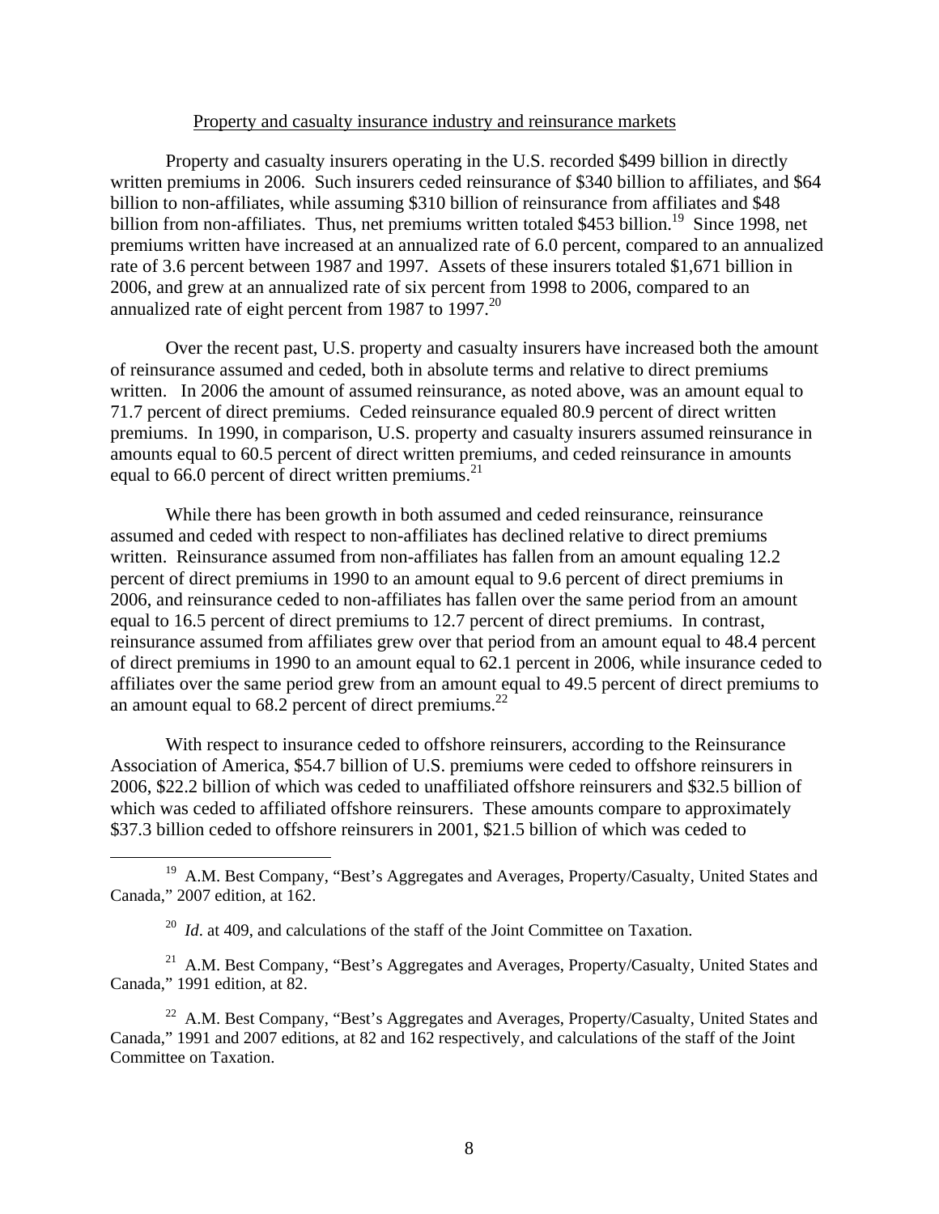Property and casualty insurance industry and reinsurance markets

Property and casualty insurers operating in the U.S. recorded $499 billion in directly written premiums in 2006. Such insurers ceded reinsurance of $340 billion to affiliates, and $64 billion to non-affiliates, while assuming $310 billion of reinsurance from affiliates and $48 billion from non-affiliates. Thus, net premiums written totaled $453 billion.[19] Since 1998, net premiums written have increased at an annualized rate of 6.0 percent, compared to an annualized rate of 3.6 percent between 1987 and 1997. Assets of these insurers totaled $1,671 billion in 2006, and grew at an annualized rate of six percent from 1998 to 2006, compared to an annualized rate of eight percent from 1987 to 1997.[20]

Over the recent past, U.S. property and casualty insurers have increased both the amount of reinsurance assumed and ceded, both in absolute terms and relative to direct premiums written. In 2006 the amount of assumed reinsurance, as noted above, was an amount equal to 71.7 percent of direct premiums. Ceded reinsurance equaled 80.9 percent of direct written premiums. In 1990, in comparison, U.S. property and casualty insurers assumed reinsurance in amounts equal to 60.5 percent of direct written premiums, and ceded reinsurance in amounts equal to 66.0 percent of direct written premiums.[21]

While there has been growth in both assumed and ceded reinsurance, reinsurance assumed and ceded with respect to non-affiliates has declined relative to direct premiums written. Reinsurance assumed from non-affiliates has fallen from an amount equaling 12.2 percent of direct premiums in 1990 to an amount equal to 9.6 percent of direct premiums in 2006, and reinsurance ceded to non-affiliates has fallen over the same period from an amount equal to 16.5 percent of direct premiums to 12.7 percent of direct premiums. In contrast, reinsurance assumed from affiliates grew over that period from an amount equal to 48.4 percent of direct premiums in 1990 to an amount equal to 62.1 percent in 2006, while insurance ceded to affiliates over the same period grew from an amount equal to 49.5 percent of direct premiums to an amount equal to 68.2 percent of direct premiums.[22]

With respect to insurance ceded to offshore reinsurers, according to the Reinsurance Association of America, $54.7 billion of U.S. premiums were ceded to offshore reinsurers in 2006, $22.2 billion of which was ceded to unaffiliated offshore reinsurers and $32.5 billion of which was ceded to affiliated offshore reinsurers. These amounts compare to approximately $37.3 billion ceded to offshore reinsurers in 2001, $21.5 billion of which was ceded to

---

[19] A.M. Best Company, "Best's Aggregates and Averages, Property/Casualty, United States and Canada," 2007 edition, at 162.

[20] *Id*. at 409, and calculations of the staff of the Joint Committee on Taxation.

[21] A.M. Best Company, "Best's Aggregates and Averages, Property/Casualty, United States and Canada," 1991 edition, at 82.

[22] A.M. Best Company, "Best's Aggregates and Averages, Property/Casualty, United States and Canada," 1991 and 2007 editions, at 82 and 162 respectively, and calculations of the staff of the Joint Committee on Taxation.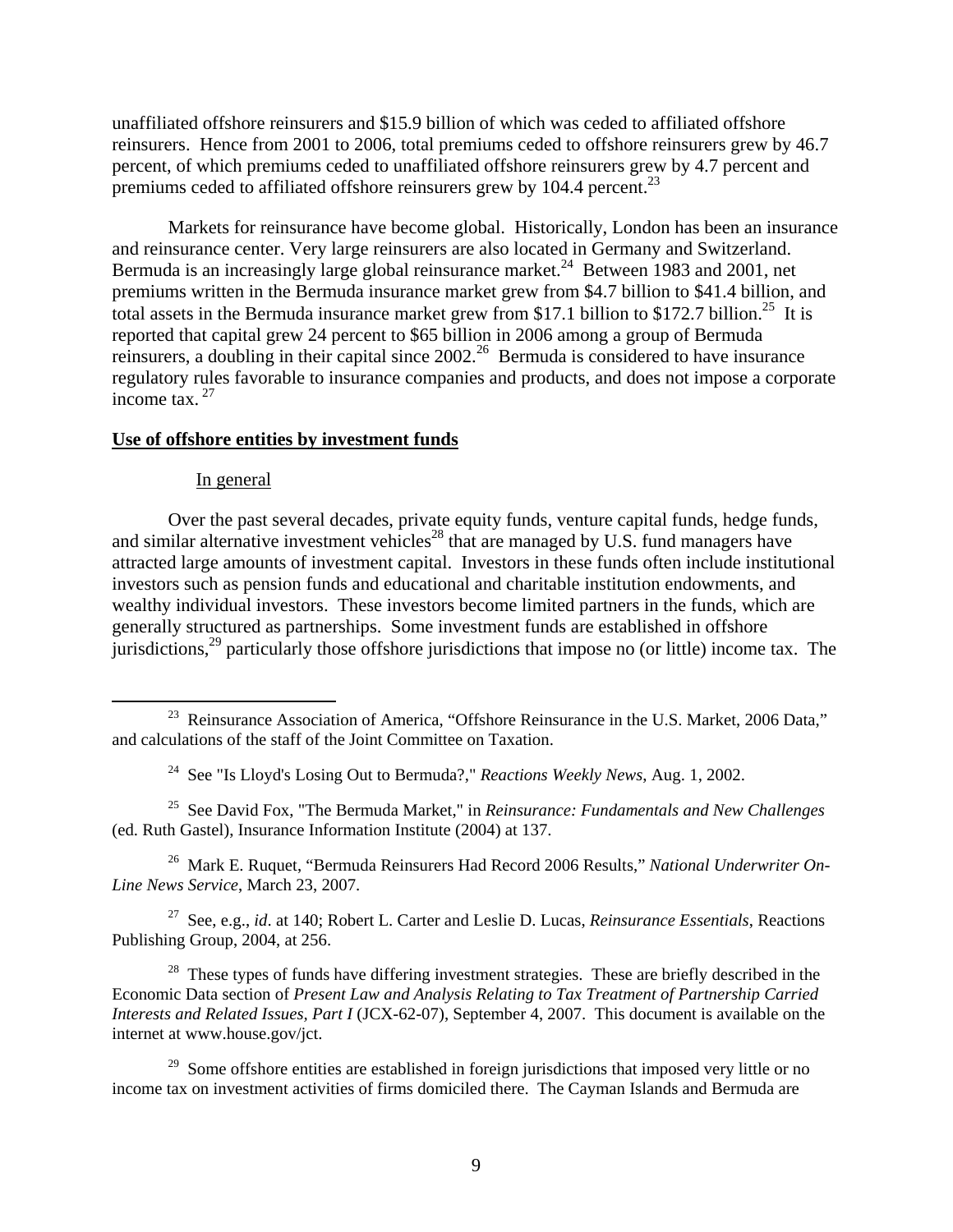unaffiliated offshore reinsurers and $15.9 billion of which was ceded to affiliated offshore reinsurers. Hence from 2001 to 2006, total premiums ceded to offshore reinsurers grew by 46.7 percent, of which premiums ceded to unaffiliated offshore reinsurers grew by 4.7 percent and premiums ceded to affiliated offshore reinsurers grew by 104.4 percent.[23]

Markets for reinsurance have become global. Historically, London has been an insurance and reinsurance center. Very large reinsurers are also located in Germany and Switzerland. Bermuda is an increasingly large global reinsurance market.[24] Between 1983 and 2001, net premiums written in the Bermuda insurance market grew from $4.7 billion to $41.4 billion, and total assets in the Bermuda insurance market grew from $17.1 billion to $172.7 billion.[25] It is reported that capital grew 24 percent to $65 billion in 2006 among a group of Bermuda reinsurers, a doubling in their capital since 2002.[26] Bermuda is considered to have insurance regulatory rules favorable to insurance companies and products, and does not impose a corporate income tax.[27]

**Use of offshore entities by investment funds**

In general

Over the past several decades, private equity funds, venture capital funds, hedge funds, and similar alternative investment vehicles[28] that are managed by U.S. fund managers have attracted large amounts of investment capital. Investors in these funds often include institutional investors such as pension funds and educational and charitable institution endowments, and wealthy individual investors. These investors become limited partners in the funds, which are generally structured as partnerships. Some investment funds are established in offshore jurisdictions,[29] particularly those offshore jurisdictions that impose no (or little) income tax. The

---

[23] Reinsurance Association of America, "Offshore Reinsurance in the U.S. Market, 2006 Data," and calculations of the staff of the Joint Committee on Taxation.

[24] See "Is Lloyd's Losing Out to Bermuda?," *Reactions Weekly News*, Aug. 1, 2002.

[25] See David Fox, "The Bermuda Market," in *Reinsurance: Fundamentals and New Challenges* (ed. Ruth Gastel), Insurance Information Institute (2004) at 137.

[26] Mark E. Ruquet, "Bermuda Reinsurers Had Record 2006 Results," *National Underwriter On-Line News Service*, March 23, 2007.

[27] See, e.g., *id*. at 140; Robert L. Carter and Leslie D. Lucas, *Reinsurance Essentials*, Reactions Publishing Group, 2004, at 256.

[28] These types of funds have differing investment strategies. These are briefly described in the Economic Data section of *Present Law and Analysis Relating to Tax Treatment of Partnership Carried Interests and Related Issues, Part I* (JCX-62-07), September 4, 2007. This document is available on the internet at www.house.gov/jct.

[29] Some offshore entities are established in foreign jurisdictions that imposed very little or no income tax on investment activities of firms domiciled there. The Cayman Islands and Bermuda are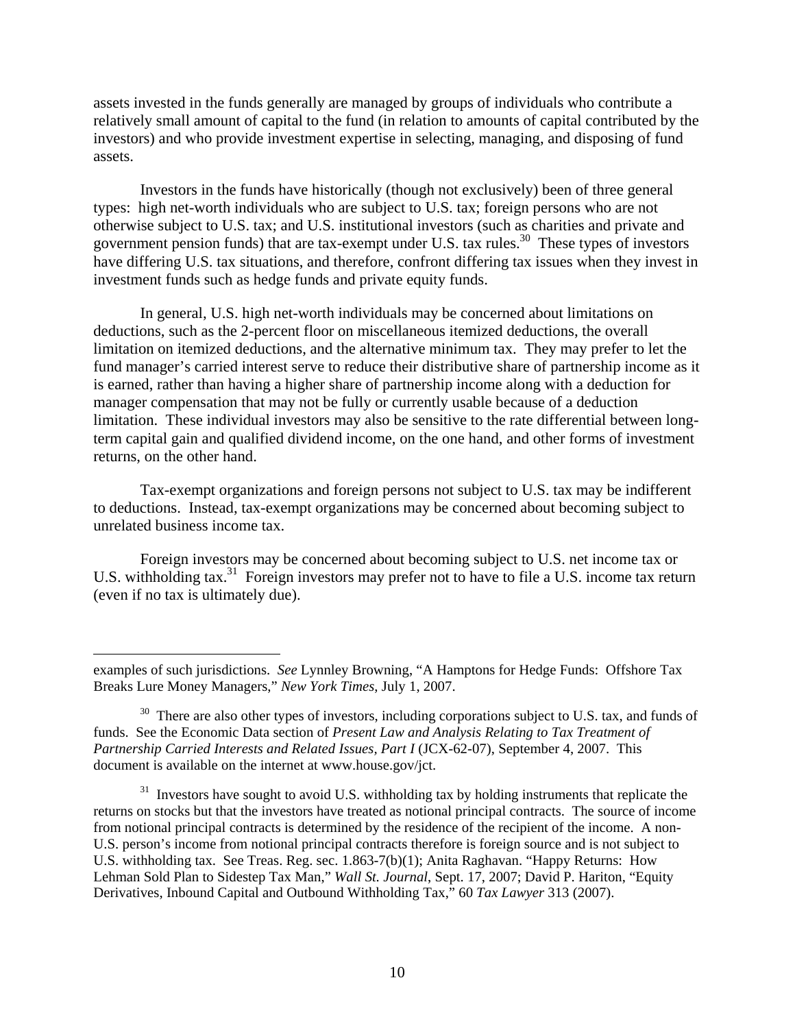assets invested in the funds generally are managed by groups of individuals who contribute a relatively small amount of capital to the fund (in relation to amounts of capital contributed by the investors) and who provide investment expertise in selecting, managing, and disposing of fund assets.

Investors in the funds have historically (though not exclusively) been of three general types: high net-worth individuals who are subject to U.S. tax; foreign persons who are not otherwise subject to U.S. tax; and U.S. institutional investors (such as charities and private and government pension funds) that are tax-exempt under U.S. tax rules.[30] These types of investors have differing U.S. tax situations, and therefore, confront differing tax issues when they invest in investment funds such as hedge funds and private equity funds.

In general, U.S. high net-worth individuals may be concerned about limitations on deductions, such as the 2-percent floor on miscellaneous itemized deductions, the overall limitation on itemized deductions, and the alternative minimum tax. They may prefer to let the fund manager's carried interest serve to reduce their distributive share of partnership income as it is earned, rather than having a higher share of partnership income along with a deduction for manager compensation that may not be fully or currently usable because of a deduction limitation. These individual investors may also be sensitive to the rate differential between long-term capital gain and qualified dividend income, on the one hand, and other forms of investment returns, on the other hand.

Tax-exempt organizations and foreign persons not subject to U.S. tax may be indifferent to deductions. Instead, tax-exempt organizations may be concerned about becoming subject to unrelated business income tax.

Foreign investors may be concerned about becoming subject to U.S. net income tax or U.S. withholding tax.[31] Foreign investors may prefer not to have to file a U.S. income tax return (even if no tax is ultimately due).

---

examples of such jurisdictions. *See* Lynnley Browning, "A Hamptons for Hedge Funds: Offshore Tax Breaks Lure Money Managers," *New York Times*, July 1, 2007.

[30] There are also other types of investors, including corporations subject to U.S. tax, and funds of funds. See the Economic Data section of *Present Law and Analysis Relating to Tax Treatment of Partnership Carried Interests and Related Issues, Part I* (JCX-62-07), September 4, 2007. This document is available on the internet at www.house.gov/jct.

[31] Investors have sought to avoid U.S. withholding tax by holding instruments that replicate the returns on stocks but that the investors have treated as notional principal contracts. The source of income from notional principal contracts is determined by the residence of the recipient of the income. A non-U.S. person's income from notional principal contracts therefore is foreign source and is not subject to U.S. withholding tax. See Treas. Reg. sec. 1.863-7(b)(1); Anita Raghavan. "Happy Returns: How Lehman Sold Plan to Sidestep Tax Man," *Wall St. Journal*, Sept. 17, 2007; David P. Hariton, "Equity Derivatives, Inbound Capital and Outbound Withholding Tax," 60 *Tax Lawyer* 313 (2007).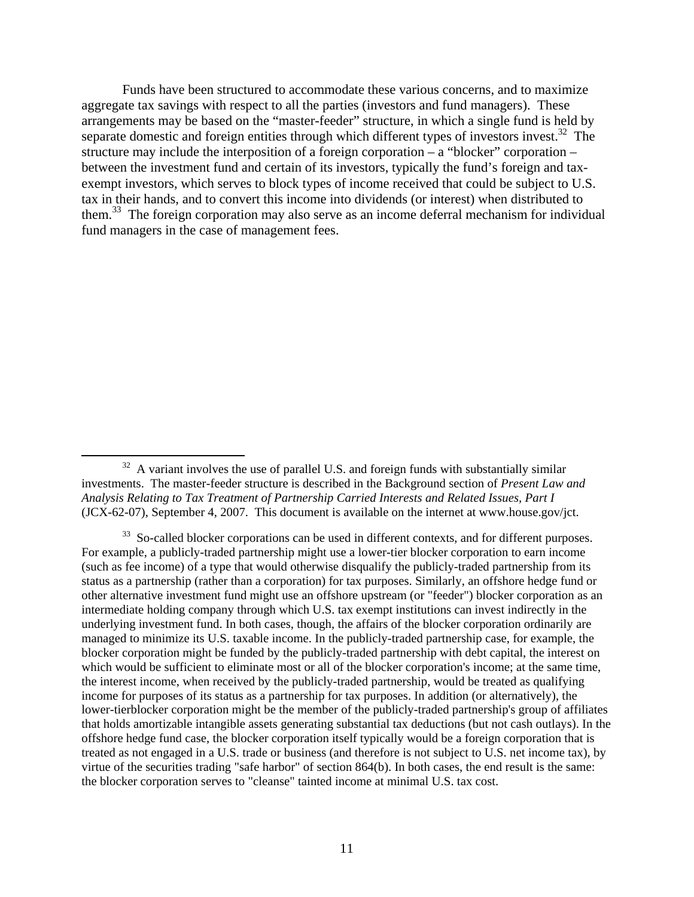Funds have been structured to accommodate these various concerns, and to maximize aggregate tax savings with respect to all the parties (investors and fund managers). These arrangements may be based on the "master-feeder" structure, in which a single fund is held by separate domestic and foreign entities through which different types of investors invest.[32] The structure may include the interposition of a foreign corporation – a "blocker" corporation – between the investment fund and certain of its investors, typically the fund's foreign and tax-exempt investors, which serves to block types of income received that could be subject to U.S. tax in their hands, and to convert this income into dividends (or interest) when distributed to them.[33] The foreign corporation may also serve as an income deferral mechanism for individual fund managers in the case of management fees.

---

[32] A variant involves the use of parallel U.S. and foreign funds with substantially similar investments. The master-feeder structure is described in the Background section of *Present Law and Analysis Relating to Tax Treatment of Partnership Carried Interests and Related Issues, Part I* (JCX-62-07), September 4, 2007. This document is available on the internet at www.house.gov/jct.

[33] So-called blocker corporations can be used in different contexts, and for different purposes. For example, a publicly-traded partnership might use a lower-tier blocker corporation to earn income (such as fee income) of a type that would otherwise disqualify the publicly-traded partnership from its status as a partnership (rather than a corporation) for tax purposes. Similarly, an offshore hedge fund or other alternative investment fund might use an offshore upstream (or "feeder") blocker corporation as an intermediate holding company through which U.S. tax exempt institutions can invest indirectly in the underlying investment fund. In both cases, though, the affairs of the blocker corporation ordinarily are managed to minimize its U.S. taxable income. In the publicly-traded partnership case, for example, the blocker corporation might be funded by the publicly-traded partnership with debt capital, the interest on which would be sufficient to eliminate most or all of the blocker corporation's income; at the same time, the interest income, when received by the publicly-traded partnership, would be treated as qualifying income for purposes of its status as a partnership for tax purposes. In addition (or alternatively), the lower-tierblocker corporation might be the member of the publicly-traded partnership's group of affiliates that holds amortizable intangible assets generating substantial tax deductions (but not cash outlays). In the offshore hedge fund case, the blocker corporation itself typically would be a foreign corporation that is treated as not engaged in a U.S. trade or business (and therefore is not subject to U.S. net income tax), by virtue of the securities trading "safe harbor" of section 864(b). In both cases, the end result is the same: the blocker corporation serves to "cleanse" tainted income at minimal U.S. tax cost.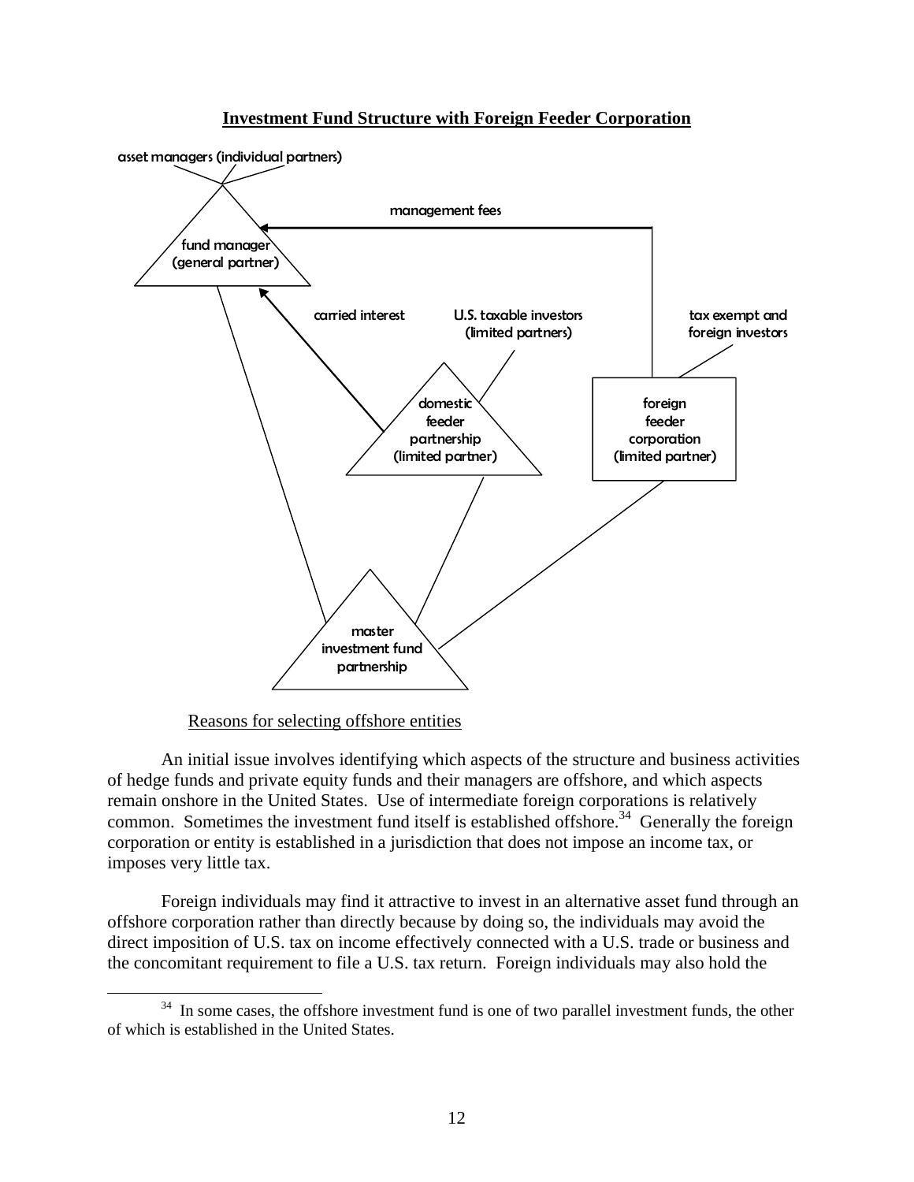**Investment Fund Structure with Foreign Feeder Corporation**

asset managers (individual partners)

fund manager (general partner)

management fees

carried interest

U.S. taxable investors (limited partners)

tax exempt and foreign investors

domestic feeder partnership (limited partner)

foreign feeder corporation (limited partner)

master investment fund partnership

Reasons for selecting offshore entities

An initial issue involves identifying which aspects of the structure and business activities of hedge funds and private equity funds and their managers are offshore, and which aspects remain onshore in the United States. Use of intermediate foreign corporations is relatively common. Sometimes the investment fund itself is established offshore.[34] Generally the foreign corporation or entity is established in a jurisdiction that does not impose an income tax, or imposes very little tax.

Foreign individuals may find it attractive to invest in an alternative asset fund through an offshore corporation rather than directly because by doing so, the individuals may avoid the direct imposition of U.S. tax on income effectively connected with a U.S. trade or business and the concomitant requirement to file a U.S. tax return. Foreign individuals may also hold the

[34] In some cases, the offshore investment fund is one of two parallel investment funds, the other of which is established in the United States.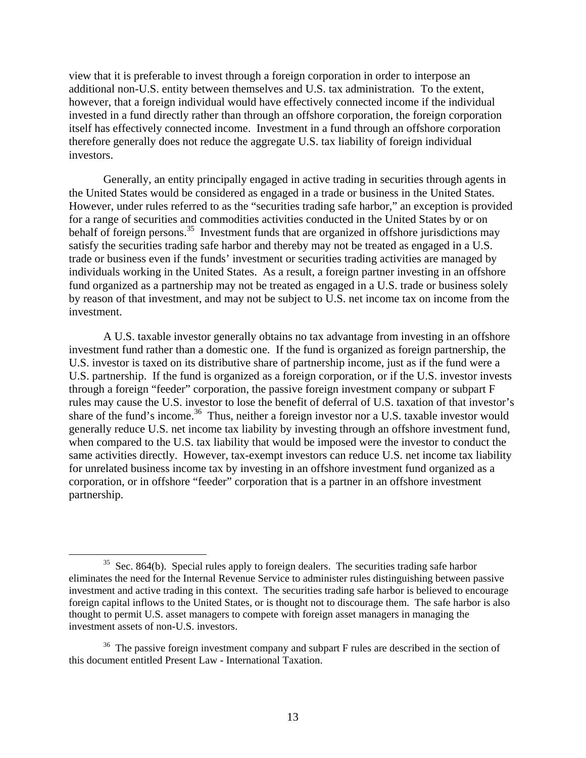view that it is preferable to invest through a foreign corporation in order to interpose an additional non-U.S. entity between themselves and U.S. tax administration. To the extent, however, that a foreign individual would have effectively connected income if the individual invested in a fund directly rather than through an offshore corporation, the foreign corporation itself has effectively connected income. Investment in a fund through an offshore corporation therefore generally does not reduce the aggregate U.S. tax liability of foreign individual investors.

Generally, an entity principally engaged in active trading in securities through agents in the United States would be considered as engaged in a trade or business in the United States. However, under rules referred to as the "securities trading safe harbor," an exception is provided for a range of securities and commodities activities conducted in the United States by or on behalf of foreign persons.[35] Investment funds that are organized in offshore jurisdictions may satisfy the securities trading safe harbor and thereby may not be treated as engaged in a U.S. trade or business even if the funds' investment or securities trading activities are managed by individuals working in the United States. As a result, a foreign partner investing in an offshore fund organized as a partnership may not be treated as engaged in a U.S. trade or business solely by reason of that investment, and may not be subject to U.S. net income tax on income from the investment.

A U.S. taxable investor generally obtains no tax advantage from investing in an offshore investment fund rather than a domestic one. If the fund is organized as foreign partnership, the U.S. investor is taxed on its distributive share of partnership income, just as if the fund were a U.S. partnership. If the fund is organized as a foreign corporation, or if the U.S. investor invests through a foreign "feeder" corporation, the passive foreign investment company or subpart F rules may cause the U.S. investor to lose the benefit of deferral of U.S. taxation of that investor's share of the fund's income.[36] Thus, neither a foreign investor nor a U.S. taxable investor would generally reduce U.S. net income tax liability by investing through an offshore investment fund, when compared to the U.S. tax liability that would be imposed were the investor to conduct the same activities directly. However, tax-exempt investors can reduce U.S. net income tax liability for unrelated business income tax by investing in an offshore investment fund organized as a corporation, or in offshore "feeder" corporation that is a partner in an offshore investment partnership.

---

[35] Sec. 864(b). Special rules apply to foreign dealers. The securities trading safe harbor eliminates the need for the Internal Revenue Service to administer rules distinguishing between passive investment and active trading in this context. The securities trading safe harbor is believed to encourage foreign capital inflows to the United States, or is thought not to discourage them. The safe harbor is also thought to permit U.S. asset managers to compete with foreign asset managers in managing the investment assets of non-U.S. investors.

[36] The passive foreign investment company and subpart F rules are described in the section of this document entitled Present Law - International Taxation.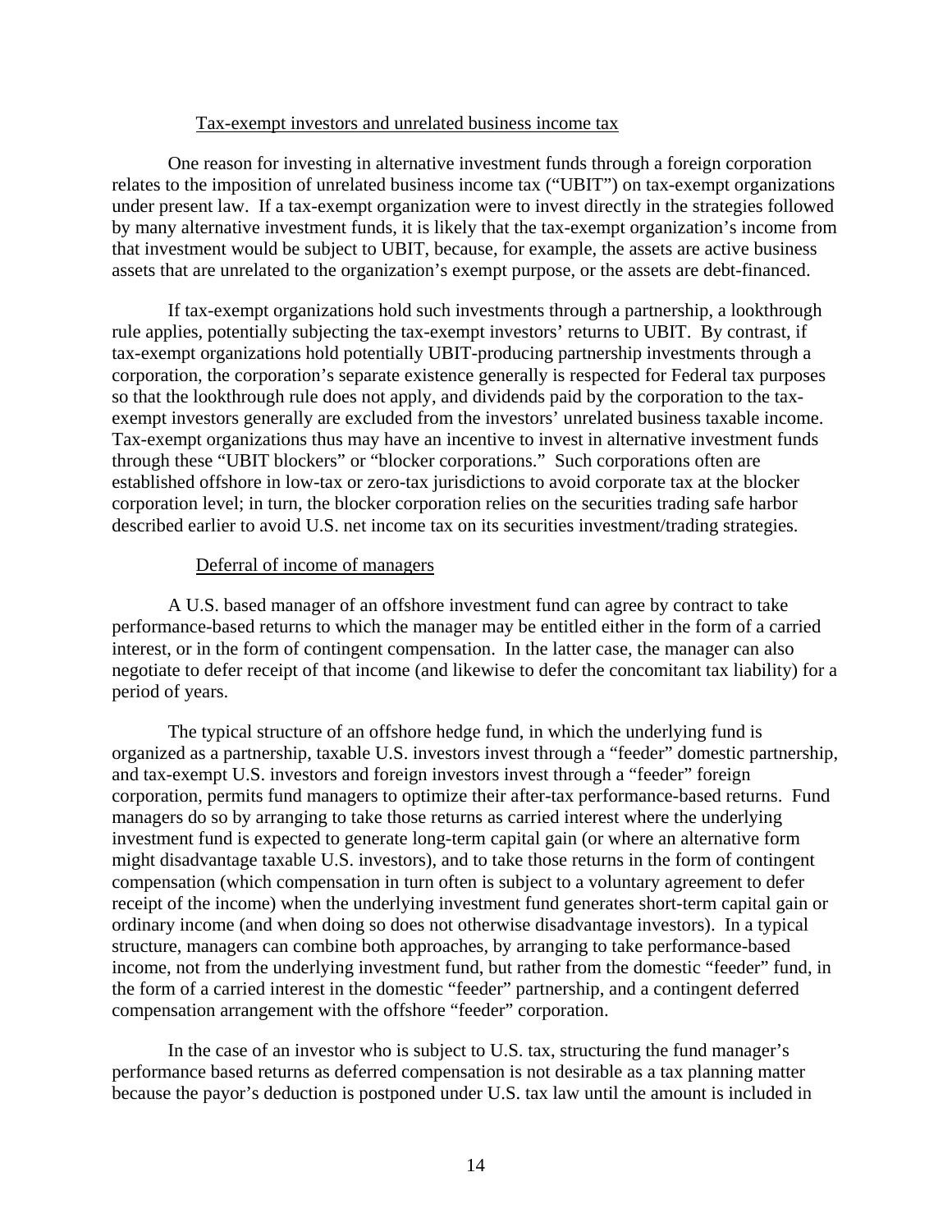### Tax-exempt investors and unrelated business income tax

One reason for investing in alternative investment funds through a foreign corporation relates to the imposition of unrelated business income tax ("UBIT") on tax-exempt organizations under present law. If a tax-exempt organization were to invest directly in the strategies followed by many alternative investment funds, it is likely that the tax-exempt organization's income from that investment would be subject to UBIT, because, for example, the assets are active business assets that are unrelated to the organization's exempt purpose, or the assets are debt-financed.

If tax-exempt organizations hold such investments through a partnership, a lookthrough rule applies, potentially subjecting the tax-exempt investors' returns to UBIT. By contrast, if tax-exempt organizations hold potentially UBIT-producing partnership investments through a corporation, the corporation's separate existence generally is respected for Federal tax purposes so that the lookthrough rule does not apply, and dividends paid by the corporation to the tax-exempt investors generally are excluded from the investors' unrelated business taxable income. Tax-exempt organizations thus may have an incentive to invest in alternative investment funds through these "UBIT blockers" or "blocker corporations." Such corporations often are established offshore in low-tax or zero-tax jurisdictions to avoid corporate tax at the blocker corporation level; in turn, the blocker corporation relies on the securities trading safe harbor described earlier to avoid U.S. net income tax on its securities investment/trading strategies.

### Deferral of income of managers

A U.S. based manager of an offshore investment fund can agree by contract to take performance-based returns to which the manager may be entitled either in the form of a carried interest, or in the form of contingent compensation. In the latter case, the manager can also negotiate to defer receipt of that income (and likewise to defer the concomitant tax liability) for a period of years.

The typical structure of an offshore hedge fund, in which the underlying fund is organized as a partnership, taxable U.S. investors invest through a "feeder" domestic partnership, and tax-exempt U.S. investors and foreign investors invest through a "feeder" foreign corporation, permits fund managers to optimize their after-tax performance-based returns. Fund managers do so by arranging to take those returns as carried interest where the underlying investment fund is expected to generate long-term capital gain (or where an alternative form might disadvantage taxable U.S. investors), and to take those returns in the form of contingent compensation (which compensation in turn often is subject to a voluntary agreement to defer receipt of the income) when the underlying investment fund generates short-term capital gain or ordinary income (and when doing so does not otherwise disadvantage investors). In a typical structure, managers can combine both approaches, by arranging to take performance-based income, not from the underlying investment fund, but rather from the domestic "feeder" fund, in the form of a carried interest in the domestic "feeder" partnership, and a contingent deferred compensation arrangement with the offshore "feeder" corporation.

In the case of an investor who is subject to U.S. tax, structuring the fund manager's performance based returns as deferred compensation is not desirable as a tax planning matter because the payor's deduction is postponed under U.S. tax law until the amount is included in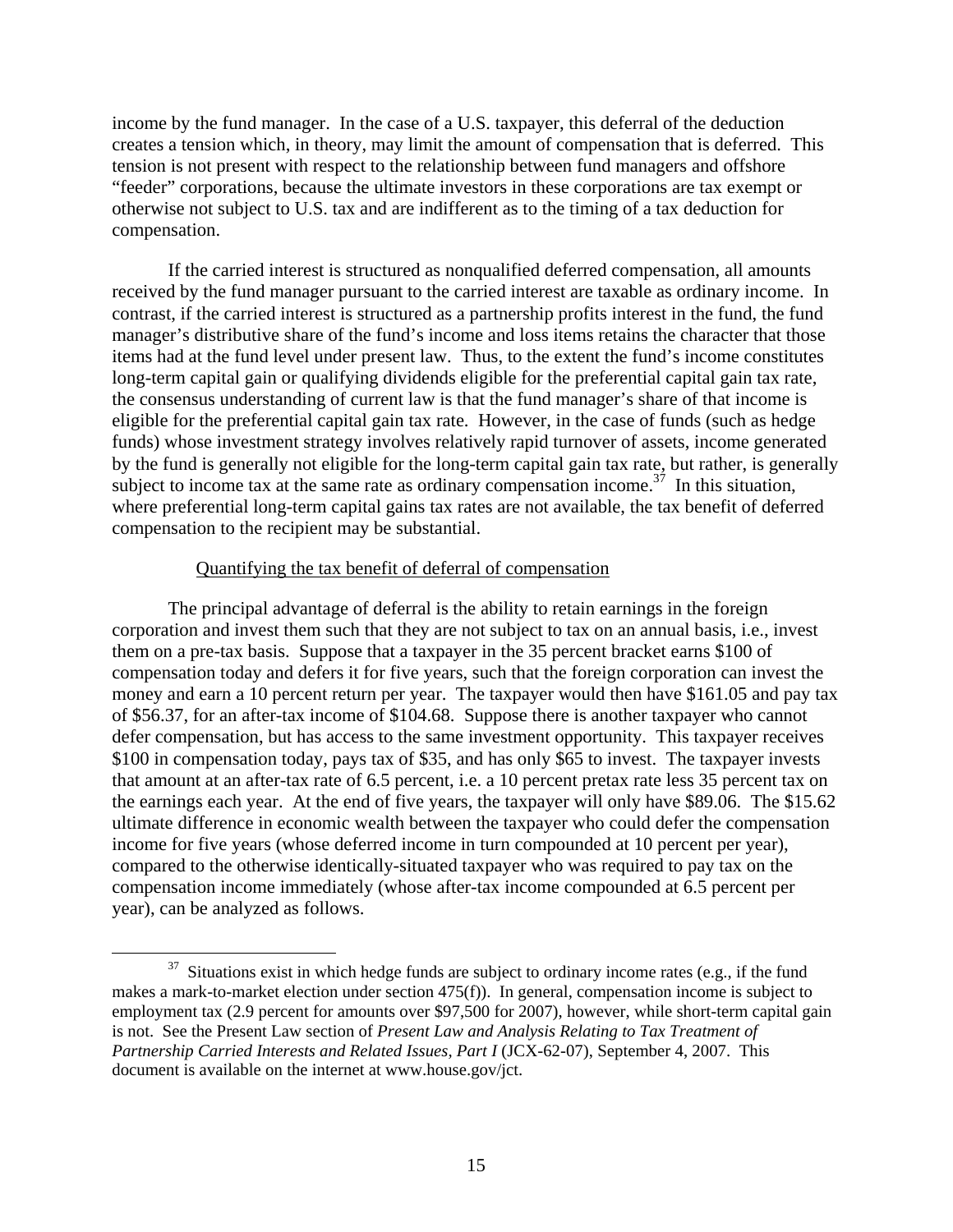income by the fund manager. In the case of a U.S. taxpayer, this deferral of the deduction creates a tension which, in theory, may limit the amount of compensation that is deferred. This tension is not present with respect to the relationship between fund managers and offshore "feeder" corporations, because the ultimate investors in these corporations are tax exempt or otherwise not subject to U.S. tax and are indifferent as to the timing of a tax deduction for compensation.

If the carried interest is structured as nonqualified deferred compensation, all amounts received by the fund manager pursuant to the carried interest are taxable as ordinary income. In contrast, if the carried interest is structured as a partnership profits interest in the fund, the fund manager's distributive share of the fund's income and loss items retains the character that those items had at the fund level under present law. Thus, to the extent the fund's income constitutes long-term capital gain or qualifying dividends eligible for the preferential capital gain tax rate, the consensus understanding of current law is that the fund manager's share of that income is eligible for the preferential capital gain tax rate. However, in the case of funds (such as hedge funds) whose investment strategy involves relatively rapid turnover of assets, income generated by the fund is generally not eligible for the long-term capital gain tax rate, but rather, is generally subject to income tax at the same rate as ordinary compensation income.[37] In this situation, where preferential long-term capital gains tax rates are not available, the tax benefit of deferred compensation to the recipient may be substantial.

<u>Quantifying the tax benefit of deferral of compensation</u>

The principal advantage of deferral is the ability to retain earnings in the foreign corporation and invest them such that they are not subject to tax on an annual basis, i.e., invest them on a pre-tax basis. Suppose that a taxpayer in the 35 percent bracket earns $100 of compensation today and defers it for five years, such that the foreign corporation can invest the money and earn a 10 percent return per year. The taxpayer would then have $161.05 and pay tax of $56.37, for an after-tax income of $104.68. Suppose there is another taxpayer who cannot defer compensation, but has access to the same investment opportunity. This taxpayer receives $100 in compensation today, pays tax of $35, and has only $65 to invest. The taxpayer invests that amount at an after-tax rate of 6.5 percent, i.e. a 10 percent pretax rate less 35 percent tax on the earnings each year. At the end of five years, the taxpayer will only have $89.06. The $15.62 ultimate difference in economic wealth between the taxpayer who could defer the compensation income for five years (whose deferred income in turn compounded at 10 percent per year), compared to the otherwise identically-situated taxpayer who was required to pay tax on the compensation income immediately (whose after-tax income compounded at 6.5 percent per year), can be analyzed as follows.

---

[37] Situations exist in which hedge funds are subject to ordinary income rates (e.g., if the fund makes a mark-to-market election under section 475(f)). In general, compensation income is subject to employment tax (2.9 percent for amounts over $97,500 for 2007), however, while short-term capital gain is not. See the Present Law section of *Present Law and Analysis Relating to Tax Treatment of Partnership Carried Interests and Related Issues, Part I* (JCX-62-07), September 4, 2007. This document is available on the internet at www.house.gov/jct.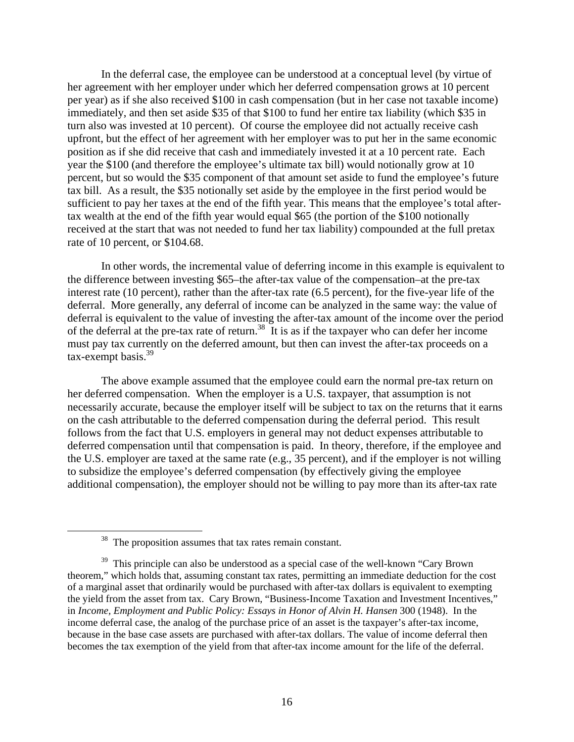In the deferral case, the employee can be understood at a conceptual level (by virtue of her agreement with her employer under which her deferred compensation grows at 10 percent per year) as if she also received $100 in cash compensation (but in her case not taxable income) immediately, and then set aside $35 of that $100 to fund her entire tax liability (which $35 in turn also was invested at 10 percent). Of course the employee did not actually receive cash upfront, but the effect of her agreement with her employer was to put her in the same economic position as if she did receive that cash and immediately invested it at a 10 percent rate. Each year the $100 (and therefore the employee's ultimate tax bill) would notionally grow at 10 percent, but so would the $35 component of that amount set aside to fund the employee's future tax bill. As a result, the $35 notionally set aside by the employee in the first period would be sufficient to pay her taxes at the end of the fifth year. This means that the employee's total after-tax wealth at the end of the fifth year would equal $65 (the portion of the $100 notionally received at the start that was not needed to fund her tax liability) compounded at the full pretax rate of 10 percent, or $104.68.

In other words, the incremental value of deferring income in this example is equivalent to the difference between investing $65–the after-tax value of the compensation–at the pre-tax interest rate (10 percent), rather than the after-tax rate (6.5 percent), for the five-year life of the deferral. More generally, any deferral of income can be analyzed in the same way: the value of deferral is equivalent to the value of investing the after-tax amount of the income over the period of the deferral at the pre-tax rate of return.[38] It is as if the taxpayer who can defer her income must pay tax currently on the deferred amount, but then can invest the after-tax proceeds on a tax-exempt basis.[39]

The above example assumed that the employee could earn the normal pre-tax return on her deferred compensation. When the employer is a U.S. taxpayer, that assumption is not necessarily accurate, because the employer itself will be subject to tax on the returns that it earns on the cash attributable to the deferred compensation during the deferral period. This result follows from the fact that U.S. employers in general may not deduct expenses attributable to deferred compensation until that compensation is paid. In theory, therefore, if the employee and the U.S. employer are taxed at the same rate (e.g., 35 percent), and if the employer is not willing to subsidize the employee's deferred compensation (by effectively giving the employee additional compensation), the employer should not be willing to pay more than its after-tax rate

---

[38] The proposition assumes that tax rates remain constant.

[39] This principle can also be understood as a special case of the well-known "Cary Brown theorem," which holds that, assuming constant tax rates, permitting an immediate deduction for the cost of a marginal asset that ordinarily would be purchased with after-tax dollars is equivalent to exempting the yield from the asset from tax. Cary Brown, "Business-Income Taxation and Investment Incentives," in *Income, Employment and Public Policy: Essays in Honor of Alvin H. Hansen* 300 (1948). In the income deferral case, the analog of the purchase price of an asset is the taxpayer's after-tax income, because in the base case assets are purchased with after-tax dollars. The value of income deferral then becomes the tax exemption of the yield from that after-tax income amount for the life of the deferral.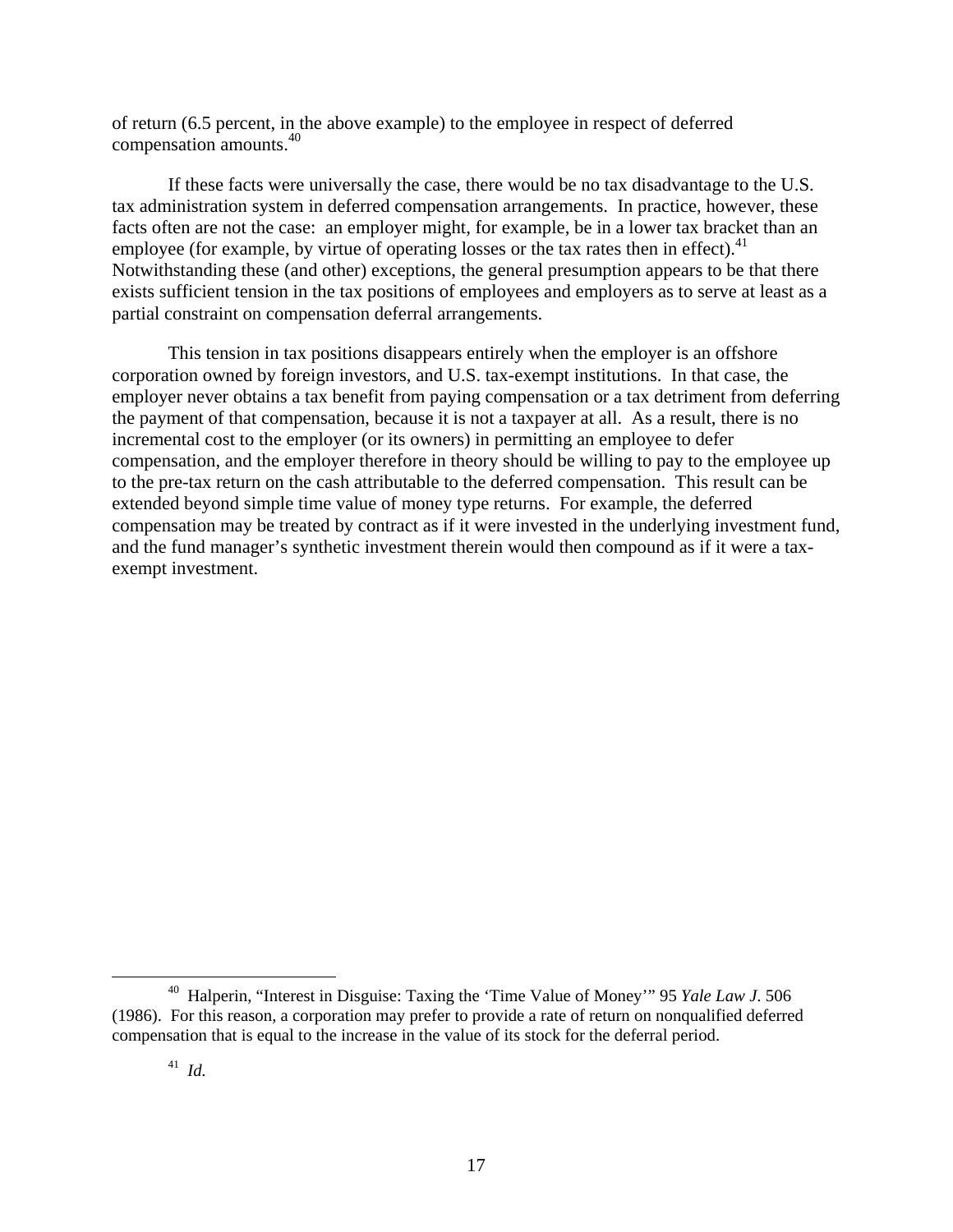of return (6.5 percent, in the above example) to the employee in respect of deferred compensation amounts.[40]

If these facts were universally the case, there would be no tax disadvantage to the U.S. tax administration system in deferred compensation arrangements. In practice, however, these facts often are not the case: an employer might, for example, be in a lower tax bracket than an employee (for example, by virtue of operating losses or the tax rates then in effect).[41] Notwithstanding these (and other) exceptions, the general presumption appears to be that there exists sufficient tension in the tax positions of employees and employers as to serve at least as a partial constraint on compensation deferral arrangements.

This tension in tax positions disappears entirely when the employer is an offshore corporation owned by foreign investors, and U.S. tax-exempt institutions. In that case, the employer never obtains a tax benefit from paying compensation or a tax detriment from deferring the payment of that compensation, because it is not a taxpayer at all. As a result, there is no incremental cost to the employer (or its owners) in permitting an employee to defer compensation, and the employer therefore in theory should be willing to pay to the employee up to the pre-tax return on the cash attributable to the deferred compensation. This result can be extended beyond simple time value of money type returns. For example, the deferred compensation may be treated by contract as if it were invested in the underlying investment fund, and the fund manager's synthetic investment therein would then compound as if it were a tax-exempt investment.

---

[40] Halperin, "Interest in Disguise: Taxing the 'Time Value of Money'" 95 *Yale Law J.* 506 (1986). For this reason, a corporation may prefer to provide a rate of return on nonqualified deferred compensation that is equal to the increase in the value of its stock for the deferral period.

[41] *Id.*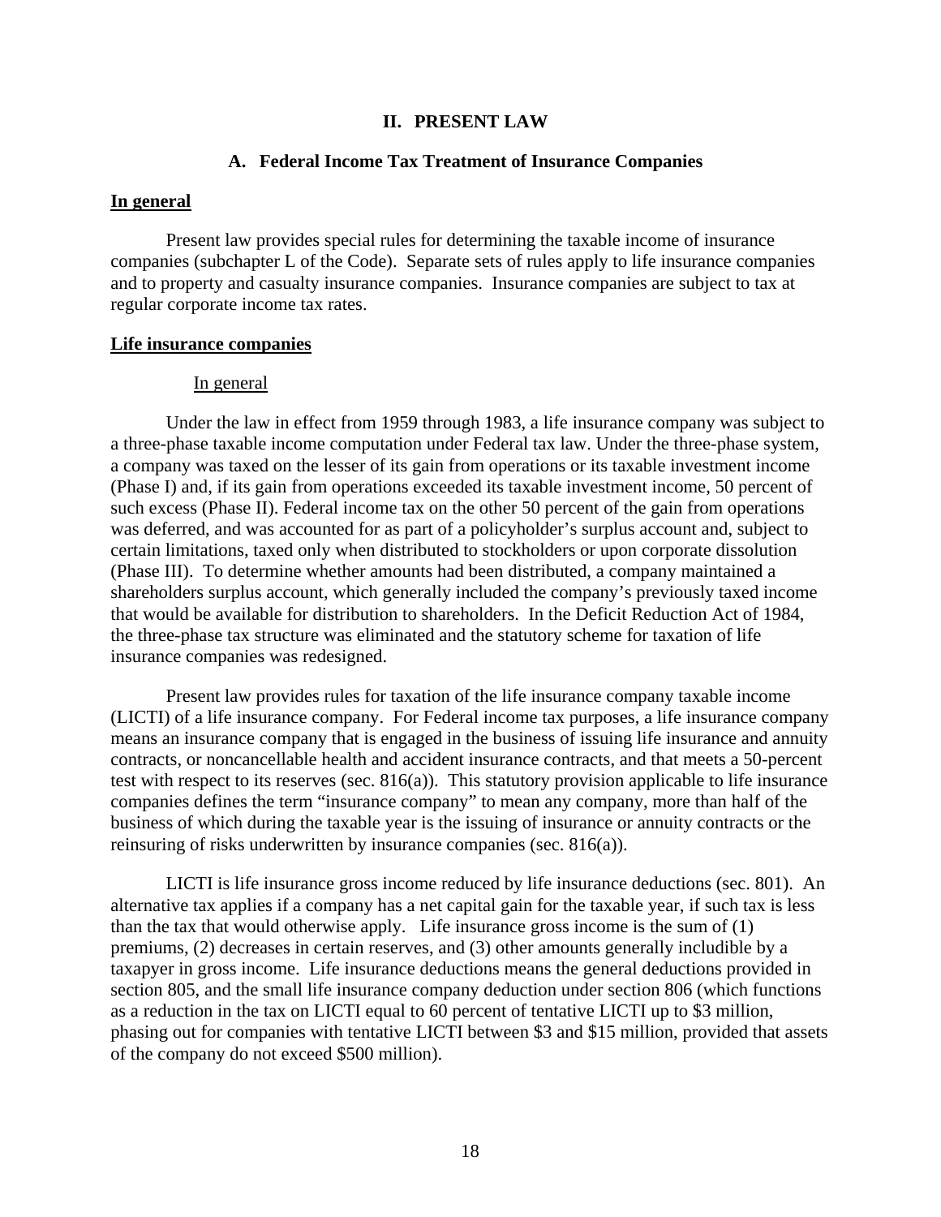# II. PRESENT LAW

## A. Federal Income Tax Treatment of Insurance Companies

### In general

Present law provides special rules for determining the taxable income of insurance companies (subchapter L of the Code). Separate sets of rules apply to life insurance companies and to property and casualty insurance companies. Insurance companies are subject to tax at regular corporate income tax rates.

### Life insurance companies

#### In general

Under the law in effect from 1959 through 1983, a life insurance company was subject to a three-phase taxable income computation under Federal tax law. Under the three-phase system, a company was taxed on the lesser of its gain from operations or its taxable investment income (Phase I) and, if its gain from operations exceeded its taxable investment income, 50 percent of such excess (Phase II). Federal income tax on the other 50 percent of the gain from operations was deferred, and was accounted for as part of a policyholder's surplus account and, subject to certain limitations, taxed only when distributed to stockholders or upon corporate dissolution (Phase III). To determine whether amounts had been distributed, a company maintained a shareholders surplus account, which generally included the company's previously taxed income that would be available for distribution to shareholders. In the Deficit Reduction Act of 1984, the three-phase tax structure was eliminated and the statutory scheme for taxation of life insurance companies was redesigned.

Present law provides rules for taxation of the life insurance company taxable income (LICTI) of a life insurance company. For Federal income tax purposes, a life insurance company means an insurance company that is engaged in the business of issuing life insurance and annuity contracts, or noncancellable health and accident insurance contracts, and that meets a 50-percent test with respect to its reserves (sec. 816(a)). This statutory provision applicable to life insurance companies defines the term "insurance company" to mean any company, more than half of the business of which during the taxable year is the issuing of insurance or annuity contracts or the reinsuring of risks underwritten by insurance companies (sec. 816(a)).

LICTI is life insurance gross income reduced by life insurance deductions (sec. 801). An alternative tax applies if a company has a net capital gain for the taxable year, if such tax is less than the tax that would otherwise apply. Life insurance gross income is the sum of (1) premiums, (2) decreases in certain reserves, and (3) other amounts generally includible by a taxpayer in gross income. Life insurance deductions means the general deductions provided in section 805, and the small life insurance company deduction under section 806 (which functions as a reduction in the tax on LICTI equal to 60 percent of tentative LICTI up to $3 million, phasing out for companies with tentative LICTI between $3 and $15 million, provided that assets of the company do not exceed $500 million).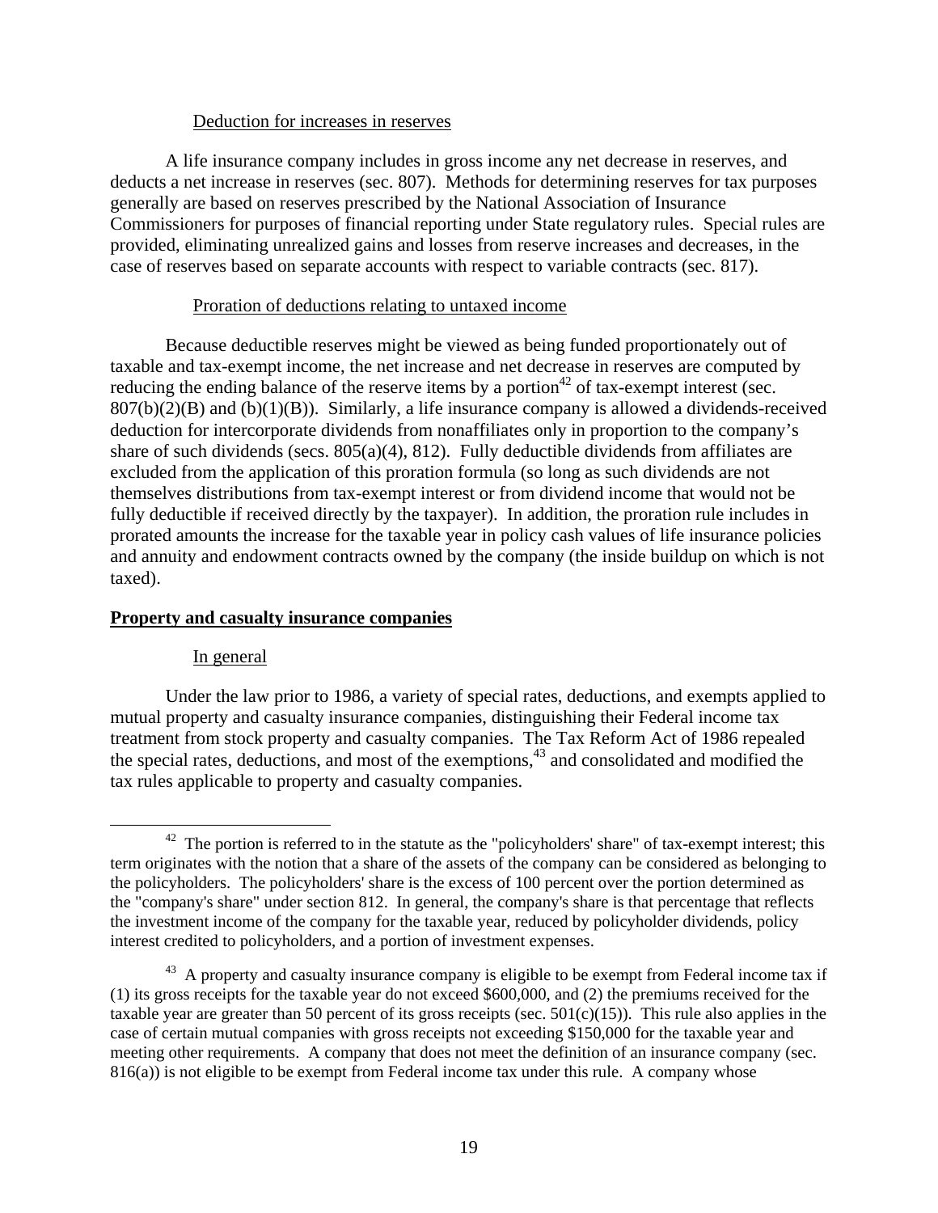Deduction for increases in reserves

A life insurance company includes in gross income any net decrease in reserves, and deducts a net increase in reserves (sec. 807). Methods for determining reserves for tax purposes generally are based on reserves prescribed by the National Association of Insurance Commissioners for purposes of financial reporting under State regulatory rules. Special rules are provided, eliminating unrealized gains and losses from reserve increases and decreases, in the case of reserves based on separate accounts with respect to variable contracts (sec. 817).

Proration of deductions relating to untaxed income

Because deductible reserves might be viewed as being funded proportionately out of taxable and tax-exempt income, the net increase and net decrease in reserves are computed by reducing the ending balance of the reserve items by a portion[42] of tax-exempt interest (sec. 807(b)(2)(B) and (b)(1)(B)). Similarly, a life insurance company is allowed a dividends-received deduction for intercorporate dividends from nonaffiliates only in proportion to the company's share of such dividends (secs. 805(a)(4), 812). Fully deductible dividends from affiliates are excluded from the application of this proration formula (so long as such dividends are not themselves distributions from tax-exempt interest or from dividend income that would not be fully deductible if received directly by the taxpayer). In addition, the proration rule includes in prorated amounts the increase for the taxable year in policy cash values of life insurance policies and annuity and endowment contracts owned by the company (the inside buildup on which is not taxed).

**Property and casualty insurance companies**

In general

Under the law prior to 1986, a variety of special rates, deductions, and exempts applied to mutual property and casualty insurance companies, distinguishing their Federal income tax treatment from stock property and casualty companies. The Tax Reform Act of 1986 repealed the special rates, deductions, and most of the exemptions,[43] and consolidated and modified the tax rules applicable to property and casualty companies.

---

[42] The portion is referred to in the statute as the "policyholders' share" of tax-exempt interest; this term originates with the notion that a share of the assets of the company can be considered as belonging to the policyholders. The policyholders' share is the excess of 100 percent over the portion determined as the "company's share" under section 812. In general, the company's share is that percentage that reflects the investment income of the company for the taxable year, reduced by policyholder dividends, policy interest credited to policyholders, and a portion of investment expenses.

[43] A property and casualty insurance company is eligible to be exempt from Federal income tax if (1) its gross receipts for the taxable year do not exceed $600,000, and (2) the premiums received for the taxable year are greater than 50 percent of its gross receipts (sec. 501(c)(15)). This rule also applies in the case of certain mutual companies with gross receipts not exceeding $150,000 for the taxable year and meeting other requirements. A company that does not meet the definition of an insurance company (sec. 816(a)) is not eligible to be exempt from Federal income tax under this rule. A company whose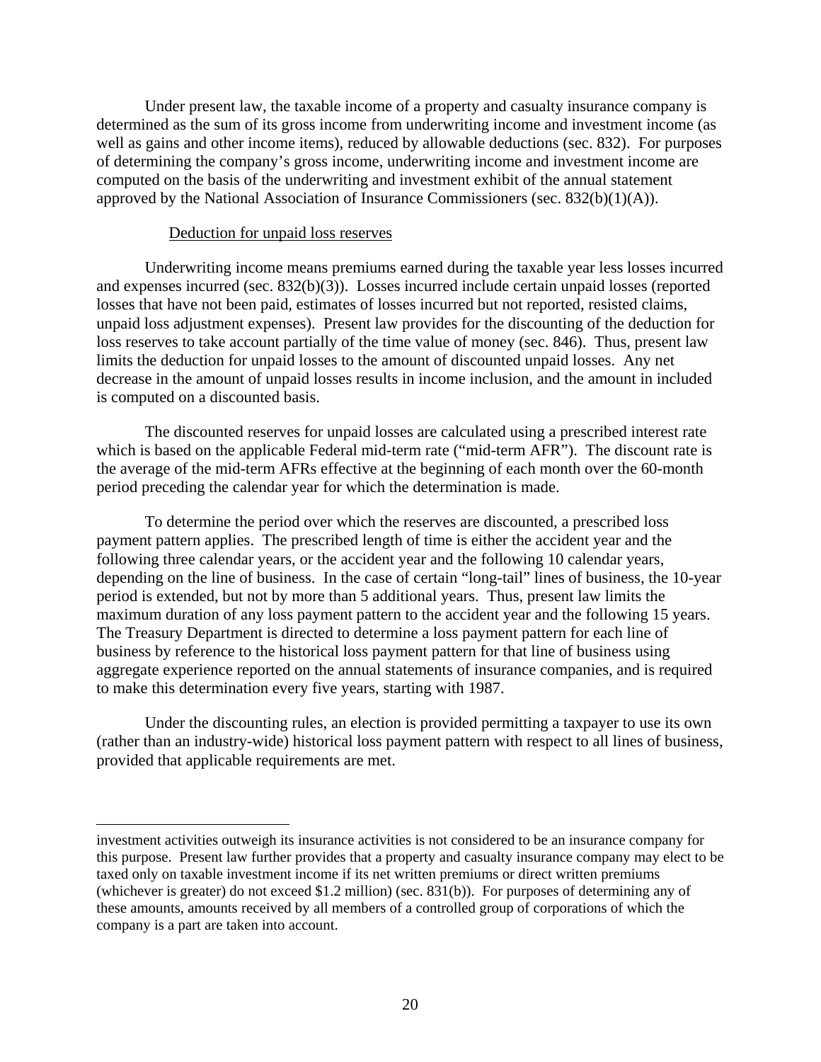Under present law, the taxable income of a property and casualty insurance company is determined as the sum of its gross income from underwriting income and investment income (as well as gains and other income items), reduced by allowable deductions (sec. 832). For purposes of determining the company's gross income, underwriting income and investment income are computed on the basis of the underwriting and investment exhibit of the annual statement approved by the National Association of Insurance Commissioners (sec. 832(b)(1)(A)).

Deduction for unpaid loss reserves

Underwriting income means premiums earned during the taxable year less losses incurred and expenses incurred (sec. 832(b)(3)). Losses incurred include certain unpaid losses (reported losses that have not been paid, estimates of losses incurred but not reported, resisted claims, unpaid loss adjustment expenses). Present law provides for the discounting of the deduction for loss reserves to take account partially of the time value of money (sec. 846). Thus, present law limits the deduction for unpaid losses to the amount of discounted unpaid losses. Any net decrease in the amount of unpaid losses results in income inclusion, and the amount in included is computed on a discounted basis.

The discounted reserves for unpaid losses are calculated using a prescribed interest rate which is based on the applicable Federal mid-term rate ("mid-term AFR"). The discount rate is the average of the mid-term AFRs effective at the beginning of each month over the 60-month period preceding the calendar year for which the determination is made.

To determine the period over which the reserves are discounted, a prescribed loss payment pattern applies. The prescribed length of time is either the accident year and the following three calendar years, or the accident year and the following 10 calendar years, depending on the line of business. In the case of certain "long-tail" lines of business, the 10-year period is extended, but not by more than 5 additional years. Thus, present law limits the maximum duration of any loss payment pattern to the accident year and the following 15 years. The Treasury Department is directed to determine a loss payment pattern for each line of business by reference to the historical loss payment pattern for that line of business using aggregate experience reported on the annual statements of insurance companies, and is required to make this determination every five years, starting with 1987.

Under the discounting rules, an election is provided permitting a taxpayer to use its own (rather than an industry-wide) historical loss payment pattern with respect to all lines of business, provided that applicable requirements are met.

---

investment activities outweigh its insurance activities is not considered to be an insurance company for this purpose. Present law further provides that a property and casualty insurance company may elect to be taxed only on taxable investment income if its net written premiums or direct written premiums (whichever is greater) do not exceed $1.2 million) (sec. 831(b)). For purposes of determining any of these amounts, amounts received by all members of a controlled group of corporations of which the company is a part are taken into account.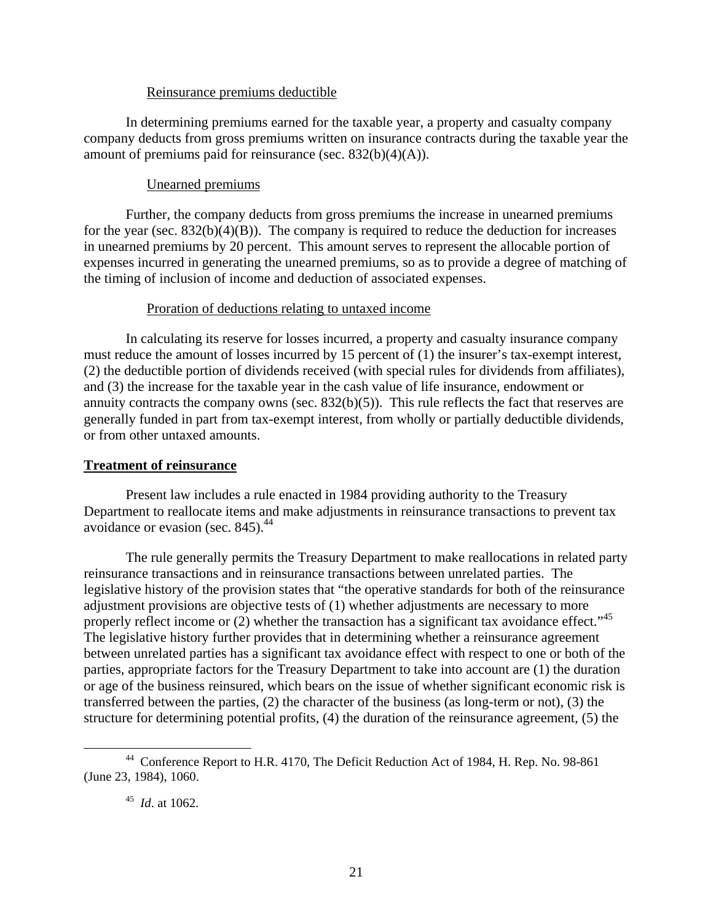Reinsurance premiums deductible

In determining premiums earned for the taxable year, a property and casualty company company deducts from gross premiums written on insurance contracts during the taxable year the amount of premiums paid for reinsurance (sec. 832(b)(4)(A)).

Unearned premiums

Further, the company deducts from gross premiums the increase in unearned premiums for the year (sec. 832(b)(4)(B)). The company is required to reduce the deduction for increases in unearned premiums by 20 percent. This amount serves to represent the allocable portion of expenses incurred in generating the unearned premiums, so as to provide a degree of matching of the timing of inclusion of income and deduction of associated expenses.

Proration of deductions relating to untaxed income

In calculating its reserve for losses incurred, a property and casualty insurance company must reduce the amount of losses incurred by 15 percent of (1) the insurer's tax-exempt interest, (2) the deductible portion of dividends received (with special rules for dividends from affiliates), and (3) the increase for the taxable year in the cash value of life insurance, endowment or annuity contracts the company owns (sec. 832(b)(5)). This rule reflects the fact that reserves are generally funded in part from tax-exempt interest, from wholly or partially deductible dividends, or from other untaxed amounts.

**Treatment of reinsurance**

Present law includes a rule enacted in 1984 providing authority to the Treasury Department to reallocate items and make adjustments in reinsurance transactions to prevent tax avoidance or evasion (sec. 845).[44]

The rule generally permits the Treasury Department to make reallocations in related party reinsurance transactions and in reinsurance transactions between unrelated parties. The legislative history of the provision states that "the operative standards for both of the reinsurance adjustment provisions are objective tests of (1) whether adjustments are necessary to more properly reflect income or (2) whether the transaction has a significant tax avoidance effect."[45] The legislative history further provides that in determining whether a reinsurance agreement between unrelated parties has a significant tax avoidance effect with respect to one or both of the parties, appropriate factors for the Treasury Department to take into account are (1) the duration or age of the business reinsured, which bears on the issue of whether significant economic risk is transferred between the parties, (2) the character of the business (as long-term or not), (3) the structure for determining potential profits, (4) the duration of the reinsurance agreement, (5) the

[44] Conference Report to H.R. 4170, The Deficit Reduction Act of 1984, H. Rep. No. 98-861 (June 23, 1984), 1060.

[45] *Id*. at 1062.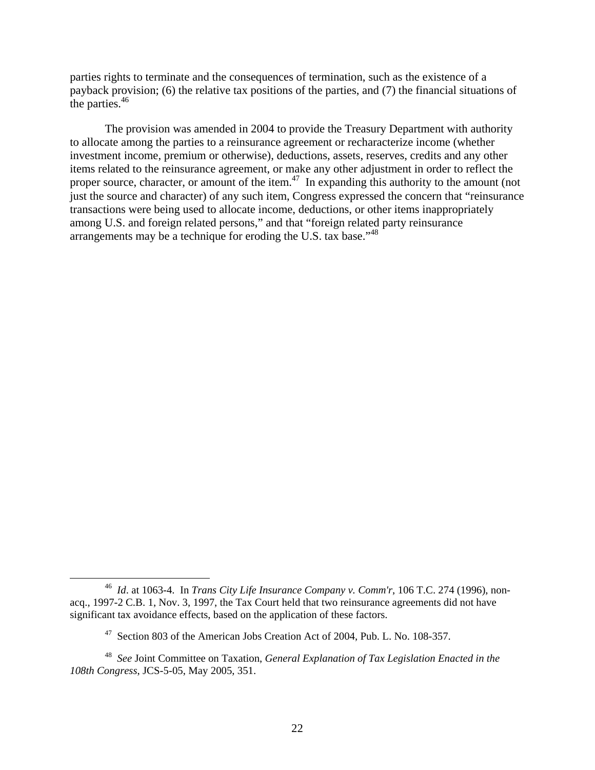parties rights to terminate and the consequences of termination, such as the existence of a payback provision; (6) the relative tax positions of the parties, and (7) the financial situations of the parties.[46]

The provision was amended in 2004 to provide the Treasury Department with authority to allocate among the parties to a reinsurance agreement or recharacterize income (whether investment income, premium or otherwise), deductions, assets, reserves, credits and any other items related to the reinsurance agreement, or make any other adjustment in order to reflect the proper source, character, or amount of the item.[47] In expanding this authority to the amount (not just the source and character) of any such item, Congress expressed the concern that "reinsurance transactions were being used to allocate income, deductions, or other items inappropriately among U.S. and foreign related persons," and that "foreign related party reinsurance arrangements may be a technique for eroding the U.S. tax base."[48]

---

[46] *Id*. at 1063-4. In *Trans City Life Insurance Company v. Comm'r*, 106 T.C. 274 (1996), non-acq., 1997-2 C.B. 1, Nov. 3, 1997, the Tax Court held that two reinsurance agreements did not have significant tax avoidance effects, based on the application of these factors.

[47] Section 803 of the American Jobs Creation Act of 2004, Pub. L. No. 108-357.

[48] *See* Joint Committee on Taxation, *General Explanation of Tax Legislation Enacted in the 108th Congress*, JCS-5-05, May 2005, 351.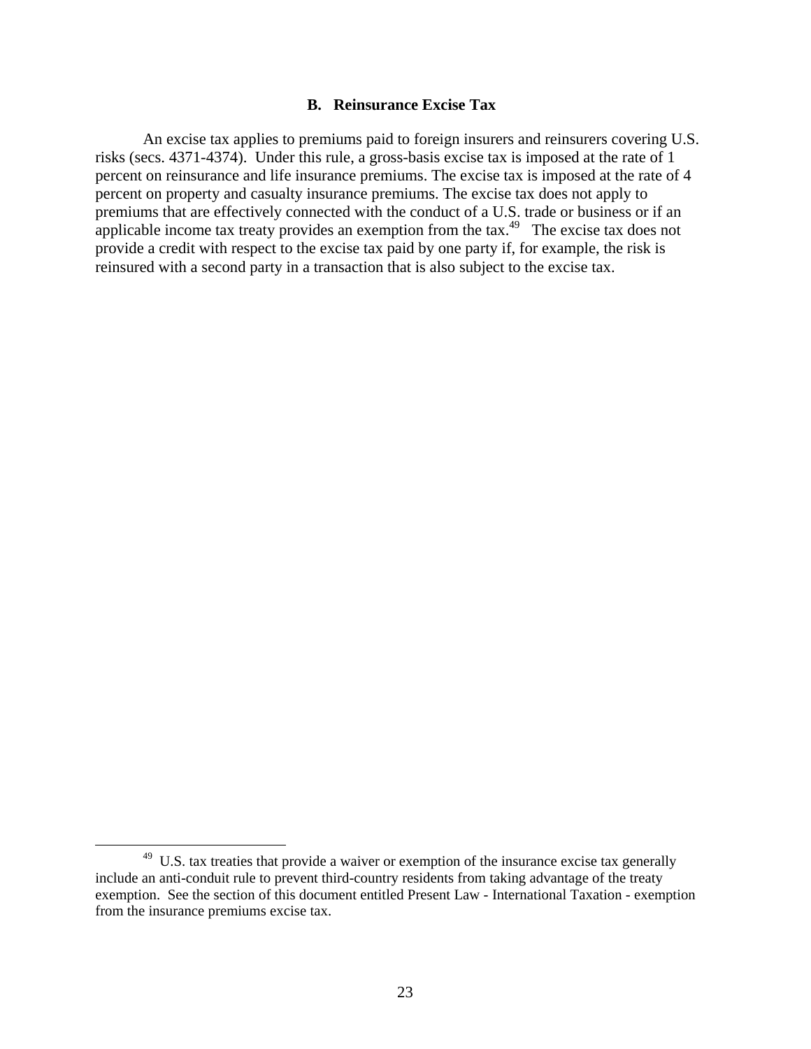### B. Reinsurance Excise Tax

An excise tax applies to premiums paid to foreign insurers and reinsurers covering U.S. risks (secs. 4371-4374). Under this rule, a gross-basis excise tax is imposed at the rate of 1 percent on reinsurance and life insurance premiums. The excise tax is imposed at the rate of 4 percent on property and casualty insurance premiums. The excise tax does not apply to premiums that are effectively connected with the conduct of a U.S. trade or business or if an applicable income tax treaty provides an exemption from the tax.[49] The excise tax does not provide a credit with respect to the excise tax paid by one party if, for example, the risk is reinsured with a second party in a transaction that is also subject to the excise tax.

---

[49] U.S. tax treaties that provide a waiver or exemption of the insurance excise tax generally include an anti-conduit rule to prevent third-country residents from taking advantage of the treaty exemption. See the section of this document entitled Present Law - International Taxation - exemption from the insurance premiums excise tax.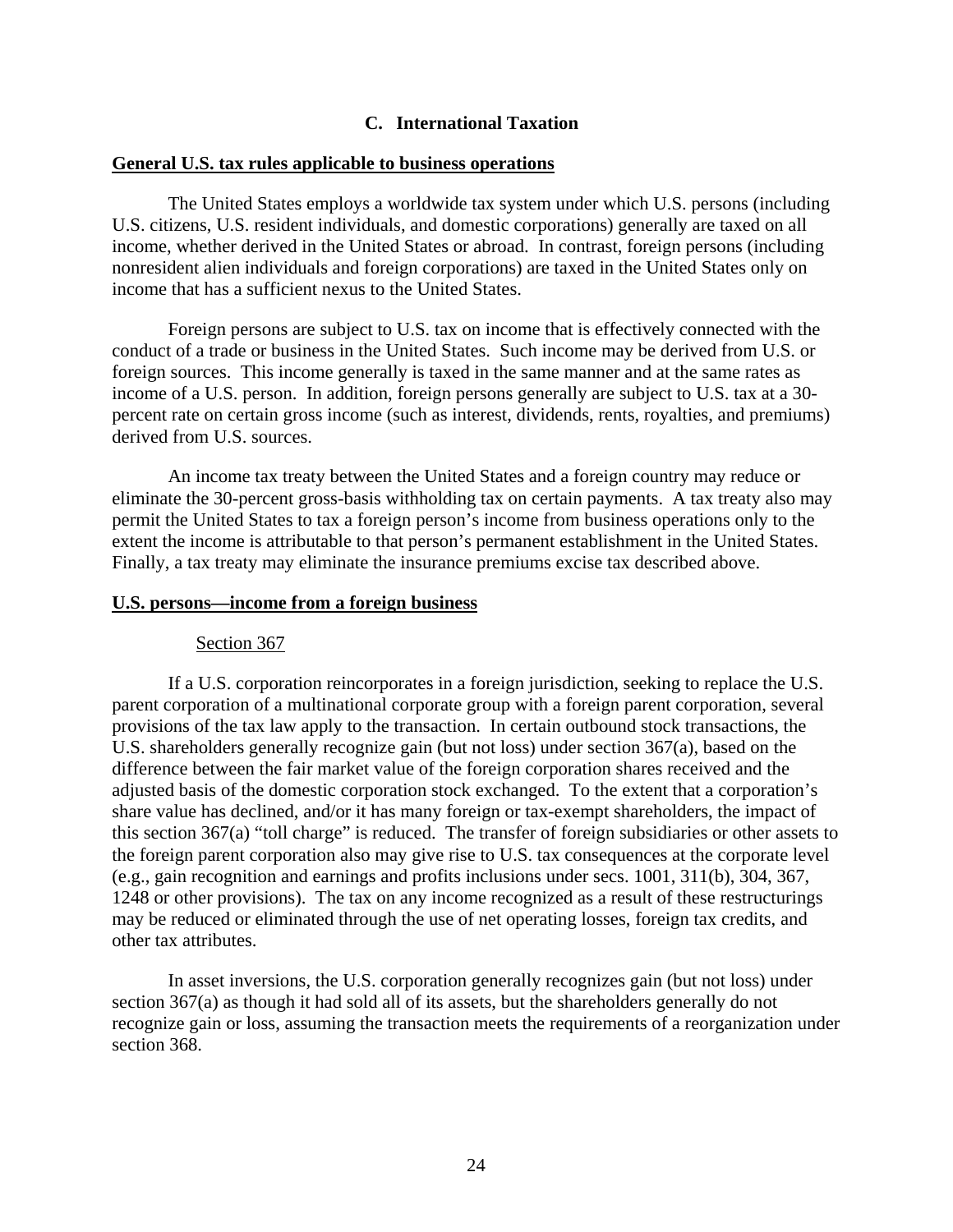## C. International Taxation

### General U.S. tax rules applicable to business operations

The United States employs a worldwide tax system under which U.S. persons (including U.S. citizens, U.S. resident individuals, and domestic corporations) generally are taxed on all income, whether derived in the United States or abroad. In contrast, foreign persons (including nonresident alien individuals and foreign corporations) are taxed in the United States only on income that has a sufficient nexus to the United States.

Foreign persons are subject to U.S. tax on income that is effectively connected with the conduct of a trade or business in the United States. Such income may be derived from U.S. or foreign sources. This income generally is taxed in the same manner and at the same rates as income of a U.S. person. In addition, foreign persons generally are subject to U.S. tax at a 30-percent rate on certain gross income (such as interest, dividends, rents, royalties, and premiums) derived from U.S. sources.

An income tax treaty between the United States and a foreign country may reduce or eliminate the 30-percent gross-basis withholding tax on certain payments. A tax treaty also may permit the United States to tax a foreign person's income from business operations only to the extent the income is attributable to that person's permanent establishment in the United States. Finally, a tax treaty may eliminate the insurance premiums excise tax described above.

### U.S. persons—income from a foreign business

#### Section 367

If a U.S. corporation reincorporates in a foreign jurisdiction, seeking to replace the U.S. parent corporation of a multinational corporate group with a foreign parent corporation, several provisions of the tax law apply to the transaction. In certain outbound stock transactions, the U.S. shareholders generally recognize gain (but not loss) under section 367(a), based on the difference between the fair market value of the foreign corporation shares received and the adjusted basis of the domestic corporation stock exchanged. To the extent that a corporation's share value has declined, and/or it has many foreign or tax-exempt shareholders, the impact of this section 367(a) "toll charge" is reduced. The transfer of foreign subsidiaries or other assets to the foreign parent corporation also may give rise to U.S. tax consequences at the corporate level (e.g., gain recognition and earnings and profits inclusions under secs. 1001, 311(b), 304, 367, 1248 or other provisions). The tax on any income recognized as a result of these restructurings may be reduced or eliminated through the use of net operating losses, foreign tax credits, and other tax attributes.

In asset inversions, the U.S. corporation generally recognizes gain (but not loss) under section 367(a) as though it had sold all of its assets, but the shareholders generally do not recognize gain or loss, assuming the transaction meets the requirements of a reorganization under section 368.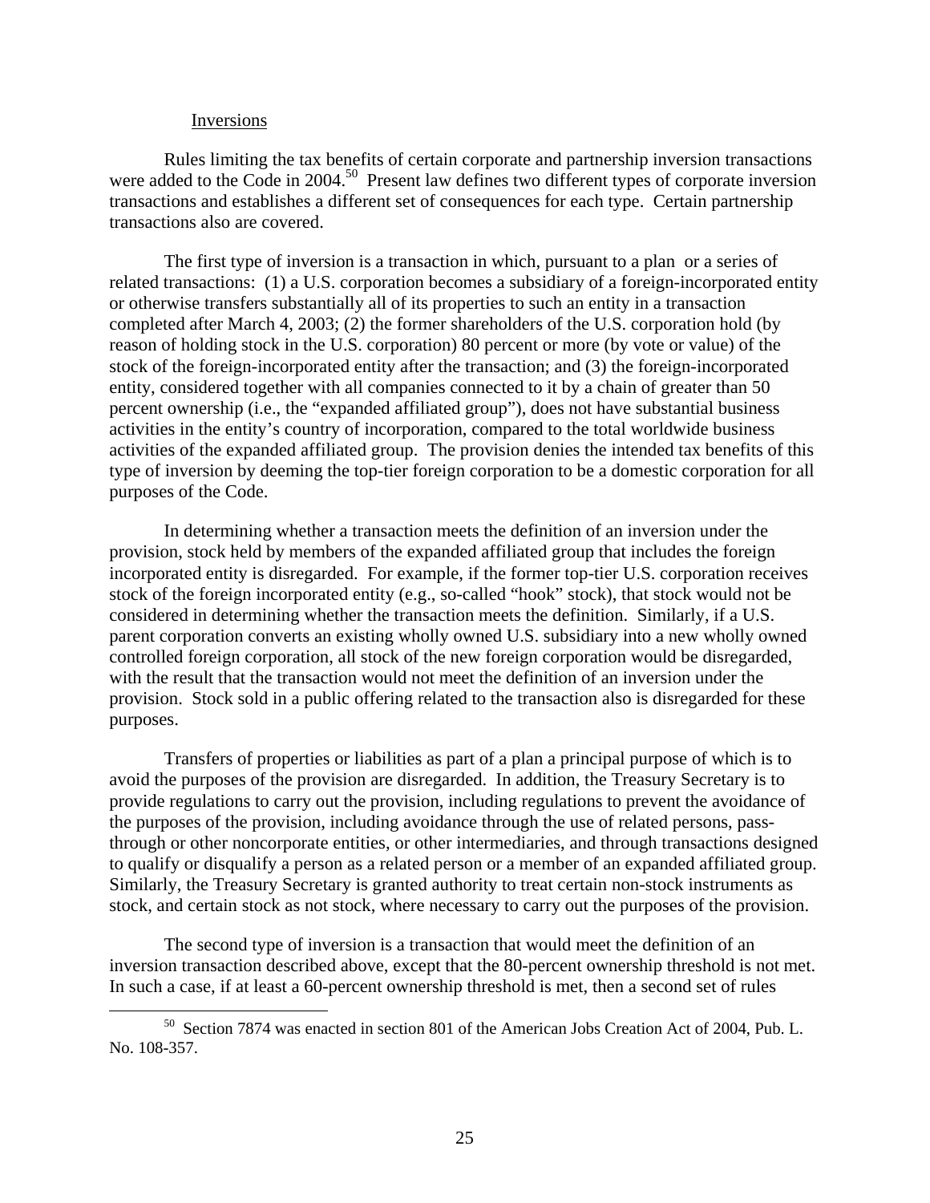Inversions

Rules limiting the tax benefits of certain corporate and partnership inversion transactions were added to the Code in 2004.[50] Present law defines two different types of corporate inversion transactions and establishes a different set of consequences for each type. Certain partnership transactions also are covered.

The first type of inversion is a transaction in which, pursuant to a plan or a series of related transactions: (1) a U.S. corporation becomes a subsidiary of a foreign-incorporated entity or otherwise transfers substantially all of its properties to such an entity in a transaction completed after March 4, 2003; (2) the former shareholders of the U.S. corporation hold (by reason of holding stock in the U.S. corporation) 80 percent or more (by vote or value) of the stock of the foreign-incorporated entity after the transaction; and (3) the foreign-incorporated entity, considered together with all companies connected to it by a chain of greater than 50 percent ownership (i.e., the "expanded affiliated group"), does not have substantial business activities in the entity's country of incorporation, compared to the total worldwide business activities of the expanded affiliated group. The provision denies the intended tax benefits of this type of inversion by deeming the top-tier foreign corporation to be a domestic corporation for all purposes of the Code.

In determining whether a transaction meets the definition of an inversion under the provision, stock held by members of the expanded affiliated group that includes the foreign incorporated entity is disregarded. For example, if the former top-tier U.S. corporation receives stock of the foreign incorporated entity (e.g., so-called "hook" stock), that stock would not be considered in determining whether the transaction meets the definition. Similarly, if a U.S. parent corporation converts an existing wholly owned U.S. subsidiary into a new wholly owned controlled foreign corporation, all stock of the new foreign corporation would be disregarded, with the result that the transaction would not meet the definition of an inversion under the provision. Stock sold in a public offering related to the transaction also is disregarded for these purposes.

Transfers of properties or liabilities as part of a plan a principal purpose of which is to avoid the purposes of the provision are disregarded. In addition, the Treasury Secretary is to provide regulations to carry out the provision, including regulations to prevent the avoidance of the purposes of the provision, including avoidance through the use of related persons, pass-through or other noncorporate entities, or other intermediaries, and through transactions designed to qualify or disqualify a person as a related person or a member of an expanded affiliated group. Similarly, the Treasury Secretary is granted authority to treat certain non-stock instruments as stock, and certain stock as not stock, where necessary to carry out the purposes of the provision.

The second type of inversion is a transaction that would meet the definition of an inversion transaction described above, except that the 80-percent ownership threshold is not met. In such a case, if at least a 60-percent ownership threshold is met, then a second set of rules

[50] Section 7874 was enacted in section 801 of the American Jobs Creation Act of 2004, Pub. L. No. 108-357.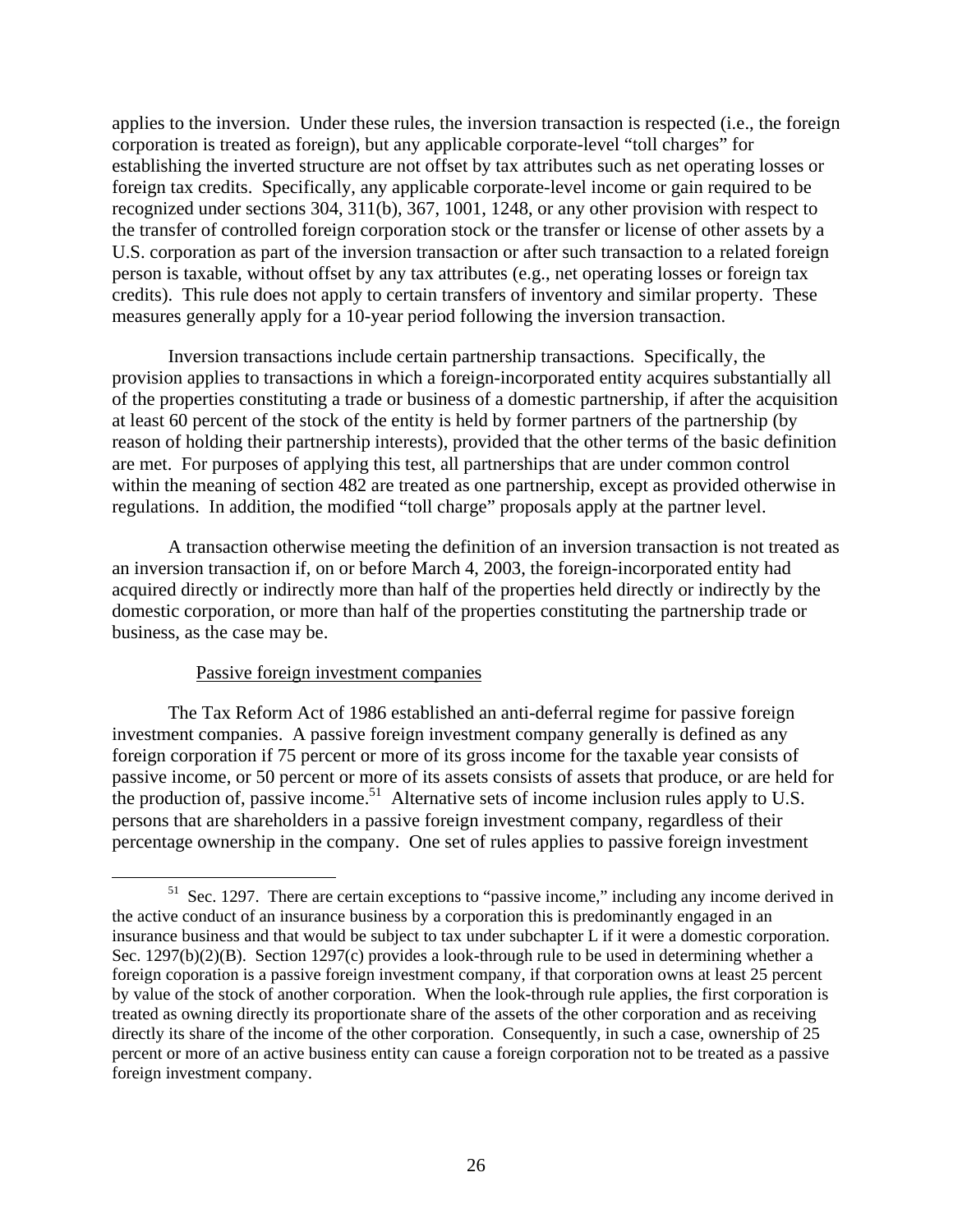applies to the inversion. Under these rules, the inversion transaction is respected (i.e., the foreign corporation is treated as foreign), but any applicable corporate-level "toll charges" for establishing the inverted structure are not offset by tax attributes such as net operating losses or foreign tax credits. Specifically, any applicable corporate-level income or gain required to be recognized under sections 304, 311(b), 367, 1001, 1248, or any other provision with respect to the transfer of controlled foreign corporation stock or the transfer or license of other assets by a U.S. corporation as part of the inversion transaction or after such transaction to a related foreign person is taxable, without offset by any tax attributes (e.g., net operating losses or foreign tax credits). This rule does not apply to certain transfers of inventory and similar property. These measures generally apply for a 10-year period following the inversion transaction.

Inversion transactions include certain partnership transactions. Specifically, the provision applies to transactions in which a foreign-incorporated entity acquires substantially all of the properties constituting a trade or business of a domestic partnership, if after the acquisition at least 60 percent of the stock of the entity is held by former partners of the partnership (by reason of holding their partnership interests), provided that the other terms of the basic definition are met. For purposes of applying this test, all partnerships that are under common control within the meaning of section 482 are treated as one partnership, except as provided otherwise in regulations. In addition, the modified "toll charge" proposals apply at the partner level.

A transaction otherwise meeting the definition of an inversion transaction is not treated as an inversion transaction if, on or before March 4, 2003, the foreign-incorporated entity had acquired directly or indirectly more than half of the properties held directly or indirectly by the domestic corporation, or more than half of the properties constituting the partnership trade or business, as the case may be.

Passive foreign investment companies

The Tax Reform Act of 1986 established an anti-deferral regime for passive foreign investment companies. A passive foreign investment company generally is defined as any foreign corporation if 75 percent or more of its gross income for the taxable year consists of passive income, or 50 percent or more of its assets consists of assets that produce, or are held for the production of, passive income.[51] Alternative sets of income inclusion rules apply to U.S. persons that are shareholders in a passive foreign investment company, regardless of their percentage ownership in the company. One set of rules applies to passive foreign investment

[51] Sec. 1297. There are certain exceptions to "passive income," including any income derived in the active conduct of an insurance business by a corporation this is predominantly engaged in an insurance business and that would be subject to tax under subchapter L if it were a domestic corporation. Sec. 1297(b)(2)(B). Section 1297(c) provides a look-through rule to be used in determining whether a foreign coporation is a passive foreign investment company, if that corporation owns at least 25 percent by value of the stock of another corporation. When the look-through rule applies, the first corporation is treated as owning directly its proportionate share of the assets of the other corporation and as receiving directly its share of the income of the other corporation. Consequently, in such a case, ownership of 25 percent or more of an active business entity can cause a foreign corporation not to be treated as a passive foreign investment company.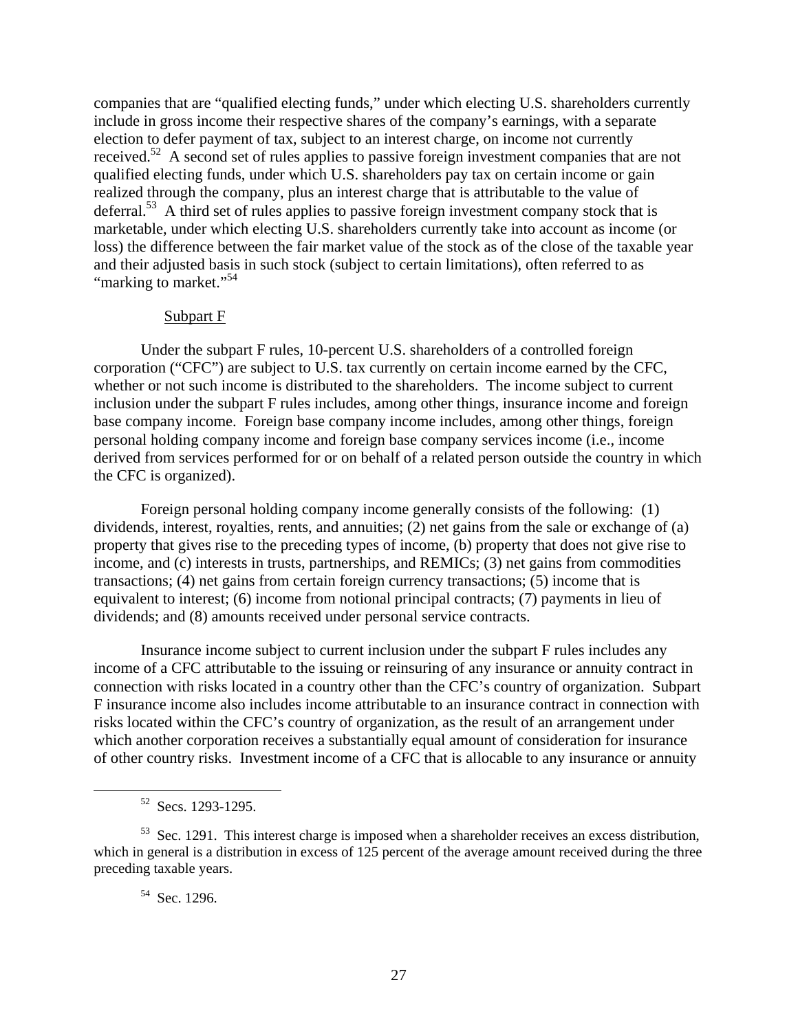companies that are "qualified electing funds," under which electing U.S. shareholders currently include in gross income their respective shares of the company's earnings, with a separate election to defer payment of tax, subject to an interest charge, on income not currently received.[52] A second set of rules applies to passive foreign investment companies that are not qualified electing funds, under which U.S. shareholders pay tax on certain income or gain realized through the company, plus an interest charge that is attributable to the value of deferral.[53] A third set of rules applies to passive foreign investment company stock that is marketable, under which electing U.S. shareholders currently take into account as income (or loss) the difference between the fair market value of the stock as of the close of the taxable year and their adjusted basis in such stock (subject to certain limitations), often referred to as "marking to market."[54]

Subpart F

Under the subpart F rules, 10-percent U.S. shareholders of a controlled foreign corporation ("CFC") are subject to U.S. tax currently on certain income earned by the CFC, whether or not such income is distributed to the shareholders. The income subject to current inclusion under the subpart F rules includes, among other things, insurance income and foreign base company income. Foreign base company income includes, among other things, foreign personal holding company income and foreign base company services income (i.e., income derived from services performed for or on behalf of a related person outside the country in which the CFC is organized).

Foreign personal holding company income generally consists of the following: (1) dividends, interest, royalties, rents, and annuities; (2) net gains from the sale or exchange of (a) property that gives rise to the preceding types of income, (b) property that does not give rise to income, and (c) interests in trusts, partnerships, and REMICs; (3) net gains from commodities transactions; (4) net gains from certain foreign currency transactions; (5) income that is equivalent to interest; (6) income from notional principal contracts; (7) payments in lieu of dividends; and (8) amounts received under personal service contracts.

Insurance income subject to current inclusion under the subpart F rules includes any income of a CFC attributable to the issuing or reinsuring of any insurance or annuity contract in connection with risks located in a country other than the CFC's country of organization. Subpart F insurance income also includes income attributable to an insurance contract in connection with risks located within the CFC's country of organization, as the result of an arrangement under which another corporation receives a substantially equal amount of consideration for insurance of other country risks. Investment income of a CFC that is allocable to any insurance or annuity

[52] Secs. 1293-1295.

[53] Sec. 1291. This interest charge is imposed when a shareholder receives an excess distribution, which in general is a distribution in excess of 125 percent of the average amount received during the three preceding taxable years.

[54] Sec. 1296.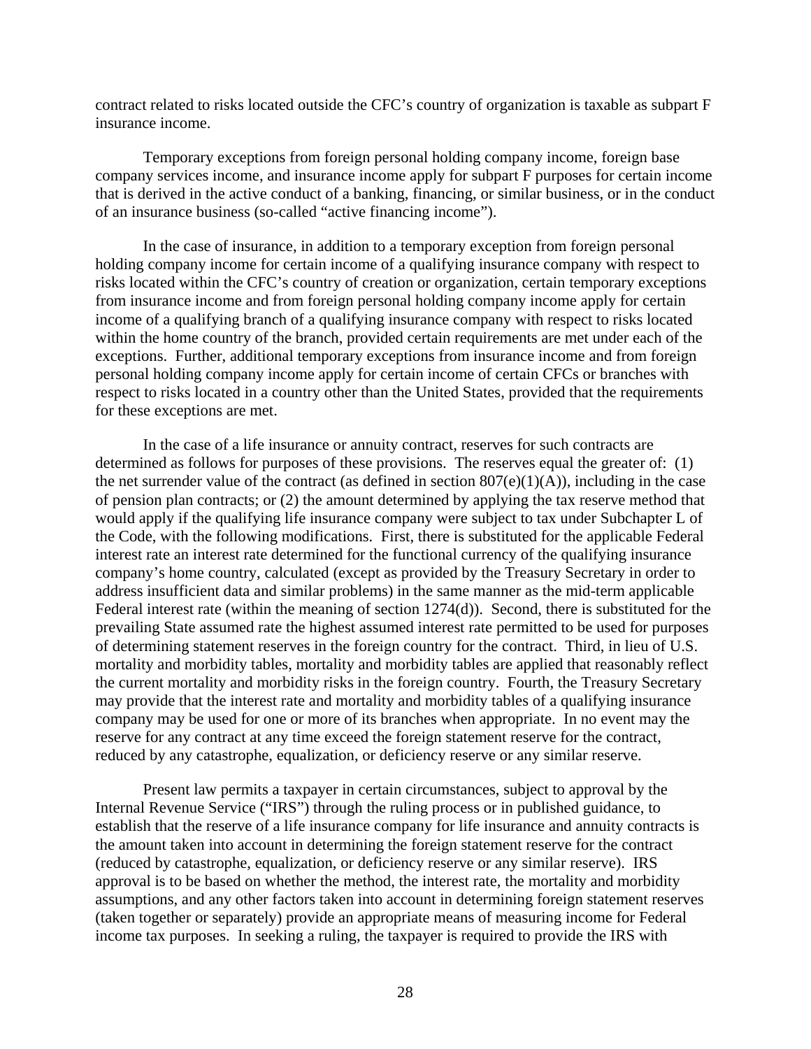contract related to risks located outside the CFC's country of organization is taxable as subpart F insurance income.

Temporary exceptions from foreign personal holding company income, foreign base company services income, and insurance income apply for subpart F purposes for certain income that is derived in the active conduct of a banking, financing, or similar business, or in the conduct of an insurance business (so-called "active financing income").

In the case of insurance, in addition to a temporary exception from foreign personal holding company income for certain income of a qualifying insurance company with respect to risks located within the CFC's country of creation or organization, certain temporary exceptions from insurance income and from foreign personal holding company income apply for certain income of a qualifying branch of a qualifying insurance company with respect to risks located within the home country of the branch, provided certain requirements are met under each of the exceptions. Further, additional temporary exceptions from insurance income and from foreign personal holding company income apply for certain income of certain CFCs or branches with respect to risks located in a country other than the United States, provided that the requirements for these exceptions are met.

In the case of a life insurance or annuity contract, reserves for such contracts are determined as follows for purposes of these provisions. The reserves equal the greater of: (1) the net surrender value of the contract (as defined in section 807(e)(1)(A)), including in the case of pension plan contracts; or (2) the amount determined by applying the tax reserve method that would apply if the qualifying life insurance company were subject to tax under Subchapter L of the Code, with the following modifications. First, there is substituted for the applicable Federal interest rate an interest rate determined for the functional currency of the qualifying insurance company's home country, calculated (except as provided by the Treasury Secretary in order to address insufficient data and similar problems) in the same manner as the mid-term applicable Federal interest rate (within the meaning of section 1274(d)). Second, there is substituted for the prevailing State assumed rate the highest assumed interest rate permitted to be used for purposes of determining statement reserves in the foreign country for the contract. Third, in lieu of U.S. mortality and morbidity tables, mortality and morbidity tables are applied that reasonably reflect the current mortality and morbidity risks in the foreign country. Fourth, the Treasury Secretary may provide that the interest rate and mortality and morbidity tables of a qualifying insurance company may be used for one or more of its branches when appropriate. In no event may the reserve for any contract at any time exceed the foreign statement reserve for the contract, reduced by any catastrophe, equalization, or deficiency reserve or any similar reserve.

Present law permits a taxpayer in certain circumstances, subject to approval by the Internal Revenue Service ("IRS") through the ruling process or in published guidance, to establish that the reserve of a life insurance company for life insurance and annuity contracts is the amount taken into account in determining the foreign statement reserve for the contract (reduced by catastrophe, equalization, or deficiency reserve or any similar reserve). IRS approval is to be based on whether the method, the interest rate, the mortality and morbidity assumptions, and any other factors taken into account in determining foreign statement reserves (taken together or separately) provide an appropriate means of measuring income for Federal income tax purposes. In seeking a ruling, the taxpayer is required to provide the IRS with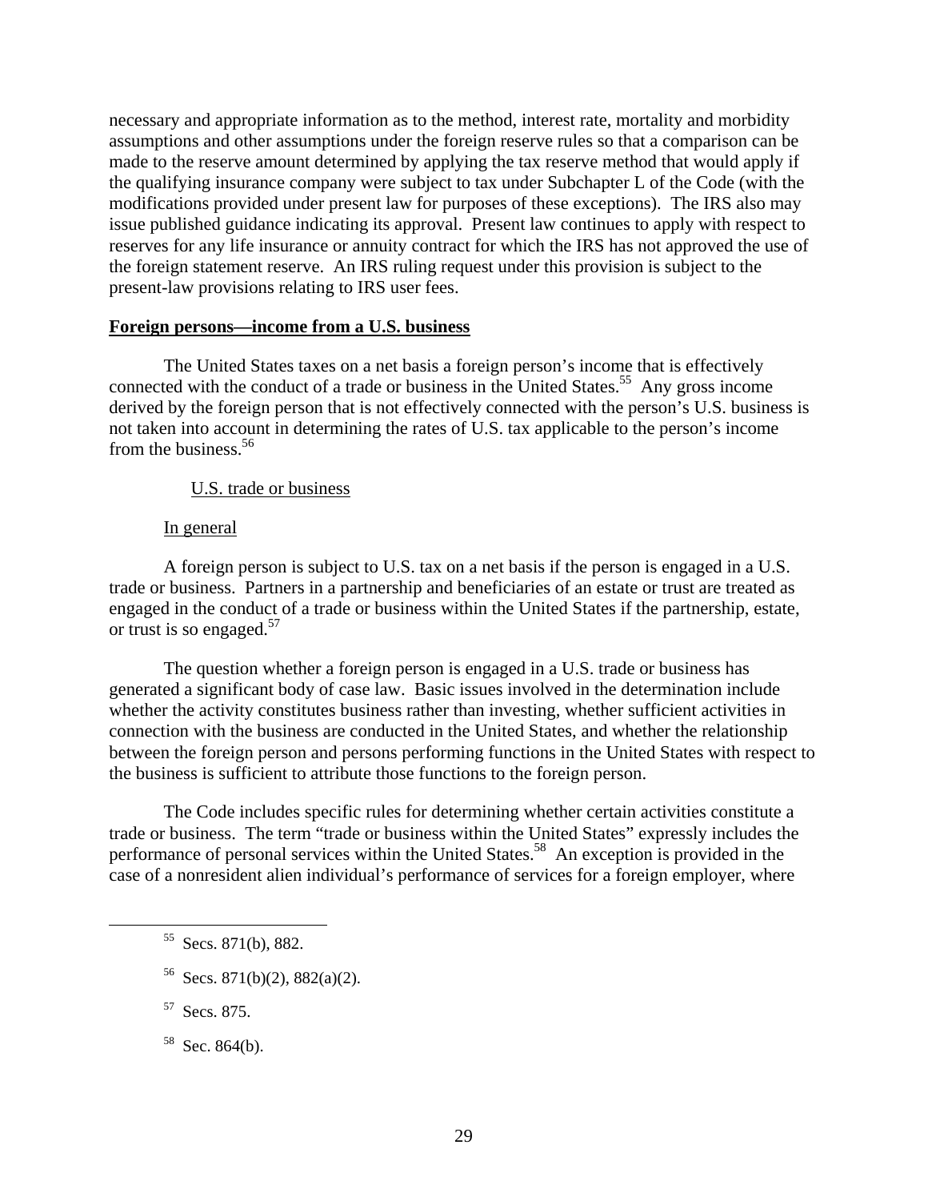necessary and appropriate information as to the method, interest rate, mortality and morbidity assumptions and other assumptions under the foreign reserve rules so that a comparison can be made to the reserve amount determined by applying the tax reserve method that would apply if the qualifying insurance company were subject to tax under Subchapter L of the Code (with the modifications provided under present law for purposes of these exceptions). The IRS also may issue published guidance indicating its approval. Present law continues to apply with respect to reserves for any life insurance or annuity contract for which the IRS has not approved the use of the foreign statement reserve. An IRS ruling request under this provision is subject to the present-law provisions relating to IRS user fees.

**Foreign persons—income from a U.S. business**

The United States taxes on a net basis a foreign person's income that is effectively connected with the conduct of a trade or business in the United States.[55] Any gross income derived by the foreign person that is not effectively connected with the person's U.S. business is not taken into account in determining the rates of U.S. tax applicable to the person's income from the business.[56]

U.S. trade or business

In general

A foreign person is subject to U.S. tax on a net basis if the person is engaged in a U.S. trade or business. Partners in a partnership and beneficiaries of an estate or trust are treated as engaged in the conduct of a trade or business within the United States if the partnership, estate, or trust is so engaged.[57]

The question whether a foreign person is engaged in a U.S. trade or business has generated a significant body of case law. Basic issues involved in the determination include whether the activity constitutes business rather than investing, whether sufficient activities in connection with the business are conducted in the United States, and whether the relationship between the foreign person and persons performing functions in the United States with respect to the business is sufficient to attribute those functions to the foreign person.

The Code includes specific rules for determining whether certain activities constitute a trade or business. The term "trade or business within the United States" expressly includes the performance of personal services within the United States.[58] An exception is provided in the case of a nonresident alien individual's performance of services for a foreign employer, where

[55] Secs. 871(b), 882.

[56] Secs. 871(b)(2), 882(a)(2).

[57] Secs. 875.

[58] Sec. 864(b).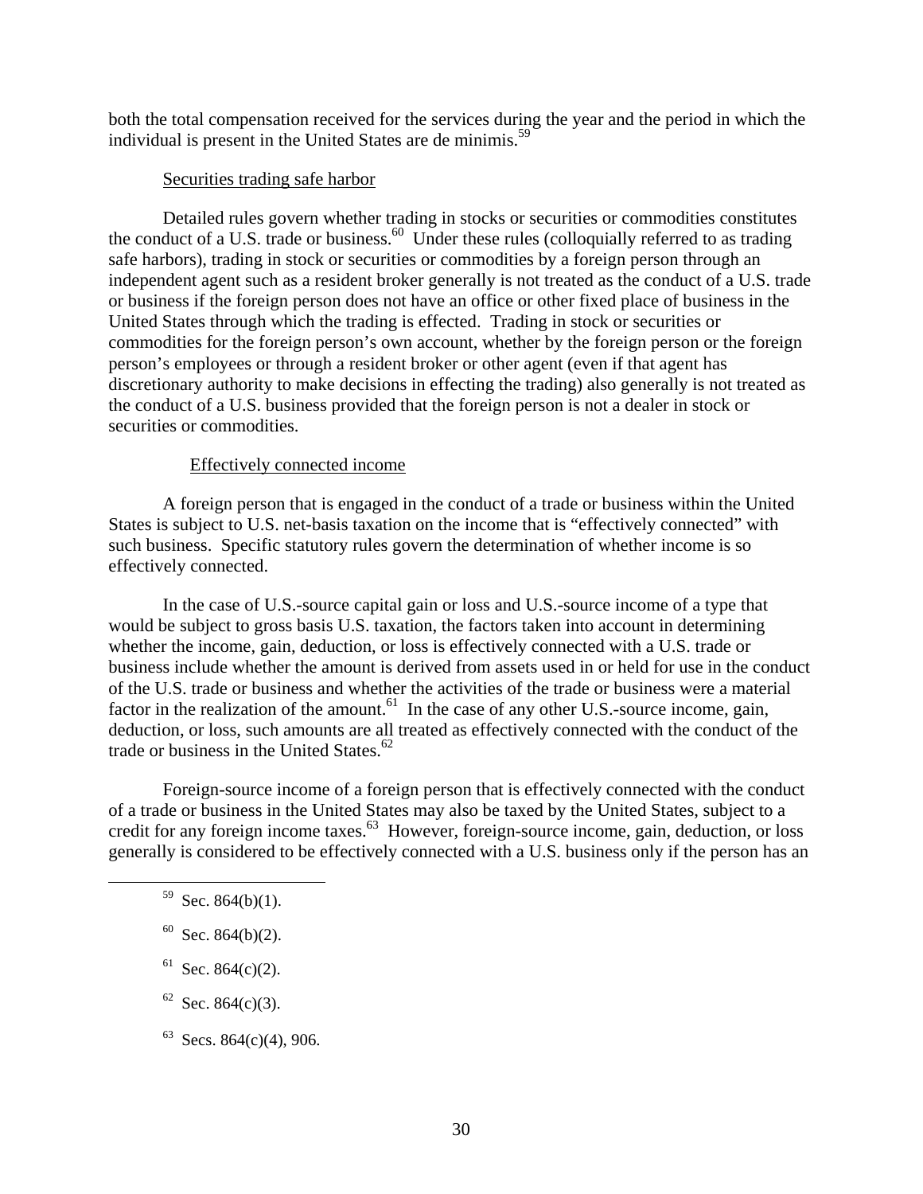both the total compensation received for the services during the year and the period in which the individual is present in the United States are de minimis.[59]

#### Securities trading safe harbor

Detailed rules govern whether trading in stocks or securities or commodities constitutes the conduct of a U.S. trade or business.[60] Under these rules (colloquially referred to as trading safe harbors), trading in stock or securities or commodities by a foreign person through an independent agent such as a resident broker generally is not treated as the conduct of a U.S. trade or business if the foreign person does not have an office or other fixed place of business in the United States through which the trading is effected. Trading in stock or securities or commodities for the foreign person's own account, whether by the foreign person or the foreign person's employees or through a resident broker or other agent (even if that agent has discretionary authority to make decisions in effecting the trading) also generally is not treated as the conduct of a U.S. business provided that the foreign person is not a dealer in stock or securities or commodities.

### Effectively connected income

A foreign person that is engaged in the conduct of a trade or business within the United States is subject to U.S. net-basis taxation on the income that is "effectively connected" with such business. Specific statutory rules govern the determination of whether income is so effectively connected.

In the case of U.S.-source capital gain or loss and U.S.-source income of a type that would be subject to gross basis U.S. taxation, the factors taken into account in determining whether the income, gain, deduction, or loss is effectively connected with a U.S. trade or business include whether the amount is derived from assets used in or held for use in the conduct of the U.S. trade or business and whether the activities of the trade or business were a material factor in the realization of the amount.[61] In the case of any other U.S.-source income, gain, deduction, or loss, such amounts are all treated as effectively connected with the conduct of the trade or business in the United States.[62]

Foreign-source income of a foreign person that is effectively connected with the conduct of a trade or business in the United States may also be taxed by the United States, subject to a credit for any foreign income taxes.[63] However, foreign-source income, gain, deduction, or loss generally is considered to be effectively connected with a U.S. business only if the person has an

---

[59] Sec. 864(b)(1).

[60] Sec. 864(b)(2).

[61] Sec. 864(c)(2).

[62] Sec. 864(c)(3).

[63] Secs. 864(c)(4), 906.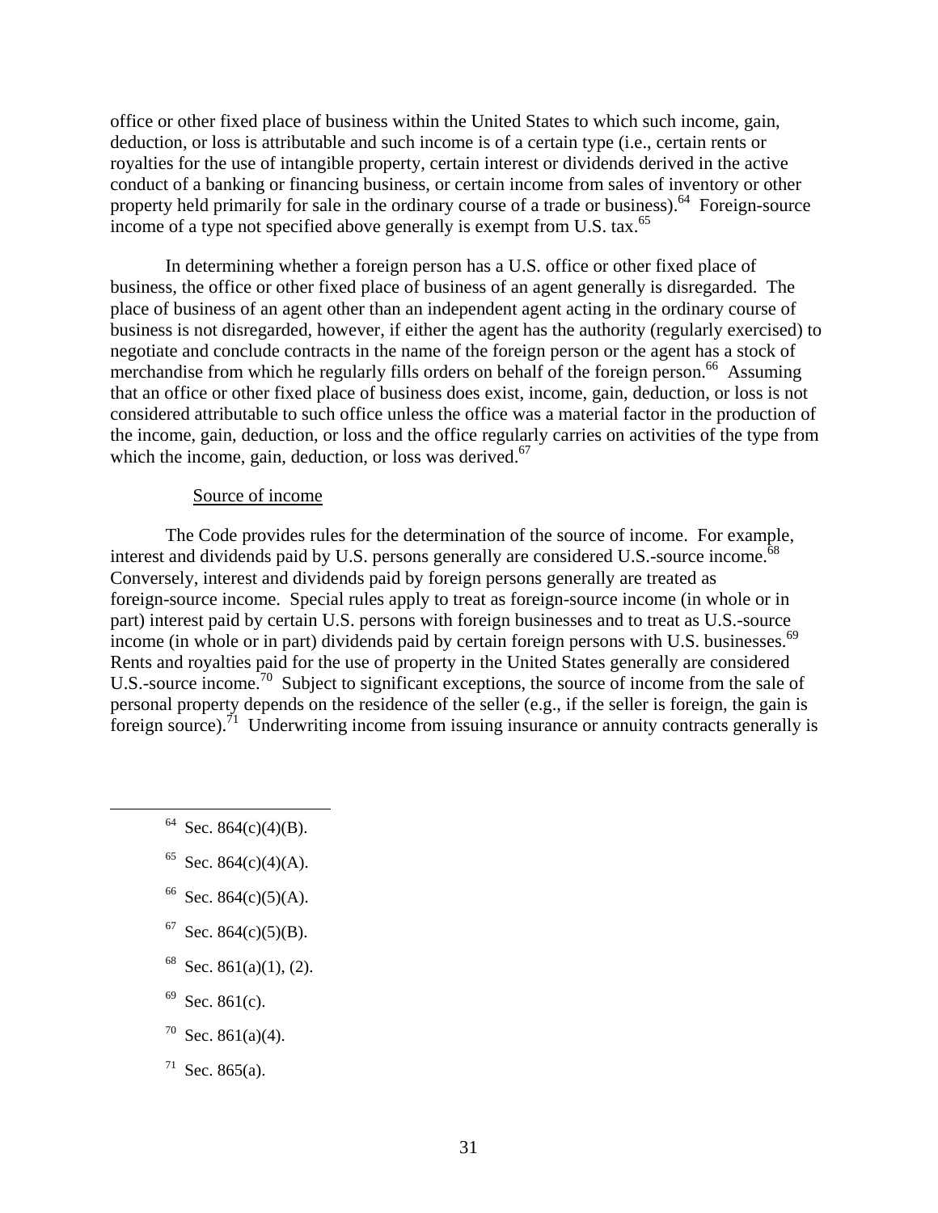office or other fixed place of business within the United States to which such income, gain, deduction, or loss is attributable and such income is of a certain type (i.e., certain rents or royalties for the use of intangible property, certain interest or dividends derived in the active conduct of a banking or financing business, or certain income from sales of inventory or other property held primarily for sale in the ordinary course of a trade or business).[64] Foreign-source income of a type not specified above generally is exempt from U.S. tax.[65]

In determining whether a foreign person has a U.S. office or other fixed place of business, the office or other fixed place of business of an agent generally is disregarded. The place of business of an agent other than an independent agent acting in the ordinary course of business is not disregarded, however, if either the agent has the authority (regularly exercised) to negotiate and conclude contracts in the name of the foreign person or the agent has a stock of merchandise from which he regularly fills orders on behalf of the foreign person.[66] Assuming that an office or other fixed place of business does exist, income, gain, deduction, or loss is not considered attributable to such office unless the office was a material factor in the production of the income, gain, deduction, or loss and the office regularly carries on activities of the type from which the income, gain, deduction, or loss was derived.[67]

<u>Source of income</u>

The Code provides rules for the determination of the source of income. For example, interest and dividends paid by U.S. persons generally are considered U.S.-source income.[68] Conversely, interest and dividends paid by foreign persons generally are treated as foreign-source income. Special rules apply to treat as foreign-source income (in whole or in part) interest paid by certain U.S. persons with foreign businesses and to treat as U.S.-source income (in whole or in part) dividends paid by certain foreign persons with U.S. businesses.[69] Rents and royalties paid for the use of property in the United States generally are considered U.S.-source income.[70] Subject to significant exceptions, the source of income from the sale of personal property depends on the residence of the seller (e.g., if the seller is foreign, the gain is foreign source).[71] Underwriting income from issuing insurance or annuity contracts generally is

---

[64] Sec. 864(c)(4)(B).

[65] Sec. 864(c)(4)(A).

[66] Sec. 864(c)(5)(A).

[67] Sec. 864(c)(5)(B).

[68] Sec. 861(a)(1), (2).

[69] Sec. 861(c).

[70] Sec. 861(a)(4).

[71] Sec. 865(a).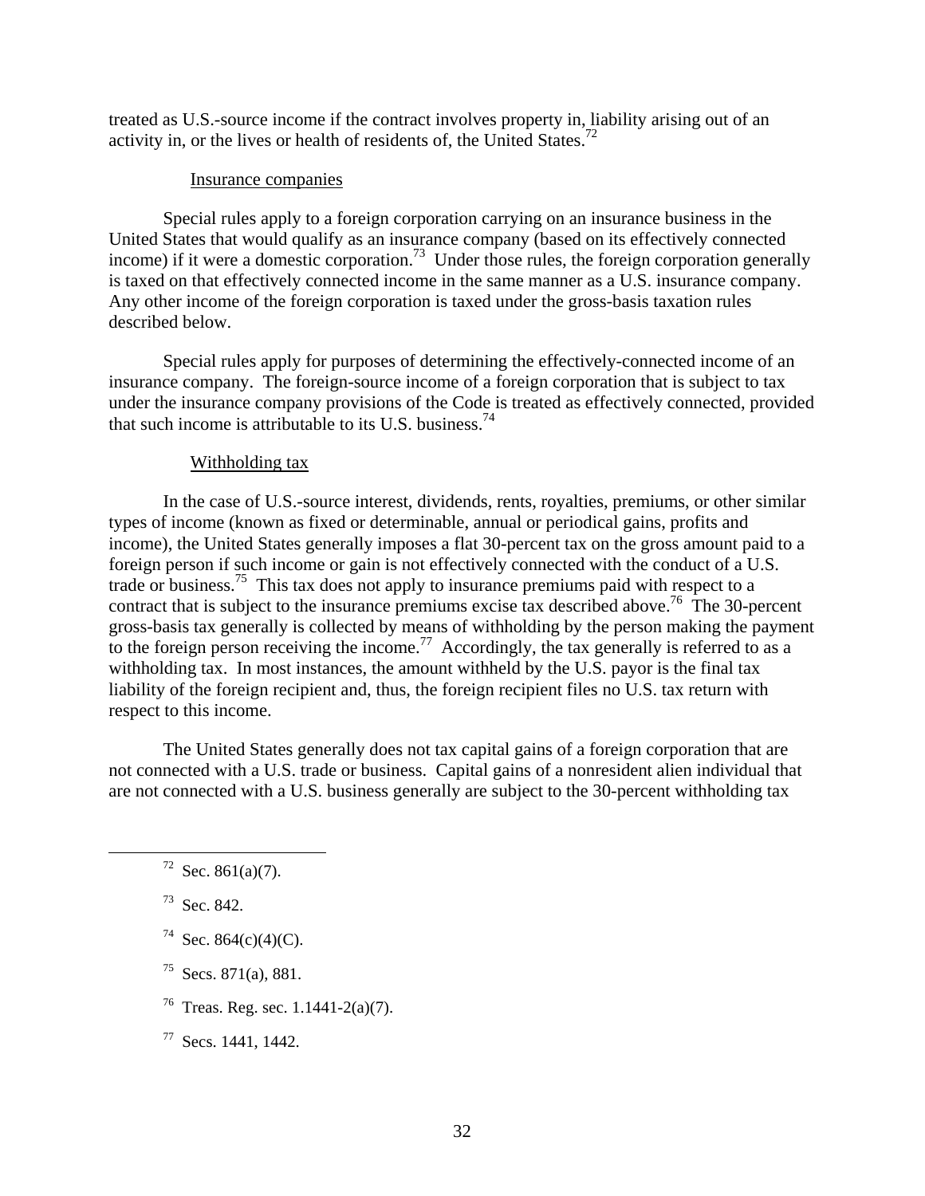treated as U.S.-source income if the contract involves property in, liability arising out of an activity in, or the lives or health of residents of, the United States.[72]

#### Insurance companies

Special rules apply to a foreign corporation carrying on an insurance business in the United States that would qualify as an insurance company (based on its effectively connected income) if it were a domestic corporation.[73] Under those rules, the foreign corporation generally is taxed on that effectively connected income in the same manner as a U.S. insurance company. Any other income of the foreign corporation is taxed under the gross-basis taxation rules described below.

Special rules apply for purposes of determining the effectively-connected income of an insurance company. The foreign-source income of a foreign corporation that is subject to tax under the insurance company provisions of the Code is treated as effectively connected, provided that such income is attributable to its U.S. business.[74]

#### Withholding tax

In the case of U.S.-source interest, dividends, rents, royalties, premiums, or other similar types of income (known as fixed or determinable, annual or periodical gains, profits and income), the United States generally imposes a flat 30-percent tax on the gross amount paid to a foreign person if such income or gain is not effectively connected with the conduct of a U.S. trade or business.[75] This tax does not apply to insurance premiums paid with respect to a contract that is subject to the insurance premiums excise tax described above.[76] The 30-percent gross-basis tax generally is collected by means of withholding by the person making the payment to the foreign person receiving the income.[77] Accordingly, the tax generally is referred to as a withholding tax. In most instances, the amount withheld by the U.S. payor is the final tax liability of the foreign recipient and, thus, the foreign recipient files no U.S. tax return with respect to this income.

The United States generally does not tax capital gains of a foreign corporation that are not connected with a U.S. trade or business. Capital gains of a nonresident alien individual that are not connected with a U.S. business generally are subject to the 30-percent withholding tax

---

[72] Sec. 861(a)(7).

[73] Sec. 842.

[74] Sec. 864(c)(4)(C).

[75] Secs. 871(a), 881.

[76] Treas. Reg. sec. 1.1441-2(a)(7).

[77] Secs. 1441, 1442.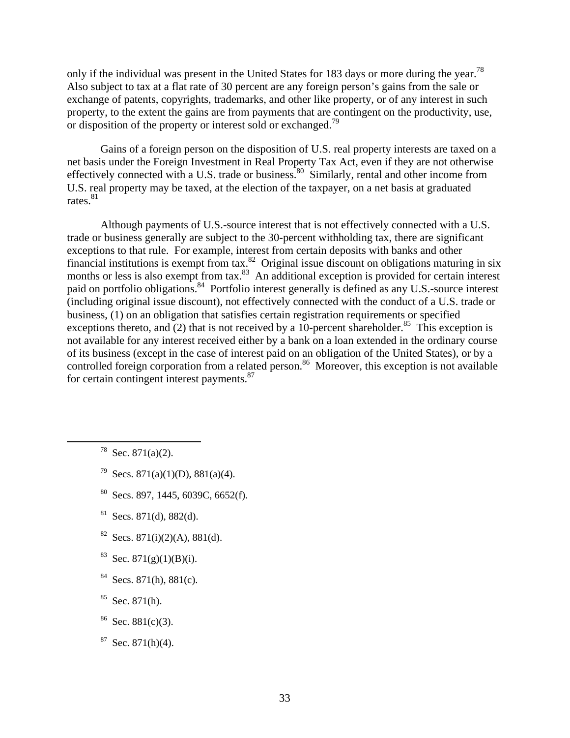only if the individual was present in the United States for 183 days or more during the year.[78] Also subject to tax at a flat rate of 30 percent are any foreign person's gains from the sale or exchange of patents, copyrights, trademarks, and other like property, or of any interest in such property, to the extent the gains are from payments that are contingent on the productivity, use, or disposition of the property or interest sold or exchanged.[79]

Gains of a foreign person on the disposition of U.S. real property interests are taxed on a net basis under the Foreign Investment in Real Property Tax Act, even if they are not otherwise effectively connected with a U.S. trade or business.[80] Similarly, rental and other income from U.S. real property may be taxed, at the election of the taxpayer, on a net basis at graduated rates.[81]

Although payments of U.S.-source interest that is not effectively connected with a U.S. trade or business generally are subject to the 30-percent withholding tax, there are significant exceptions to that rule. For example, interest from certain deposits with banks and other financial institutions is exempt from tax.[82] Original issue discount on obligations maturing in six months or less is also exempt from tax.[83] An additional exception is provided for certain interest paid on portfolio obligations.[84] Portfolio interest generally is defined as any U.S.-source interest (including original issue discount), not effectively connected with the conduct of a U.S. trade or business, (1) on an obligation that satisfies certain registration requirements or specified exceptions thereto, and (2) that is not received by a 10-percent shareholder.[85] This exception is not available for any interest received either by a bank on a loan extended in the ordinary course of its business (except in the case of interest paid on an obligation of the United States), or by a controlled foreign corporation from a related person.[86] Moreover, this exception is not available for certain contingent interest payments.[87]

---

[78] Sec. 871(a)(2).

[79] Secs. 871(a)(1)(D), 881(a)(4).

[80] Secs. 897, 1445, 6039C, 6652(f).

[81] Secs. 871(d), 882(d).

[82] Secs. 871(i)(2)(A), 881(d).

[83] Sec. 871(g)(1)(B)(i).

[84] Secs. 871(h), 881(c).

[85] Sec. 871(h).

[86] Sec. 881(c)(3).

[87] Sec. 871(h)(4).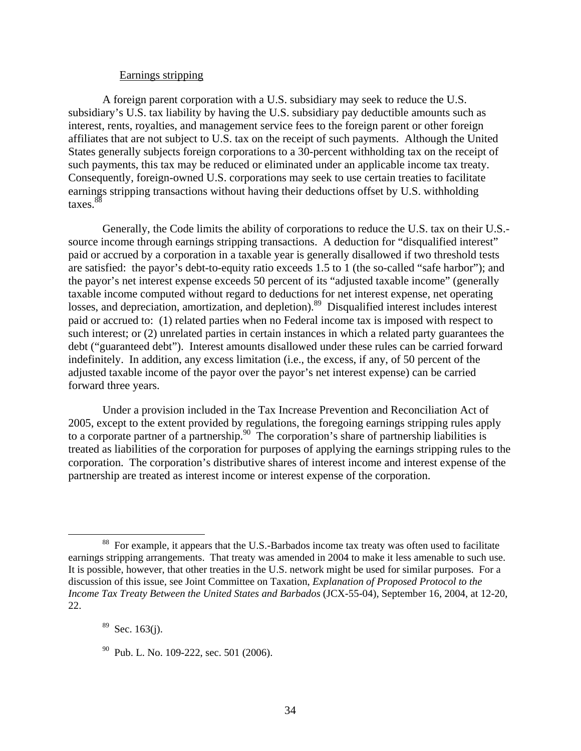Earnings stripping

A foreign parent corporation with a U.S. subsidiary may seek to reduce the U.S. subsidiary's U.S. tax liability by having the U.S. subsidiary pay deductible amounts such as interest, rents, royalties, and management service fees to the foreign parent or other foreign affiliates that are not subject to U.S. tax on the receipt of such payments. Although the United States generally subjects foreign corporations to a 30-percent withholding tax on the receipt of such payments, this tax may be reduced or eliminated under an applicable income tax treaty. Consequently, foreign-owned U.S. corporations may seek to use certain treaties to facilitate earnings stripping transactions without having their deductions offset by U.S. withholding taxes.[88]

Generally, the Code limits the ability of corporations to reduce the U.S. tax on their U.S.-source income through earnings stripping transactions. A deduction for "disqualified interest" paid or accrued by a corporation in a taxable year is generally disallowed if two threshold tests are satisfied: the payor's debt-to-equity ratio exceeds 1.5 to 1 (the so-called "safe harbor"); and the payor's net interest expense exceeds 50 percent of its "adjusted taxable income" (generally taxable income computed without regard to deductions for net interest expense, net operating losses, and depreciation, amortization, and depletion).[89] Disqualified interest includes interest paid or accrued to: (1) related parties when no Federal income tax is imposed with respect to such interest; or (2) unrelated parties in certain instances in which a related party guarantees the debt ("guaranteed debt"). Interest amounts disallowed under these rules can be carried forward indefinitely. In addition, any excess limitation (i.e., the excess, if any, of 50 percent of the adjusted taxable income of the payor over the payor's net interest expense) can be carried forward three years.

Under a provision included in the Tax Increase Prevention and Reconciliation Act of 2005, except to the extent provided by regulations, the foregoing earnings stripping rules apply to a corporate partner of a partnership.[90] The corporation's share of partnership liabilities is treated as liabilities of the corporation for purposes of applying the earnings stripping rules to the corporation. The corporation's distributive shares of interest income and interest expense of the partnership are treated as interest income or interest expense of the corporation.

---

[88] For example, it appears that the U.S.-Barbados income tax treaty was often used to facilitate earnings stripping arrangements. That treaty was amended in 2004 to make it less amenable to such use. It is possible, however, that other treaties in the U.S. network might be used for similar purposes. For a discussion of this issue, see Joint Committee on Taxation, *Explanation of Proposed Protocol to the Income Tax Treaty Between the United States and Barbados* (JCX-55-04), September 16, 2004, at 12-20, 22.

[89] Sec. 163(j).

[90] Pub. L. No. 109-222, sec. 501 (2006).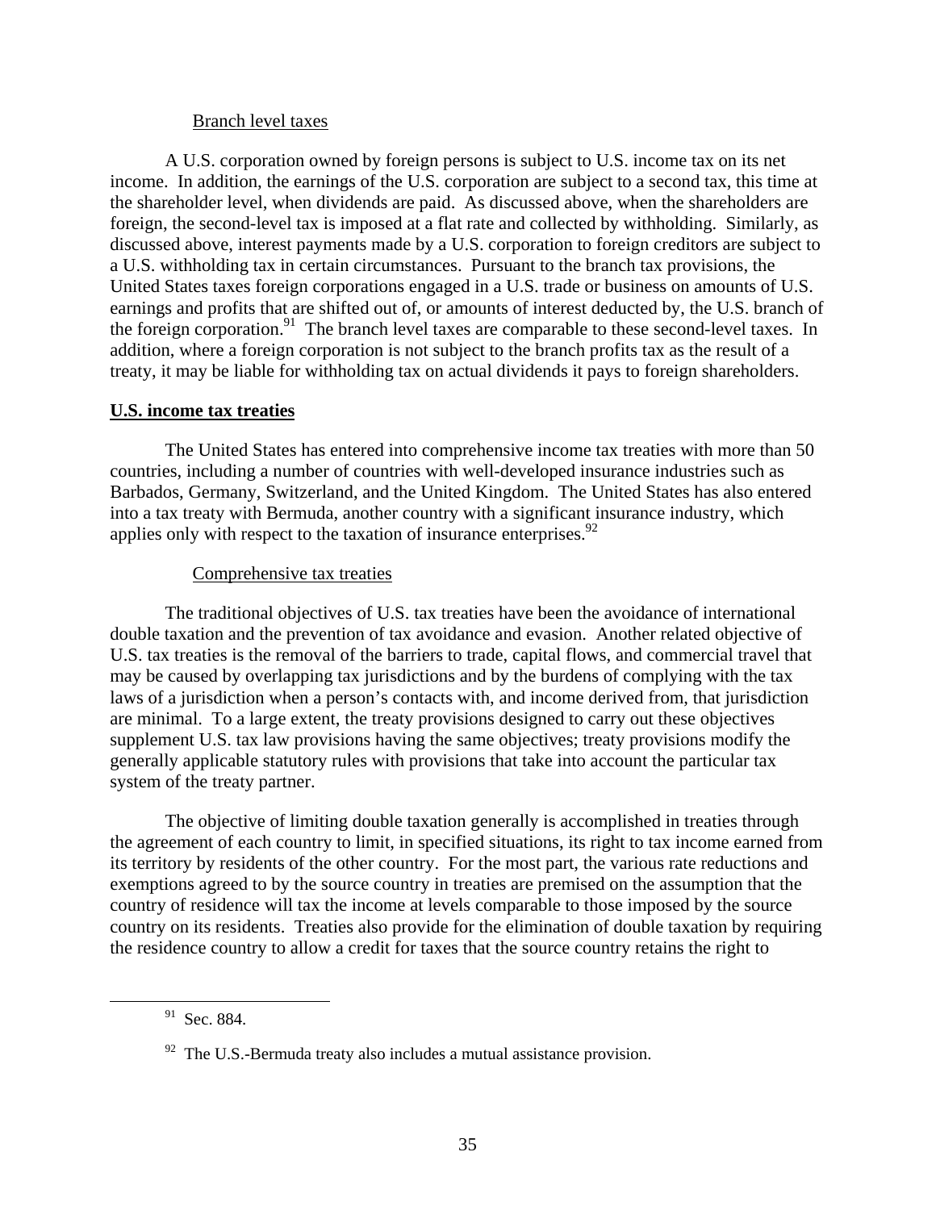Branch level taxes

A U.S. corporation owned by foreign persons is subject to U.S. income tax on its net income. In addition, the earnings of the U.S. corporation are subject to a second tax, this time at the shareholder level, when dividends are paid. As discussed above, when the shareholders are foreign, the second-level tax is imposed at a flat rate and collected by withholding. Similarly, as discussed above, interest payments made by a U.S. corporation to foreign creditors are subject to a U.S. withholding tax in certain circumstances. Pursuant to the branch tax provisions, the United States taxes foreign corporations engaged in a U.S. trade or business on amounts of U.S. earnings and profits that are shifted out of, or amounts of interest deducted by, the U.S. branch of the foreign corporation.[91] The branch level taxes are comparable to these second-level taxes. In addition, where a foreign corporation is not subject to the branch profits tax as the result of a treaty, it may be liable for withholding tax on actual dividends it pays to foreign shareholders.

## U.S. income tax treaties

The United States has entered into comprehensive income tax treaties with more than 50 countries, including a number of countries with well-developed insurance industries such as Barbados, Germany, Switzerland, and the United Kingdom. The United States has also entered into a tax treaty with Bermuda, another country with a significant insurance industry, which applies only with respect to the taxation of insurance enterprises.[92]

### Comprehensive tax treaties

The traditional objectives of U.S. tax treaties have been the avoidance of international double taxation and the prevention of tax avoidance and evasion. Another related objective of U.S. tax treaties is the removal of the barriers to trade, capital flows, and commercial travel that may be caused by overlapping tax jurisdictions and by the burdens of complying with the tax laws of a jurisdiction when a person's contacts with, and income derived from, that jurisdiction are minimal. To a large extent, the treaty provisions designed to carry out these objectives supplement U.S. tax law provisions having the same objectives; treaty provisions modify the generally applicable statutory rules with provisions that take into account the particular tax system of the treaty partner.

The objective of limiting double taxation generally is accomplished in treaties through the agreement of each country to limit, in specified situations, its right to tax income earned from its territory by residents of the other country. For the most part, the various rate reductions and exemptions agreed to by the source country in treaties are premised on the assumption that the country of residence will tax the income at levels comparable to those imposed by the source country on its residents. Treaties also provide for the elimination of double taxation by requiring the residence country to allow a credit for taxes that the source country retains the right to

[91] Sec. 884.

[92] The U.S.-Bermuda treaty also includes a mutual assistance provision.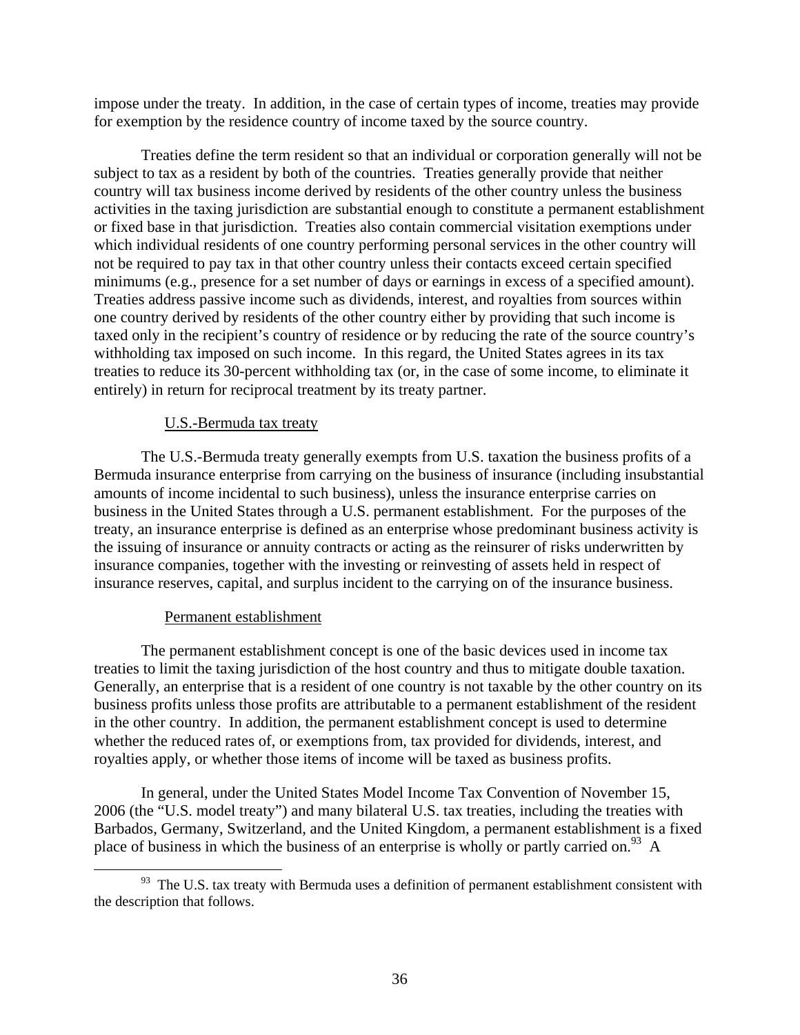impose under the treaty. In addition, in the case of certain types of income, treaties may provide for exemption by the residence country of income taxed by the source country.

Treaties define the term resident so that an individual or corporation generally will not be subject to tax as a resident by both of the countries. Treaties generally provide that neither country will tax business income derived by residents of the other country unless the business activities in the taxing jurisdiction are substantial enough to constitute a permanent establishment or fixed base in that jurisdiction. Treaties also contain commercial visitation exemptions under which individual residents of one country performing personal services in the other country will not be required to pay tax in that other country unless their contacts exceed certain specified minimums (e.g., presence for a set number of days or earnings in excess of a specified amount). Treaties address passive income such as dividends, interest, and royalties from sources within one country derived by residents of the other country either by providing that such income is taxed only in the recipient's country of residence or by reducing the rate of the source country's withholding tax imposed on such income. In this regard, the United States agrees in its tax treaties to reduce its 30-percent withholding tax (or, in the case of some income, to eliminate it entirely) in return for reciprocal treatment by its treaty partner.

U.S.-Bermuda tax treaty

The U.S.-Bermuda treaty generally exempts from U.S. taxation the business profits of a Bermuda insurance enterprise from carrying on the business of insurance (including insubstantial amounts of income incidental to such business), unless the insurance enterprise carries on business in the United States through a U.S. permanent establishment. For the purposes of the treaty, an insurance enterprise is defined as an enterprise whose predominant business activity is the issuing of insurance or annuity contracts or acting as the reinsurer of risks underwritten by insurance companies, together with the investing or reinvesting of assets held in respect of insurance reserves, capital, and surplus incident to the carrying on of the insurance business.

Permanent establishment

The permanent establishment concept is one of the basic devices used in income tax treaties to limit the taxing jurisdiction of the host country and thus to mitigate double taxation. Generally, an enterprise that is a resident of one country is not taxable by the other country on its business profits unless those profits are attributable to a permanent establishment of the resident in the other country. In addition, the permanent establishment concept is used to determine whether the reduced rates of, or exemptions from, tax provided for dividends, interest, and royalties apply, or whether those items of income will be taxed as business profits.

In general, under the United States Model Income Tax Convention of November 15, 2006 (the "U.S. model treaty") and many bilateral U.S. tax treaties, including the treaties with Barbados, Germany, Switzerland, and the United Kingdom, a permanent establishment is a fixed place of business in which the business of an enterprise is wholly or partly carried on.[93] A

[93] The U.S. tax treaty with Bermuda uses a definition of permanent establishment consistent with the description that follows.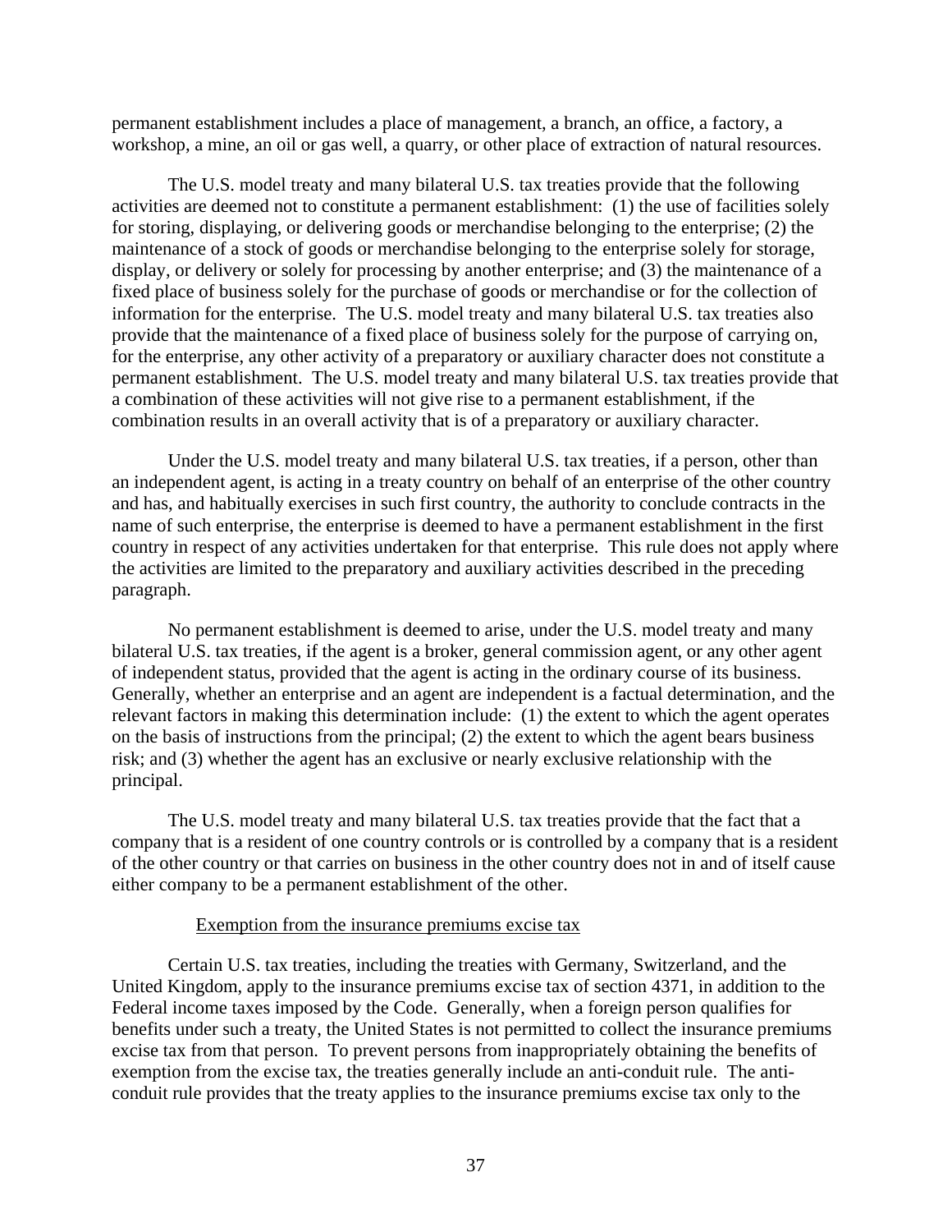permanent establishment includes a place of management, a branch, an office, a factory, a workshop, a mine, an oil or gas well, a quarry, or other place of extraction of natural resources.

The U.S. model treaty and many bilateral U.S. tax treaties provide that the following activities are deemed not to constitute a permanent establishment: (1) the use of facilities solely for storing, displaying, or delivering goods or merchandise belonging to the enterprise; (2) the maintenance of a stock of goods or merchandise belonging to the enterprise solely for storage, display, or delivery or solely for processing by another enterprise; and (3) the maintenance of a fixed place of business solely for the purchase of goods or merchandise or for the collection of information for the enterprise. The U.S. model treaty and many bilateral U.S. tax treaties also provide that the maintenance of a fixed place of business solely for the purpose of carrying on, for the enterprise, any other activity of a preparatory or auxiliary character does not constitute a permanent establishment. The U.S. model treaty and many bilateral U.S. tax treaties provide that a combination of these activities will not give rise to a permanent establishment, if the combination results in an overall activity that is of a preparatory or auxiliary character.

Under the U.S. model treaty and many bilateral U.S. tax treaties, if a person, other than an independent agent, is acting in a treaty country on behalf of an enterprise of the other country and has, and habitually exercises in such first country, the authority to conclude contracts in the name of such enterprise, the enterprise is deemed to have a permanent establishment in the first country in respect of any activities undertaken for that enterprise. This rule does not apply where the activities are limited to the preparatory and auxiliary activities described in the preceding paragraph.

No permanent establishment is deemed to arise, under the U.S. model treaty and many bilateral U.S. tax treaties, if the agent is a broker, general commission agent, or any other agent of independent status, provided that the agent is acting in the ordinary course of its business. Generally, whether an enterprise and an agent are independent is a factual determination, and the relevant factors in making this determination include: (1) the extent to which the agent operates on the basis of instructions from the principal; (2) the extent to which the agent bears business risk; and (3) whether the agent has an exclusive or nearly exclusive relationship with the principal.

The U.S. model treaty and many bilateral U.S. tax treaties provide that the fact that a company that is a resident of one country controls or is controlled by a company that is a resident of the other country or that carries on business in the other country does not in and of itself cause either company to be a permanent establishment of the other.

#### Exemption from the insurance premiums excise tax

Certain U.S. tax treaties, including the treaties with Germany, Switzerland, and the United Kingdom, apply to the insurance premiums excise tax of section 4371, in addition to the Federal income taxes imposed by the Code. Generally, when a foreign person qualifies for benefits under such a treaty, the United States is not permitted to collect the insurance premiums excise tax from that person. To prevent persons from inappropriately obtaining the benefits of exemption from the excise tax, the treaties generally include an anti-conduit rule. The anti-conduit rule provides that the treaty applies to the insurance premiums excise tax only to the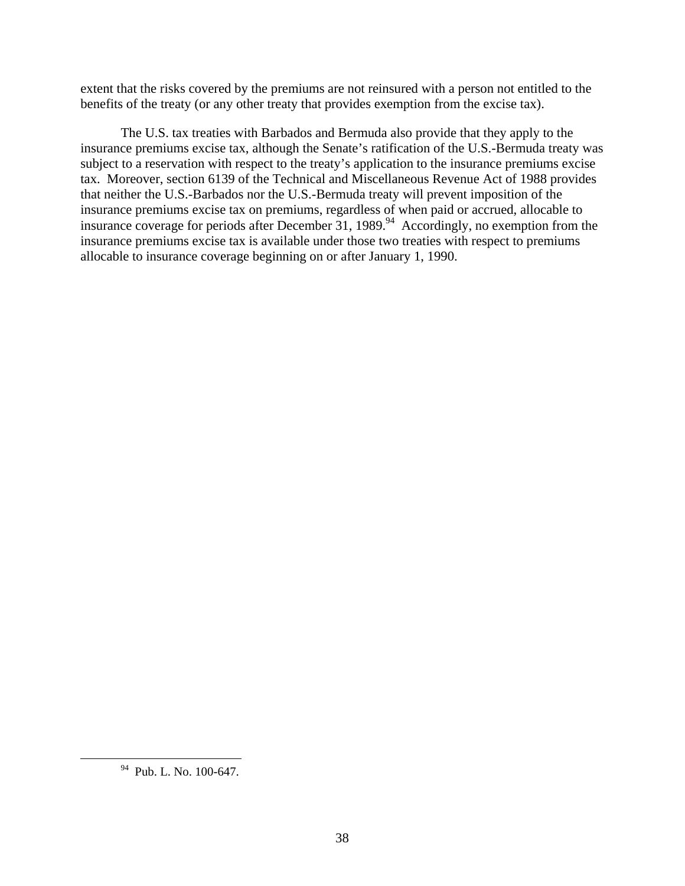extent that the risks covered by the premiums are not reinsured with a person not entitled to the benefits of the treaty (or any other treaty that provides exemption from the excise tax).

The U.S. tax treaties with Barbados and Bermuda also provide that they apply to the insurance premiums excise tax, although the Senate's ratification of the U.S.-Bermuda treaty was subject to a reservation with respect to the treaty's application to the insurance premiums excise tax. Moreover, section 6139 of the Technical and Miscellaneous Revenue Act of 1988 provides that neither the U.S.-Barbados nor the U.S.-Bermuda treaty will prevent imposition of the insurance premiums excise tax on premiums, regardless of when paid or accrued, allocable to insurance coverage for periods after December 31, 1989.[94] Accordingly, no exemption from the insurance premiums excise tax is available under those two treaties with respect to premiums allocable to insurance coverage beginning on or after January 1, 1990.

[94] Pub. L. No. 100-647.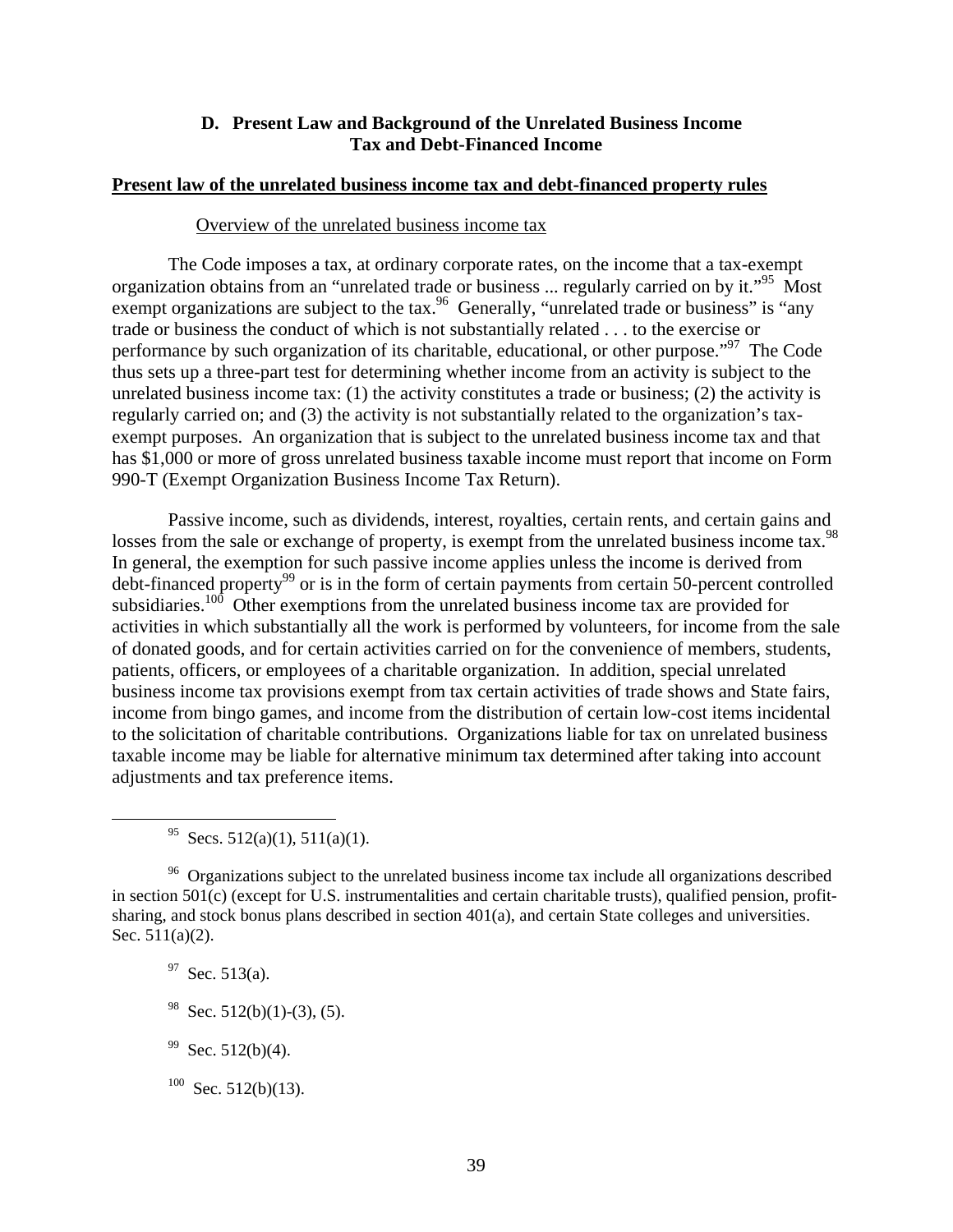## D. Present Law and Background of the Unrelated Business Income Tax and Debt-Financed Income

**Present law of the unrelated business income tax and debt-financed property rules**

Overview of the unrelated business income tax

The Code imposes a tax, at ordinary corporate rates, on the income that a tax-exempt organization obtains from an "unrelated trade or business ... regularly carried on by it."[95] Most exempt organizations are subject to the tax.[96] Generally, "unrelated trade or business" is "any trade or business the conduct of which is not substantially related . . . to the exercise or performance by such organization of its charitable, educational, or other purpose."[97] The Code thus sets up a three-part test for determining whether income from an activity is subject to the unrelated business income tax: (1) the activity constitutes a trade or business; (2) the activity is regularly carried on; and (3) the activity is not substantially related to the organization's tax-exempt purposes. An organization that is subject to the unrelated business income tax and that has $1,000 or more of gross unrelated business taxable income must report that income on Form 990-T (Exempt Organization Business Income Tax Return).

Passive income, such as dividends, interest, royalties, certain rents, and certain gains and losses from the sale or exchange of property, is exempt from the unrelated business income tax.[98] In general, the exemption for such passive income applies unless the income is derived from debt-financed property[99] or is in the form of certain payments from certain 50-percent controlled subsidiaries.[100] Other exemptions from the unrelated business income tax are provided for activities in which substantially all the work is performed by volunteers, for income from the sale of donated goods, and for certain activities carried on for the convenience of members, students, patients, officers, or employees of a charitable organization. In addition, special unrelated business income tax provisions exempt from tax certain activities of trade shows and State fairs, income from bingo games, and income from the distribution of certain low-cost items incidental to the solicitation of charitable contributions. Organizations liable for tax on unrelated business taxable income may be liable for alternative minimum tax determined after taking into account adjustments and tax preference items.

---

[95] Secs. 512(a)(1), 511(a)(1).

[96] Organizations subject to the unrelated business income tax include all organizations described in section 501(c) (except for U.S. instrumentalities and certain charitable trusts), qualified pension, profit-sharing, and stock bonus plans described in section 401(a), and certain State colleges and universities. Sec. 511(a)(2).

[97] Sec. 513(a).

[98] Sec. 512(b)(1)-(3), (5).

[99] Sec. 512(b)(4).

[100] Sec. 512(b)(13).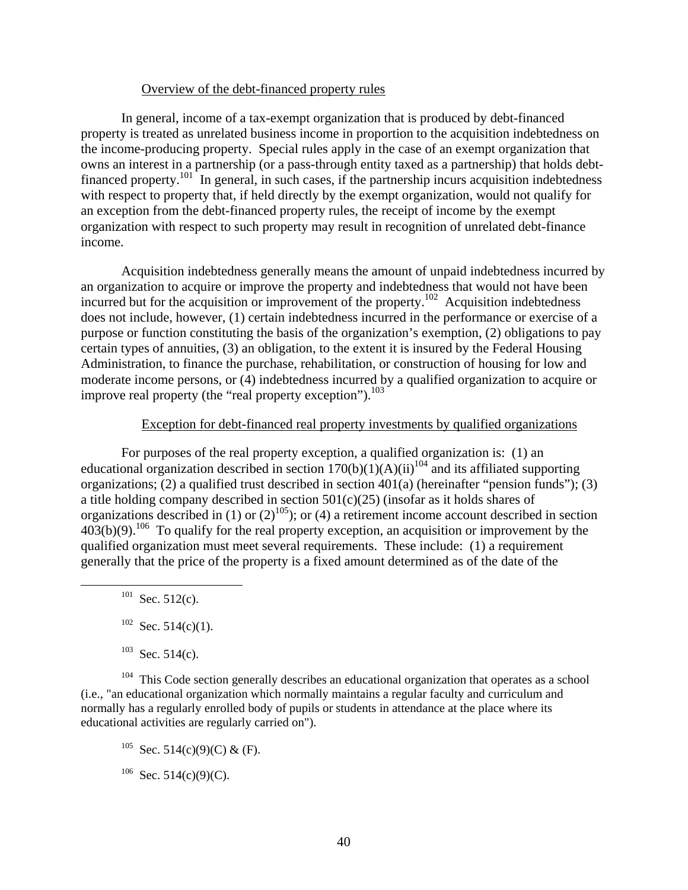Overview of the debt-financed property rules

In general, income of a tax-exempt organization that is produced by debt-financed property is treated as unrelated business income in proportion to the acquisition indebtedness on the income-producing property. Special rules apply in the case of an exempt organization that owns an interest in a partnership (or a pass-through entity taxed as a partnership) that holds debt-financed property.[101] In general, in such cases, if the partnership incurs acquisition indebtedness with respect to property that, if held directly by the exempt organization, would not qualify for an exception from the debt-financed property rules, the receipt of income by the exempt organization with respect to such property may result in recognition of unrelated debt-finance income.

Acquisition indebtedness generally means the amount of unpaid indebtedness incurred by an organization to acquire or improve the property and indebtedness that would not have been incurred but for the acquisition or improvement of the property.[102] Acquisition indebtedness does not include, however, (1) certain indebtedness incurred in the performance or exercise of a purpose or function constituting the basis of the organization's exemption, (2) obligations to pay certain types of annuities, (3) an obligation, to the extent it is insured by the Federal Housing Administration, to finance the purchase, rehabilitation, or construction of housing for low and moderate income persons, or (4) indebtedness incurred by a qualified organization to acquire or improve real property (the "real property exception").[103]

Exception for debt-financed real property investments by qualified organizations

For purposes of the real property exception, a qualified organization is: (1) an educational organization described in section 170(b)(1)(A)(ii)[104] and its affiliated supporting organizations; (2) a qualified trust described in section 401(a) (hereinafter "pension funds"); (3) a title holding company described in section 501(c)(25) (insofar as it holds shares of organizations described in (1) or (2)[105]); or (4) a retirement income account described in section 403(b)(9).[106] To qualify for the real property exception, an acquisition or improvement by the qualified organization must meet several requirements. These include: (1) a requirement generally that the price of the property is a fixed amount determined as of the date of the

---

[101] Sec. 512(c).

[102] Sec. 514(c)(1).

[103] Sec. 514(c).

[104] This Code section generally describes an educational organization that operates as a school (i.e., "an educational organization which normally maintains a regular faculty and curriculum and normally has a regularly enrolled body of pupils or students in attendance at the place where its educational activities are regularly carried on").

[105] Sec. 514(c)(9)(C) & (F).

[106] Sec. 514(c)(9)(C).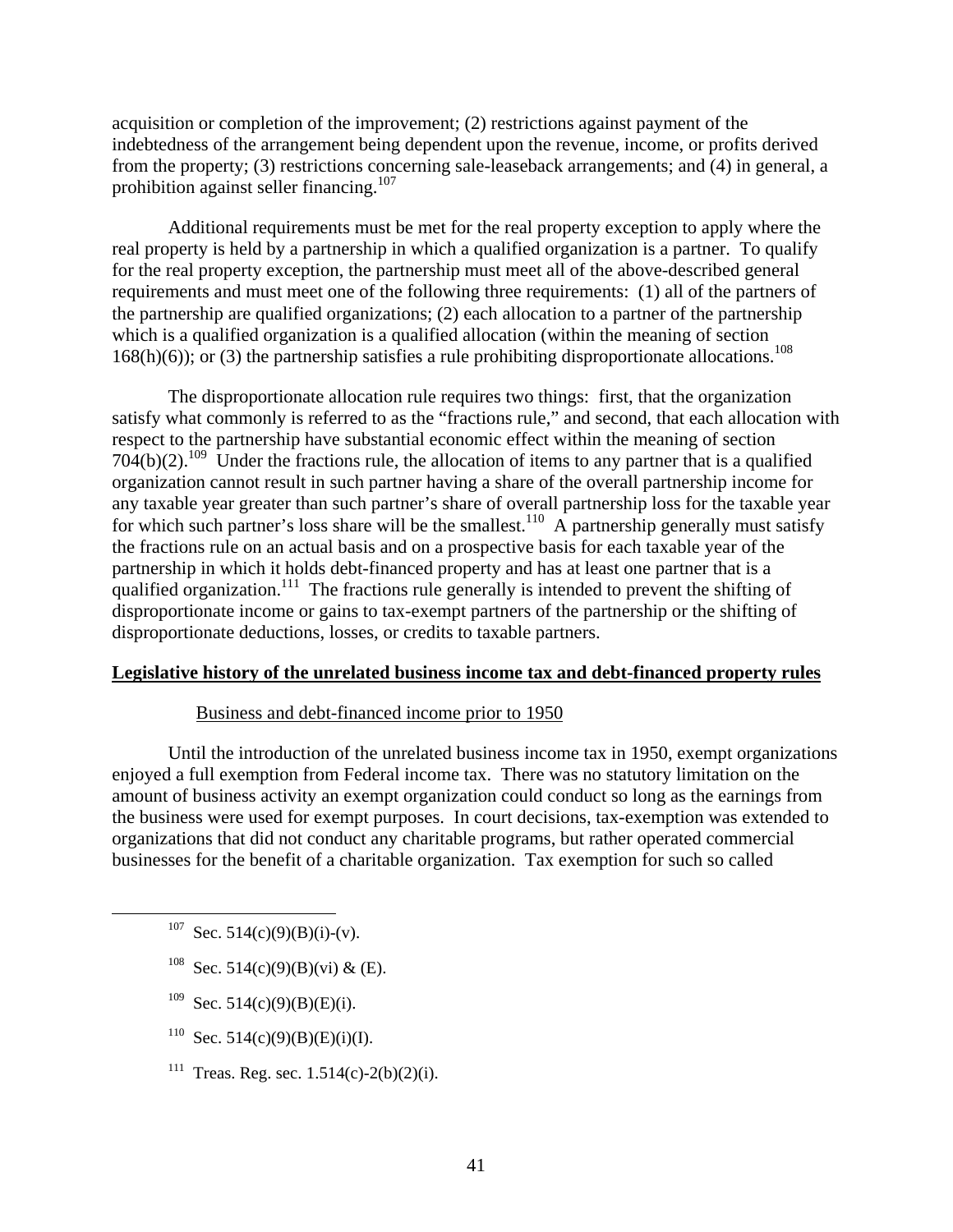acquisition or completion of the improvement; (2) restrictions against payment of the indebtedness of the arrangement being dependent upon the revenue, income, or profits derived from the property; (3) restrictions concerning sale-leaseback arrangements; and (4) in general, a prohibition against seller financing.[107]

Additional requirements must be met for the real property exception to apply where the real property is held by a partnership in which a qualified organization is a partner. To qualify for the real property exception, the partnership must meet all of the above-described general requirements and must meet one of the following three requirements: (1) all of the partners of the partnership are qualified organizations; (2) each allocation to a partner of the partnership which is a qualified organization is a qualified allocation (within the meaning of section 168(h)(6)); or (3) the partnership satisfies a rule prohibiting disproportionate allocations.[108]

The disproportionate allocation rule requires two things: first, that the organization satisfy what commonly is referred to as the "fractions rule," and second, that each allocation with respect to the partnership have substantial economic effect within the meaning of section 704(b)(2).[109] Under the fractions rule, the allocation of items to any partner that is a qualified organization cannot result in such partner having a share of the overall partnership income for any taxable year greater than such partner's share of overall partnership loss for the taxable year for which such partner's loss share will be the smallest.[110] A partnership generally must satisfy the fractions rule on an actual basis and on a prospective basis for each taxable year of the partnership in which it holds debt-financed property and has at least one partner that is a qualified organization.[111] The fractions rule generally is intended to prevent the shifting of disproportionate income or gains to tax-exempt partners of the partnership or the shifting of disproportionate deductions, losses, or credits to taxable partners.

**Legislative history of the unrelated business income tax and debt-financed property rules**

Business and debt-financed income prior to 1950

Until the introduction of the unrelated business income tax in 1950, exempt organizations enjoyed a full exemption from Federal income tax. There was no statutory limitation on the amount of business activity an exempt organization could conduct so long as the earnings from the business were used for exempt purposes. In court decisions, tax-exemption was extended to organizations that did not conduct any charitable programs, but rather operated commercial businesses for the benefit of a charitable organization. Tax exemption for such so called

---

[107] Sec. 514(c)(9)(B)(i)-(v).

[108] Sec. 514(c)(9)(B)(vi) & (E).

[109] Sec. 514(c)(9)(B)(E)(i).

[110] Sec. 514(c)(9)(B)(E)(i)(I).

[111] Treas. Reg. sec. 1.514(c)-2(b)(2)(i).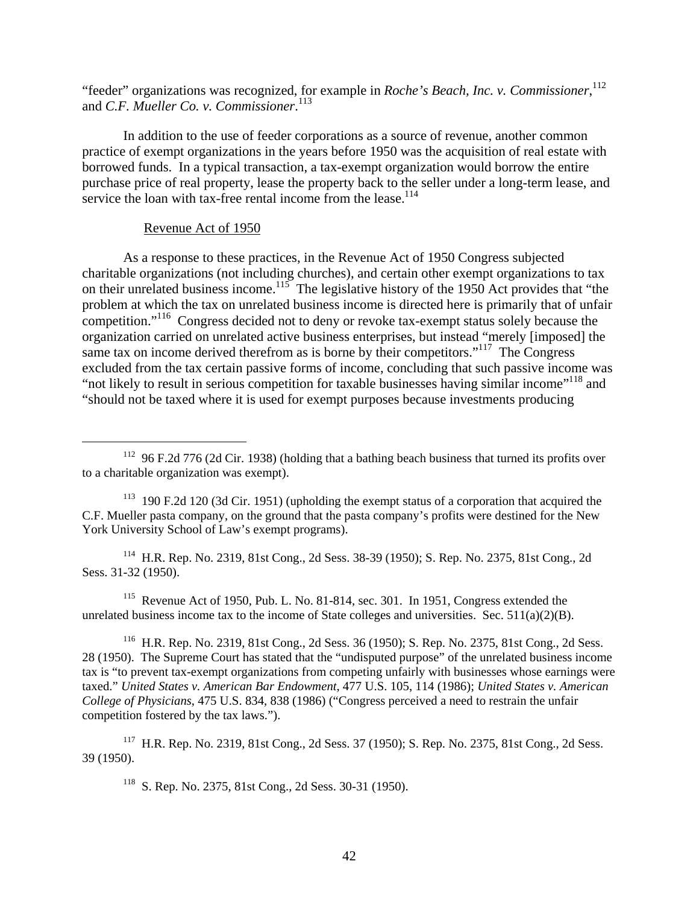"feeder" organizations was recognized, for example in *Roche's Beach, Inc. v. Commissioner*,[112] and *C.F. Mueller Co. v. Commissioner*.[113]

In addition to the use of feeder corporations as a source of revenue, another common practice of exempt organizations in the years before 1950 was the acquisition of real estate with borrowed funds. In a typical transaction, a tax-exempt organization would borrow the entire purchase price of real property, lease the property back to the seller under a long-term lease, and service the loan with tax-free rental income from the lease.[114]

Revenue Act of 1950

As a response to these practices, in the Revenue Act of 1950 Congress subjected charitable organizations (not including churches), and certain other exempt organizations to tax on their unrelated business income.[115] The legislative history of the 1950 Act provides that "the problem at which the tax on unrelated business income is directed here is primarily that of unfair competition."[116] Congress decided not to deny or revoke tax-exempt status solely because the organization carried on unrelated active business enterprises, but instead "merely [imposed] the same tax on income derived therefrom as is borne by their competitors."[117] The Congress excluded from the tax certain passive forms of income, concluding that such passive income was "not likely to result in serious competition for taxable businesses having similar income"[118] and "should not be taxed where it is used for exempt purposes because investments producing

---

[112] 96 F.2d 776 (2d Cir. 1938) (holding that a bathing beach business that turned its profits over to a charitable organization was exempt).

[113] 190 F.2d 120 (3d Cir. 1951) (upholding the exempt status of a corporation that acquired the C.F. Mueller pasta company, on the ground that the pasta company's profits were destined for the New York University School of Law's exempt programs).

[114] H.R. Rep. No. 2319, 81st Cong., 2d Sess. 38-39 (1950); S. Rep. No. 2375, 81st Cong., 2d Sess. 31-32 (1950).

[115] Revenue Act of 1950, Pub. L. No. 81-814, sec. 301. In 1951, Congress extended the unrelated business income tax to the income of State colleges and universities. Sec. 511(a)(2)(B).

[116] H.R. Rep. No. 2319, 81st Cong., 2d Sess. 36 (1950); S. Rep. No. 2375, 81st Cong., 2d Sess. 28 (1950). The Supreme Court has stated that the "undisputed purpose" of the unrelated business income tax is "to prevent tax-exempt organizations from competing unfairly with businesses whose earnings were taxed." *United States v. American Bar Endowment*, 477 U.S. 105, 114 (1986); *United States v. American College of Physicians*, 475 U.S. 834, 838 (1986) ("Congress perceived a need to restrain the unfair competition fostered by the tax laws.").

[117] H.R. Rep. No. 2319, 81st Cong., 2d Sess. 37 (1950); S. Rep. No. 2375, 81st Cong., 2d Sess. 39 (1950).

[118] S. Rep. No. 2375, 81st Cong., 2d Sess. 30-31 (1950).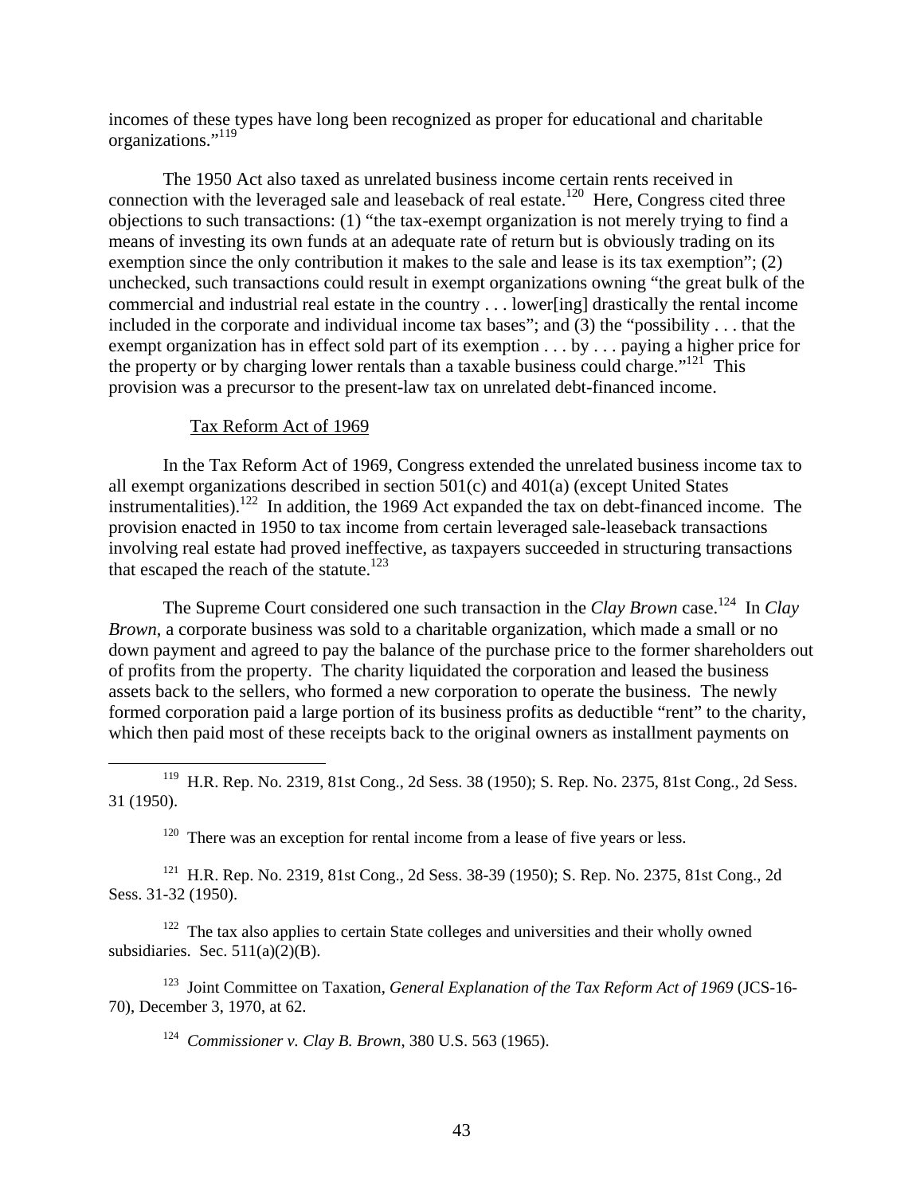incomes of these types have long been recognized as proper for educational and charitable organizations."[119]

The 1950 Act also taxed as unrelated business income certain rents received in connection with the leveraged sale and leaseback of real estate.[120] Here, Congress cited three objections to such transactions: (1) "the tax-exempt organization is not merely trying to find a means of investing its own funds at an adequate rate of return but is obviously trading on its exemption since the only contribution it makes to the sale and lease is its tax exemption"; (2) unchecked, such transactions could result in exempt organizations owning "the great bulk of the commercial and industrial real estate in the country . . . lower[ing] drastically the rental income included in the corporate and individual income tax bases"; and (3) the "possibility . . . that the exempt organization has in effect sold part of its exemption . . . by . . . paying a higher price for the property or by charging lower rentals than a taxable business could charge."[121] This provision was a precursor to the present-law tax on unrelated debt-financed income.

Tax Reform Act of 1969

In the Tax Reform Act of 1969, Congress extended the unrelated business income tax to all exempt organizations described in section 501(c) and 401(a) (except United States instrumentalities).[122] In addition, the 1969 Act expanded the tax on debt-financed income. The provision enacted in 1950 to tax income from certain leveraged sale-leaseback transactions involving real estate had proved ineffective, as taxpayers succeeded in structuring transactions that escaped the reach of the statute.[123]

The Supreme Court considered one such transaction in the *Clay Brown* case.[124] In *Clay Brown*, a corporate business was sold to a charitable organization, which made a small or no down payment and agreed to pay the balance of the purchase price to the former shareholders out of profits from the property. The charity liquidated the corporation and leased the business assets back to the sellers, who formed a new corporation to operate the business. The newly formed corporation paid a large portion of its business profits as deductible "rent" to the charity, which then paid most of these receipts back to the original owners as installment payments on

---

[119] H.R. Rep. No. 2319, 81st Cong., 2d Sess. 38 (1950); S. Rep. No. 2375, 81st Cong., 2d Sess. 31 (1950).

[120] There was an exception for rental income from a lease of five years or less.

[121] H.R. Rep. No. 2319, 81st Cong., 2d Sess. 38-39 (1950); S. Rep. No. 2375, 81st Cong., 2d Sess. 31-32 (1950).

[122] The tax also applies to certain State colleges and universities and their wholly owned subsidiaries. Sec. 511(a)(2)(B).

[123] Joint Committee on Taxation, *General Explanation of the Tax Reform Act of 1969* (JCS-16-70), December 3, 1970, at 62.

[124] *Commissioner v. Clay B. Brown*, 380 U.S. 563 (1965).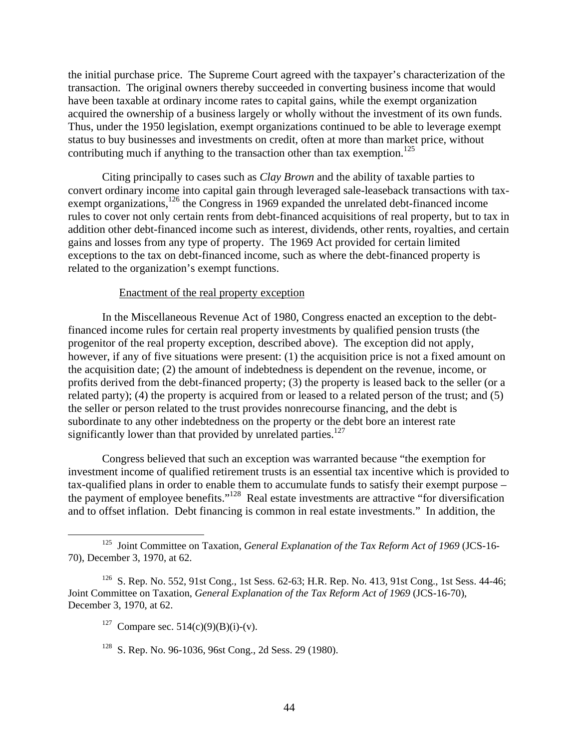the initial purchase price. The Supreme Court agreed with the taxpayer's characterization of the transaction. The original owners thereby succeeded in converting business income that would have been taxable at ordinary income rates to capital gains, while the exempt organization acquired the ownership of a business largely or wholly without the investment of its own funds. Thus, under the 1950 legislation, exempt organizations continued to be able to leverage exempt status to buy businesses and investments on credit, often at more than market price, without contributing much if anything to the transaction other than tax exemption.[125]

Citing principally to cases such as *Clay Brown* and the ability of taxable parties to convert ordinary income into capital gain through leveraged sale-leaseback transactions with tax-exempt organizations,[126] the Congress in 1969 expanded the unrelated debt-financed income rules to cover not only certain rents from debt-financed acquisitions of real property, but to tax in addition other debt-financed income such as interest, dividends, other rents, royalties, and certain gains and losses from any type of property. The 1969 Act provided for certain limited exceptions to the tax on debt-financed income, such as where the debt-financed property is related to the organization's exempt functions.

<u>Enactment of the real property exception</u>

In the Miscellaneous Revenue Act of 1980, Congress enacted an exception to the debt-financed income rules for certain real property investments by qualified pension trusts (the progenitor of the real property exception, described above). The exception did not apply, however, if any of five situations were present: (1) the acquisition price is not a fixed amount on the acquisition date; (2) the amount of indebtedness is dependent on the revenue, income, or profits derived from the debt-financed property; (3) the property is leased back to the seller (or a related party); (4) the property is acquired from or leased to a related person of the trust; and (5) the seller or person related to the trust provides nonrecourse financing, and the debt is subordinate to any other indebtedness on the property or the debt bore an interest rate significantly lower than that provided by unrelated parties.[127]

Congress believed that such an exception was warranted because "the exemption for investment income of qualified retirement trusts is an essential tax incentive which is provided to tax-qualified plans in order to enable them to accumulate funds to satisfy their exempt purpose – the payment of employee benefits."[128] Real estate investments are attractive "for diversification and to offset inflation. Debt financing is common in real estate investments." In addition, the

---

[125] Joint Committee on Taxation, *General Explanation of the Tax Reform Act of 1969* (JCS-16-70), December 3, 1970, at 62.

[126] S. Rep. No. 552, 91st Cong., 1st Sess. 62-63; H.R. Rep. No. 413, 91st Cong., 1st Sess. 44-46; Joint Committee on Taxation, *General Explanation of the Tax Reform Act of 1969* (JCS-16-70), December 3, 1970, at 62.

[127] Compare sec. 514(c)(9)(B)(i)-(v).

[128] S. Rep. No. 96-1036, 96st Cong., 2d Sess. 29 (1980).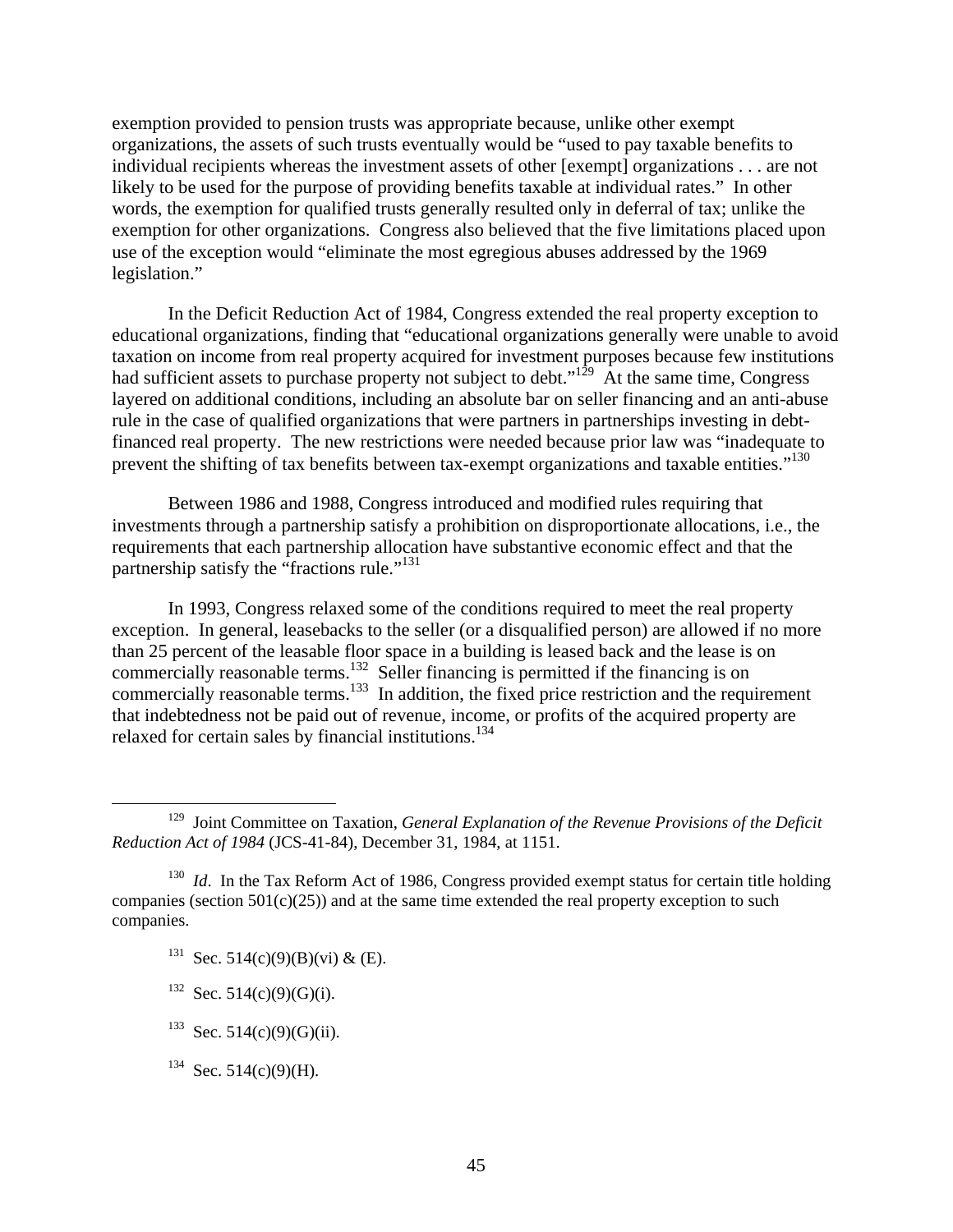exemption provided to pension trusts was appropriate because, unlike other exempt organizations, the assets of such trusts eventually would be "used to pay taxable benefits to individual recipients whereas the investment assets of other [exempt] organizations . . . are not likely to be used for the purpose of providing benefits taxable at individual rates." In other words, the exemption for qualified trusts generally resulted only in deferral of tax; unlike the exemption for other organizations. Congress also believed that the five limitations placed upon use of the exception would "eliminate the most egregious abuses addressed by the 1969 legislation."

In the Deficit Reduction Act of 1984, Congress extended the real property exception to educational organizations, finding that "educational organizations generally were unable to avoid taxation on income from real property acquired for investment purposes because few institutions had sufficient assets to purchase property not subject to debt."[129] At the same time, Congress layered on additional conditions, including an absolute bar on seller financing and an anti-abuse rule in the case of qualified organizations that were partners in partnerships investing in debt-financed real property. The new restrictions were needed because prior law was "inadequate to prevent the shifting of tax benefits between tax-exempt organizations and taxable entities."[130]

Between 1986 and 1988, Congress introduced and modified rules requiring that investments through a partnership satisfy a prohibition on disproportionate allocations, i.e., the requirements that each partnership allocation have substantive economic effect and that the partnership satisfy the "fractions rule."[131]

In 1993, Congress relaxed some of the conditions required to meet the real property exception. In general, leasebacks to the seller (or a disqualified person) are allowed if no more than 25 percent of the leasable floor space in a building is leased back and the lease is on commercially reasonable terms.[132] Seller financing is permitted if the financing is on commercially reasonable terms.[133] In addition, the fixed price restriction and the requirement that indebtedness not be paid out of revenue, income, or profits of the acquired property are relaxed for certain sales by financial institutions.[134]

---

[129] Joint Committee on Taxation, *General Explanation of the Revenue Provisions of the Deficit Reduction Act of 1984* (JCS-41-84), December 31, 1984, at 1151.

[130] *Id*. In the Tax Reform Act of 1986, Congress provided exempt status for certain title holding companies (section 501(c)(25)) and at the same time extended the real property exception to such companies.

[131] Sec. 514(c)(9)(B)(vi) & (E).

[132] Sec. 514(c)(9)(G)(i).

[133] Sec. 514(c)(9)(G)(ii).

[134] Sec. 514(c)(9)(H).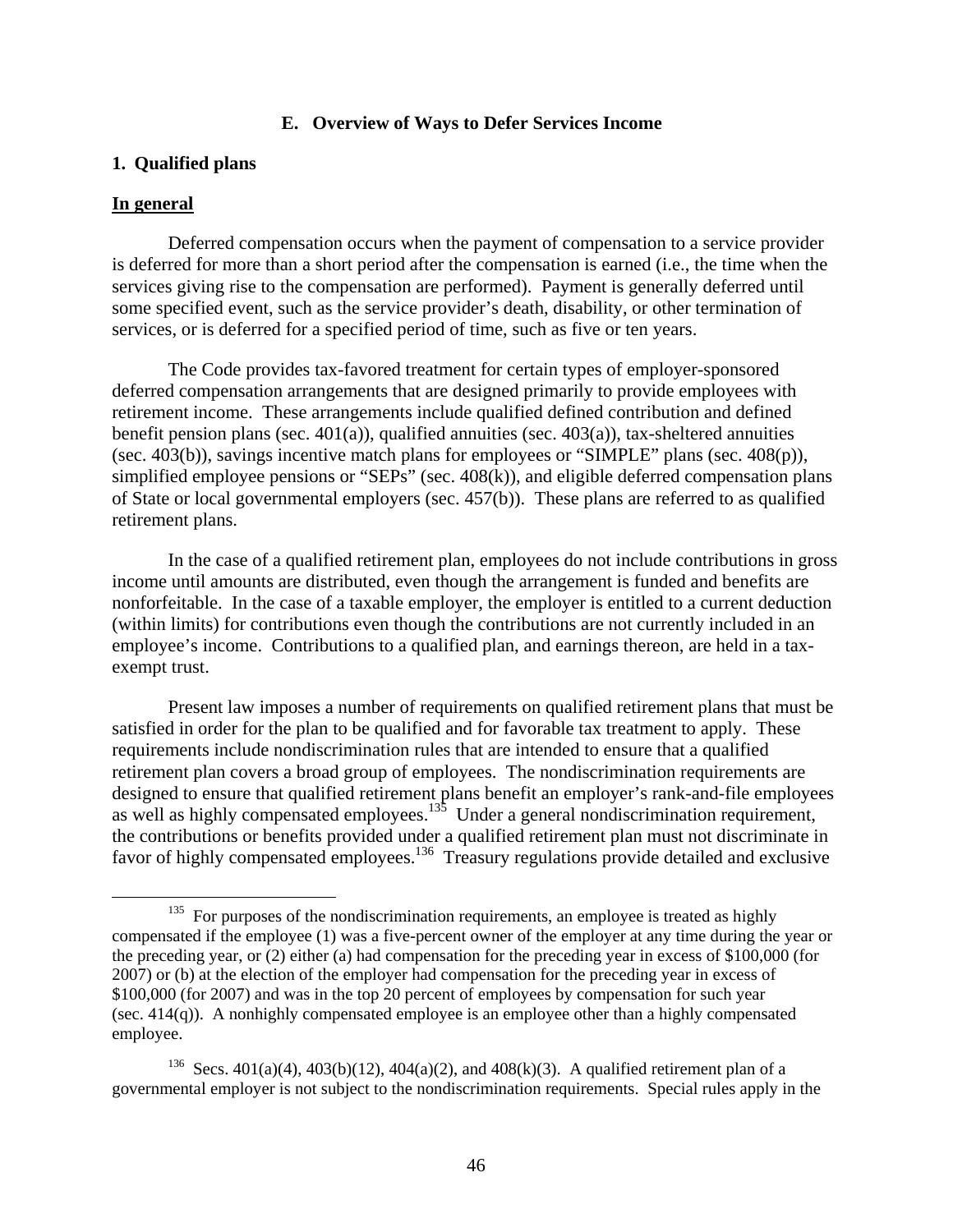## E. Overview of Ways to Defer Services Income

### 1. Qualified plans

#### In general

Deferred compensation occurs when the payment of compensation to a service provider is deferred for more than a short period after the compensation is earned (i.e., the time when the services giving rise to the compensation are performed). Payment is generally deferred until some specified event, such as the service provider's death, disability, or other termination of services, or is deferred for a specified period of time, such as five or ten years.

The Code provides tax-favored treatment for certain types of employer-sponsored deferred compensation arrangements that are designed primarily to provide employees with retirement income. These arrangements include qualified defined contribution and defined benefit pension plans (sec. 401(a)), qualified annuities (sec. 403(a)), tax-sheltered annuities (sec. 403(b)), savings incentive match plans for employees or "SIMPLE" plans (sec. 408(p)), simplified employee pensions or "SEPs" (sec. 408(k)), and eligible deferred compensation plans of State or local governmental employers (sec. 457(b)). These plans are referred to as qualified retirement plans.

In the case of a qualified retirement plan, employees do not include contributions in gross income until amounts are distributed, even though the arrangement is funded and benefits are nonforfeitable. In the case of a taxable employer, the employer is entitled to a current deduction (within limits) for contributions even though the contributions are not currently included in an employee's income. Contributions to a qualified plan, and earnings thereon, are held in a tax-exempt trust.

Present law imposes a number of requirements on qualified retirement plans that must be satisfied in order for the plan to be qualified and for favorable tax treatment to apply. These requirements include nondiscrimination rules that are intended to ensure that a qualified retirement plan covers a broad group of employees. The nondiscrimination requirements are designed to ensure that qualified retirement plans benefit an employer's rank-and-file employees as well as highly compensated employees.[135] Under a general nondiscrimination requirement, the contributions or benefits provided under a qualified retirement plan must not discriminate in favor of highly compensated employees.[136] Treasury regulations provide detailed and exclusive

---

[135] For purposes of the nondiscrimination requirements, an employee is treated as highly compensated if the employee (1) was a five-percent owner of the employer at any time during the year or the preceding year, or (2) either (a) had compensation for the preceding year in excess of $100,000 (for 2007) or (b) at the election of the employer had compensation for the preceding year in excess of $100,000 (for 2007) and was in the top 20 percent of employees by compensation for such year (sec. 414(q)). A nonhighly compensated employee is an employee other than a highly compensated employee.

[136] Secs. 401(a)(4), 403(b)(12), 404(a)(2), and 408(k)(3). A qualified retirement plan of a governmental employer is not subject to the nondiscrimination requirements. Special rules apply in the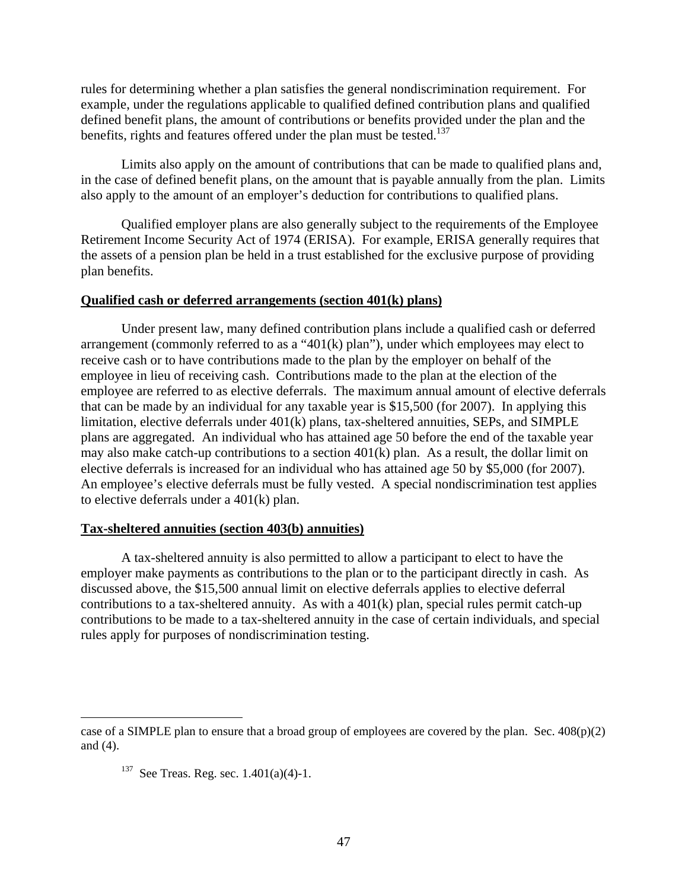rules for determining whether a plan satisfies the general nondiscrimination requirement. For example, under the regulations applicable to qualified defined contribution plans and qualified defined benefit plans, the amount of contributions or benefits provided under the plan and the benefits, rights and features offered under the plan must be tested.[137]

Limits also apply on the amount of contributions that can be made to qualified plans and, in the case of defined benefit plans, on the amount that is payable annually from the plan. Limits also apply to the amount of an employer's deduction for contributions to qualified plans.

Qualified employer plans are also generally subject to the requirements of the Employee Retirement Income Security Act of 1974 (ERISA). For example, ERISA generally requires that the assets of a pension plan be held in a trust established for the exclusive purpose of providing plan benefits.

**Qualified cash or deferred arrangements (section 401(k) plans)**

Under present law, many defined contribution plans include a qualified cash or deferred arrangement (commonly referred to as a "401(k) plan"), under which employees may elect to receive cash or to have contributions made to the plan by the employer on behalf of the employee in lieu of receiving cash. Contributions made to the plan at the election of the employee are referred to as elective deferrals. The maximum annual amount of elective deferrals that can be made by an individual for any taxable year is $15,500 (for 2007). In applying this limitation, elective deferrals under 401(k) plans, tax-sheltered annuities, SEPs, and SIMPLE plans are aggregated. An individual who has attained age 50 before the end of the taxable year may also make catch-up contributions to a section 401(k) plan. As a result, the dollar limit on elective deferrals is increased for an individual who has attained age 50 by $5,000 (for 2007). An employee's elective deferrals must be fully vested. A special nondiscrimination test applies to elective deferrals under a 401(k) plan.

**Tax-sheltered annuities (section 403(b) annuities)**

A tax-sheltered annuity is also permitted to allow a participant to elect to have the employer make payments as contributions to the plan or to the participant directly in cash. As discussed above, the $15,500 annual limit on elective deferrals applies to elective deferral contributions to a tax-sheltered annuity. As with a 401(k) plan, special rules permit catch-up contributions to be made to a tax-sheltered annuity in the case of certain individuals, and special rules apply for purposes of nondiscrimination testing.

---

case of a SIMPLE plan to ensure that a broad group of employees are covered by the plan. Sec. 408(p)(2) and (4).

[137] See Treas. Reg. sec. 1.401(a)(4)-1.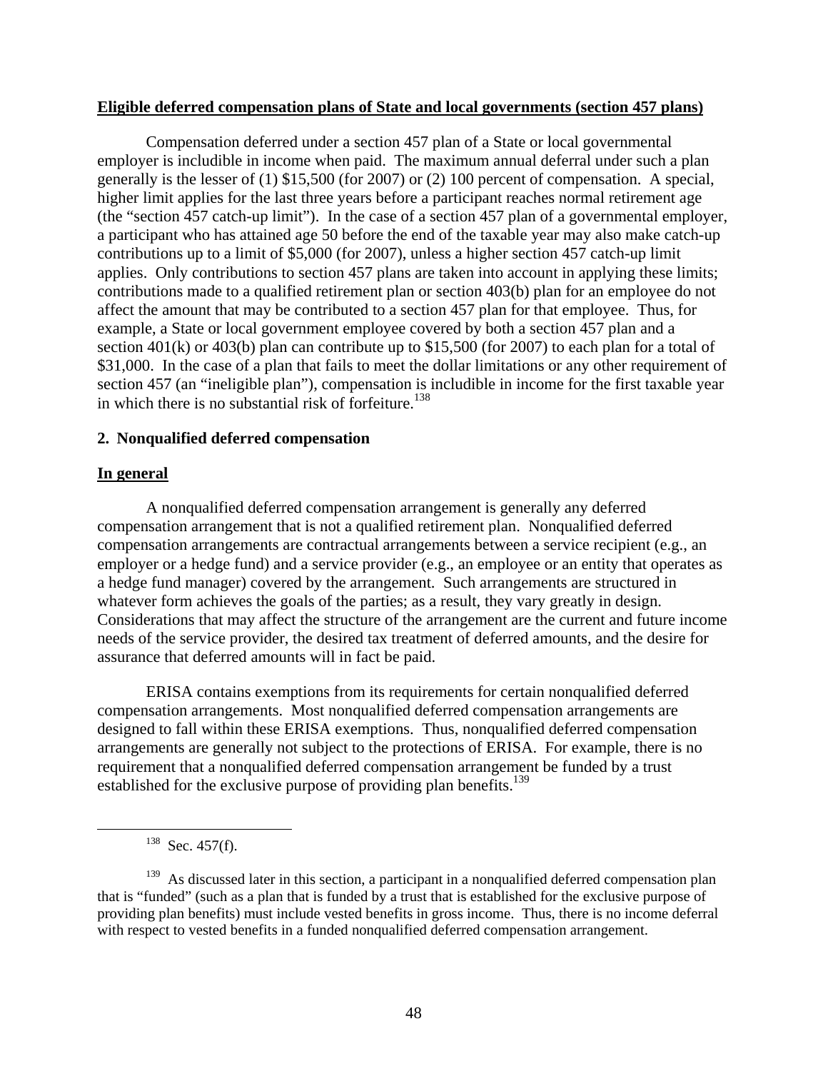**Eligible deferred compensation plans of State and local governments (section 457 plans)**

Compensation deferred under a section 457 plan of a State or local governmental employer is includible in income when paid. The maximum annual deferral under such a plan generally is the lesser of (1) $15,500 (for 2007) or (2) 100 percent of compensation. A special, higher limit applies for the last three years before a participant reaches normal retirement age (the "section 457 catch-up limit"). In the case of a section 457 plan of a governmental employer, a participant who has attained age 50 before the end of the taxable year may also make catch-up contributions up to a limit of $5,000 (for 2007), unless a higher section 457 catch-up limit applies. Only contributions to section 457 plans are taken into account in applying these limits; contributions made to a qualified retirement plan or section 403(b) plan for an employee do not affect the amount that may be contributed to a section 457 plan for that employee. Thus, for example, a State or local government employee covered by both a section 457 plan and a section 401(k) or 403(b) plan can contribute up to $15,500 (for 2007) to each plan for a total of $31,000. In the case of a plan that fails to meet the dollar limitations or any other requirement of section 457 (an "ineligible plan"), compensation is includible in income for the first taxable year in which there is no substantial risk of forfeiture.[138]

### 2. Nonqualified deferred compensation

**In general**

A nonqualified deferred compensation arrangement is generally any deferred compensation arrangement that is not a qualified retirement plan. Nonqualified deferred compensation arrangements are contractual arrangements between a service recipient (e.g., an employer or a hedge fund) and a service provider (e.g., an employee or an entity that operates as a hedge fund manager) covered by the arrangement. Such arrangements are structured in whatever form achieves the goals of the parties; as a result, they vary greatly in design. Considerations that may affect the structure of the arrangement are the current and future income needs of the service provider, the desired tax treatment of deferred amounts, and the desire for assurance that deferred amounts will in fact be paid.

ERISA contains exemptions from its requirements for certain nonqualified deferred compensation arrangements. Most nonqualified deferred compensation arrangements are designed to fall within these ERISA exemptions. Thus, nonqualified deferred compensation arrangements are generally not subject to the protections of ERISA. For example, there is no requirement that a nonqualified deferred compensation arrangement be funded by a trust established for the exclusive purpose of providing plan benefits.[139]

---

[138] Sec. 457(f).

[139] As discussed later in this section, a participant in a nonqualified deferred compensation plan that is "funded" (such as a plan that is funded by a trust that is established for the exclusive purpose of providing plan benefits) must include vested benefits in gross income. Thus, there is no income deferral with respect to vested benefits in a funded nonqualified deferred compensation arrangement.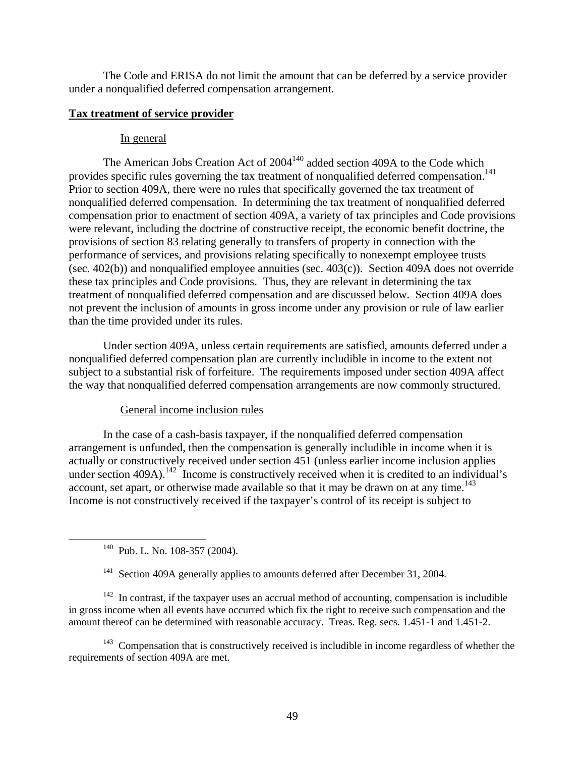The Code and ERISA do not limit the amount that can be deferred by a service provider under a nonqualified deferred compensation arrangement.

## Tax treatment of service provider

### In general

The American Jobs Creation Act of 2004[140] added section 409A to the Code which provides specific rules governing the tax treatment of nonqualified deferred compensation.[141] Prior to section 409A, there were no rules that specifically governed the tax treatment of nonqualified deferred compensation. In determining the tax treatment of nonqualified deferred compensation prior to enactment of section 409A, a variety of tax principles and Code provisions were relevant, including the doctrine of constructive receipt, the economic benefit doctrine, the provisions of section 83 relating generally to transfers of property in connection with the performance of services, and provisions relating specifically to nonexempt employee trusts (sec. 402(b)) and nonqualified employee annuities (sec. 403(c)). Section 409A does not override these tax principles and Code provisions. Thus, they are relevant in determining the tax treatment of nonqualified deferred compensation and are discussed below. Section 409A does not prevent the inclusion of amounts in gross income under any provision or rule of law earlier than the time provided under its rules.

Under section 409A, unless certain requirements are satisfied, amounts deferred under a nonqualified deferred compensation plan are currently includible in income to the extent not subject to a substantial risk of forfeiture. The requirements imposed under section 409A affect the way that nonqualified deferred compensation arrangements are now commonly structured.

### General income inclusion rules

In the case of a cash-basis taxpayer, if the nonqualified deferred compensation arrangement is unfunded, then the compensation is generally includible in income when it is actually or constructively received under section 451 (unless earlier income inclusion applies under section 409A).[142] Income is constructively received when it is credited to an individual's account, set apart, or otherwise made available so that it may be drawn on at any time.[143] Income is not constructively received if the taxpayer's control of its receipt is subject to

---

[140] Pub. L. No. 108-357 (2004).

[141] Section 409A generally applies to amounts deferred after December 31, 2004.

[142] In contrast, if the taxpayer uses an accrual method of accounting, compensation is includible in gross income when all events have occurred which fix the right to receive such compensation and the amount thereof can be determined with reasonable accuracy. Treas. Reg. secs. 1.451-1 and 1.451-2.

[143] Compensation that is constructively received is includible in income regardless of whether the requirements of section 409A are met.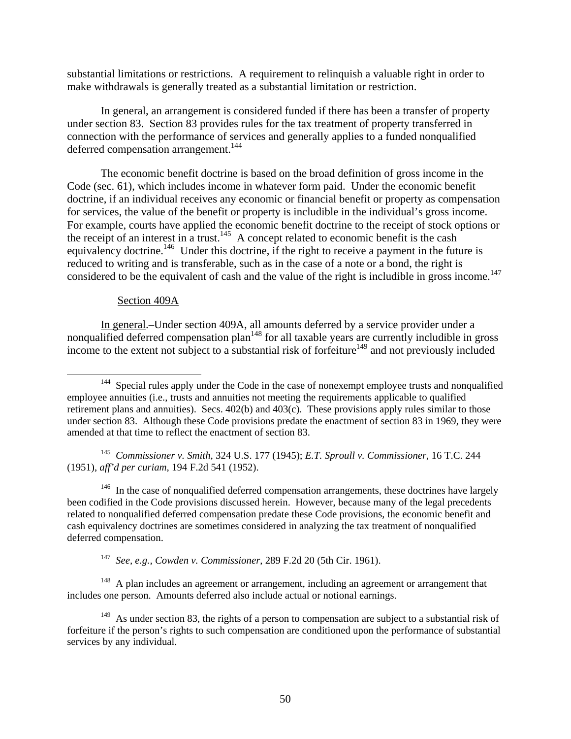substantial limitations or restrictions. A requirement to relinquish a valuable right in order to make withdrawals is generally treated as a substantial limitation or restriction.

In general, an arrangement is considered funded if there has been a transfer of property under section 83. Section 83 provides rules for the tax treatment of property transferred in connection with the performance of services and generally applies to a funded nonqualified deferred compensation arrangement.[144]

The economic benefit doctrine is based on the broad definition of gross income in the Code (sec. 61), which includes income in whatever form paid. Under the economic benefit doctrine, if an individual receives any economic or financial benefit or property as compensation for services, the value of the benefit or property is includible in the individual's gross income. For example, courts have applied the economic benefit doctrine to the receipt of stock options or the receipt of an interest in a trust.[145] A concept related to economic benefit is the cash equivalency doctrine.[146] Under this doctrine, if the right to receive a payment in the future is reduced to writing and is transferable, such as in the case of a note or a bond, the right is considered to be the equivalent of cash and the value of the right is includible in gross income.[147]

<u>Section 409A</u>

<u>In general</u>.–Under section 409A, all amounts deferred by a service provider under a nonqualified deferred compensation plan[148] for all taxable years are currently includible in gross income to the extent not subject to a substantial risk of forfeiture[149] and not previously included

---

[144] Special rules apply under the Code in the case of nonexempt employee trusts and nonqualified employee annuities (i.e., trusts and annuities not meeting the requirements applicable to qualified retirement plans and annuities). Secs. 402(b) and 403(c). These provisions apply rules similar to those under section 83. Although these Code provisions predate the enactment of section 83 in 1969, they were amended at that time to reflect the enactment of section 83.

[145] *Commissioner v. Smith*, 324 U.S. 177 (1945); *E.T. Sproull v. Commissioner*, 16 T.C. 244 (1951), *aff'd per curiam*, 194 F.2d 541 (1952).

[146] In the case of nonqualified deferred compensation arrangements, these doctrines have largely been codified in the Code provisions discussed herein. However, because many of the legal precedents related to nonqualified deferred compensation predate these Code provisions, the economic benefit and cash equivalency doctrines are sometimes considered in analyzing the tax treatment of nonqualified deferred compensation.

[147] *See, e.g.*, *Cowden v. Commissioner*, 289 F.2d 20 (5th Cir. 1961).

[148] A plan includes an agreement or arrangement, including an agreement or arrangement that includes one person. Amounts deferred also include actual or notional earnings.

[149] As under section 83, the rights of a person to compensation are subject to a substantial risk of forfeiture if the person's rights to such compensation are conditioned upon the performance of substantial services by any individual.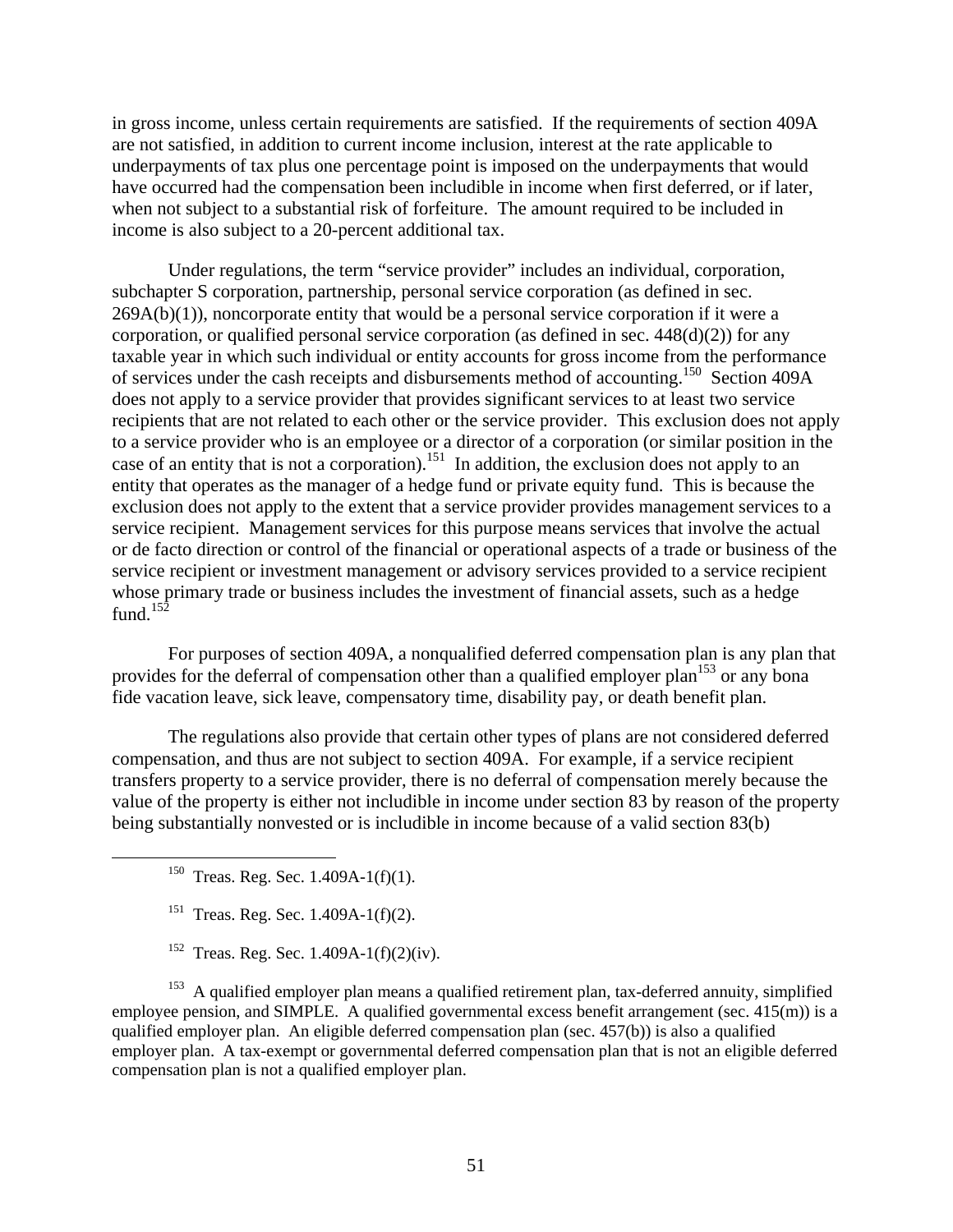in gross income, unless certain requirements are satisfied. If the requirements of section 409A are not satisfied, in addition to current income inclusion, interest at the rate applicable to underpayments of tax plus one percentage point is imposed on the underpayments that would have occurred had the compensation been includible in income when first deferred, or if later, when not subject to a substantial risk of forfeiture. The amount required to be included in income is also subject to a 20-percent additional tax.

Under regulations, the term "service provider" includes an individual, corporation, subchapter S corporation, partnership, personal service corporation (as defined in sec. 269A(b)(1)), noncorporate entity that would be a personal service corporation if it were a corporation, or qualified personal service corporation (as defined in sec. 448(d)(2)) for any taxable year in which such individual or entity accounts for gross income from the performance of services under the cash receipts and disbursements method of accounting.[150] Section 409A does not apply to a service provider that provides significant services to at least two service recipients that are not related to each other or the service provider. This exclusion does not apply to a service provider who is an employee or a director of a corporation (or similar position in the case of an entity that is not a corporation).[151] In addition, the exclusion does not apply to an entity that operates as the manager of a hedge fund or private equity fund. This is because the exclusion does not apply to the extent that a service provider provides management services to a service recipient. Management services for this purpose means services that involve the actual or de facto direction or control of the financial or operational aspects of a trade or business of the service recipient or investment management or advisory services provided to a service recipient whose primary trade or business includes the investment of financial assets, such as a hedge fund.[152]

For purposes of section 409A, a nonqualified deferred compensation plan is any plan that provides for the deferral of compensation other than a qualified employer plan[153] or any bona fide vacation leave, sick leave, compensatory time, disability pay, or death benefit plan.

The regulations also provide that certain other types of plans are not considered deferred compensation, and thus are not subject to section 409A. For example, if a service recipient transfers property to a service provider, there is no deferral of compensation merely because the value of the property is either not includible in income under section 83 by reason of the property being substantially nonvested or is includible in income because of a valid section 83(b)

---

[150] Treas. Reg. Sec. 1.409A-1(f)(1).

[151] Treas. Reg. Sec. 1.409A-1(f)(2).

[152] Treas. Reg. Sec. 1.409A-1(f)(2)(iv).

[153] A qualified employer plan means a qualified retirement plan, tax-deferred annuity, simplified employee pension, and SIMPLE. A qualified governmental excess benefit arrangement (sec. 415(m)) is a qualified employer plan. An eligible deferred compensation plan (sec. 457(b)) is also a qualified employer plan. A tax-exempt or governmental deferred compensation plan that is not an eligible deferred compensation plan is not a qualified employer plan.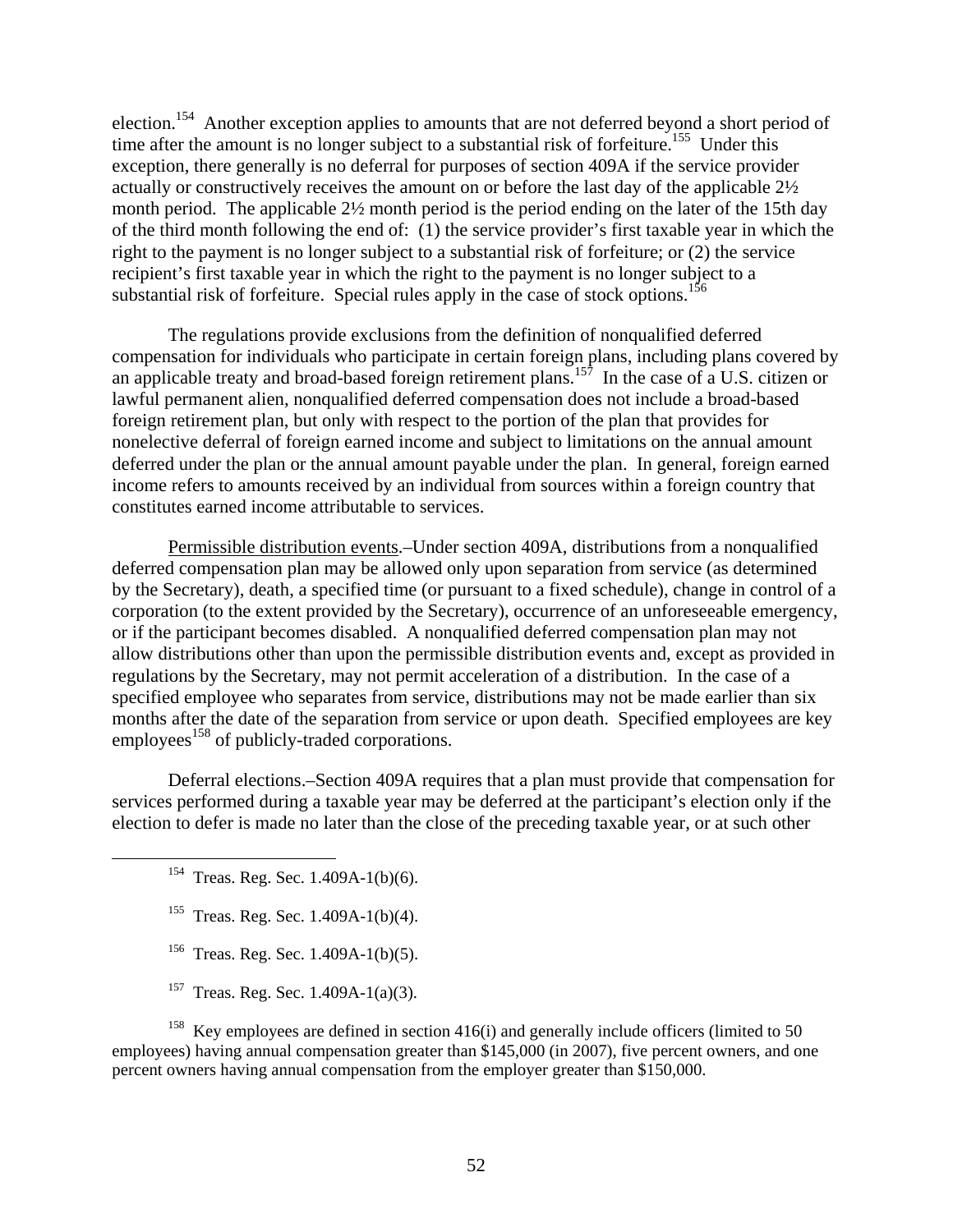election.[154] Another exception applies to amounts that are not deferred beyond a short period of time after the amount is no longer subject to a substantial risk of forfeiture.[155] Under this exception, there generally is no deferral for purposes of section 409A if the service provider actually or constructively receives the amount on or before the last day of the applicable 2½ month period. The applicable 2½ month period is the period ending on the later of the 15th day of the third month following the end of: (1) the service provider's first taxable year in which the right to the payment is no longer subject to a substantial risk of forfeiture; or (2) the service recipient's first taxable year in which the right to the payment is no longer subject to a substantial risk of forfeiture. Special rules apply in the case of stock options.[156]

The regulations provide exclusions from the definition of nonqualified deferred compensation for individuals who participate in certain foreign plans, including plans covered by an applicable treaty and broad-based foreign retirement plans.[157] In the case of a U.S. citizen or lawful permanent alien, nonqualified deferred compensation does not include a broad-based foreign retirement plan, but only with respect to the portion of the plan that provides for nonelective deferral of foreign earned income and subject to limitations on the annual amount deferred under the plan or the annual amount payable under the plan. In general, foreign earned income refers to amounts received by an individual from sources within a foreign country that constitutes earned income attributable to services.

Permissible distribution events.–Under section 409A, distributions from a nonqualified deferred compensation plan may be allowed only upon separation from service (as determined by the Secretary), death, a specified time (or pursuant to a fixed schedule), change in control of a corporation (to the extent provided by the Secretary), occurrence of an unforeseeable emergency, or if the participant becomes disabled. A nonqualified deferred compensation plan may not allow distributions other than upon the permissible distribution events and, except as provided in regulations by the Secretary, may not permit acceleration of a distribution. In the case of a specified employee who separates from service, distributions may not be made earlier than six months after the date of the separation from service or upon death. Specified employees are key employees[158] of publicly-traded corporations.

Deferral elections.–Section 409A requires that a plan must provide that compensation for services performed during a taxable year may be deferred at the participant's election only if the election to defer is made no later than the close of the preceding taxable year, or at such other

---

[154] Treas. Reg. Sec. 1.409A-1(b)(6).

[155] Treas. Reg. Sec. 1.409A-1(b)(4).

[156] Treas. Reg. Sec. 1.409A-1(b)(5).

[157] Treas. Reg. Sec. 1.409A-1(a)(3).

[158] Key employees are defined in section 416(i) and generally include officers (limited to 50 employees) having annual compensation greater than $145,000 (in 2007), five percent owners, and one percent owners having annual compensation from the employer greater than $150,000.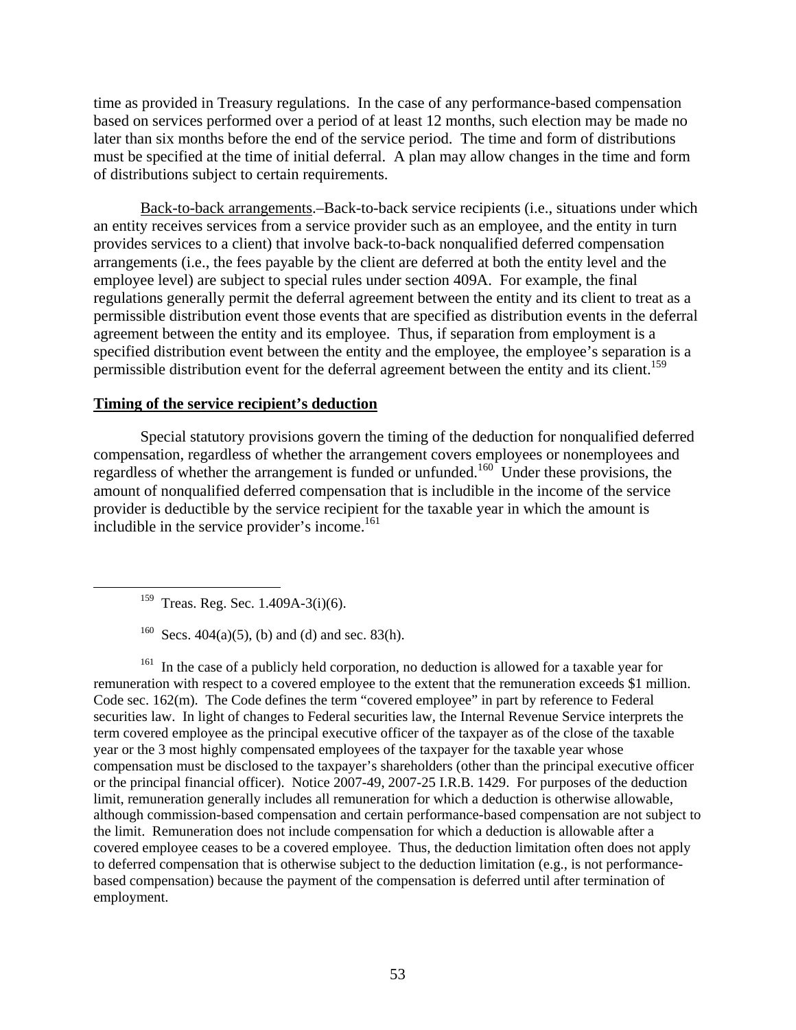time as provided in Treasury regulations. In the case of any performance-based compensation based on services performed over a period of at least 12 months, such election may be made no later than six months before the end of the service period. The time and form of distributions must be specified at the time of initial deferral. A plan may allow changes in the time and form of distributions subject to certain requirements.

Back-to-back arrangements.–Back-to-back service recipients (i.e., situations under which an entity receives services from a service provider such as an employee, and the entity in turn provides services to a client) that involve back-to-back nonqualified deferred compensation arrangements (i.e., the fees payable by the client are deferred at both the entity level and the employee level) are subject to special rules under section 409A. For example, the final regulations generally permit the deferral agreement between the entity and its client to treat as a permissible distribution event those events that are specified as distribution events in the deferral agreement between the entity and its employee. Thus, if separation from employment is a specified distribution event between the entity and the employee, the employee's separation is a permissible distribution event for the deferral agreement between the entity and its client.[159]

**Timing of the service recipient's deduction**

Special statutory provisions govern the timing of the deduction for nonqualified deferred compensation, regardless of whether the arrangement covers employees or nonemployees and regardless of whether the arrangement is funded or unfunded.[160] Under these provisions, the amount of nonqualified deferred compensation that is includible in the income of the service provider is deductible by the service recipient for the taxable year in which the amount is includible in the service provider's income.[161]

---

[159] Treas. Reg. Sec. 1.409A-3(i)(6).

[160] Secs. 404(a)(5), (b) and (d) and sec. 83(h).

[161] In the case of a publicly held corporation, no deduction is allowed for a taxable year for remuneration with respect to a covered employee to the extent that the remuneration exceeds $1 million. Code sec. 162(m). The Code defines the term "covered employee" in part by reference to Federal securities law. In light of changes to Federal securities law, the Internal Revenue Service interprets the term covered employee as the principal executive officer of the taxpayer as of the close of the taxable year or the 3 most highly compensated employees of the taxpayer for the taxable year whose compensation must be disclosed to the taxpayer's shareholders (other than the principal executive officer or the principal financial officer). Notice 2007-49, 2007-25 I.R.B. 1429. For purposes of the deduction limit, remuneration generally includes all remuneration for which a deduction is otherwise allowable, although commission-based compensation and certain performance-based compensation are not subject to the limit. Remuneration does not include compensation for which a deduction is allowable after a covered employee ceases to be a covered employee. Thus, the deduction limitation often does not apply to deferred compensation that is otherwise subject to the deduction limitation (e.g., is not performance-based compensation) because the payment of the compensation is deferred until after termination of employment.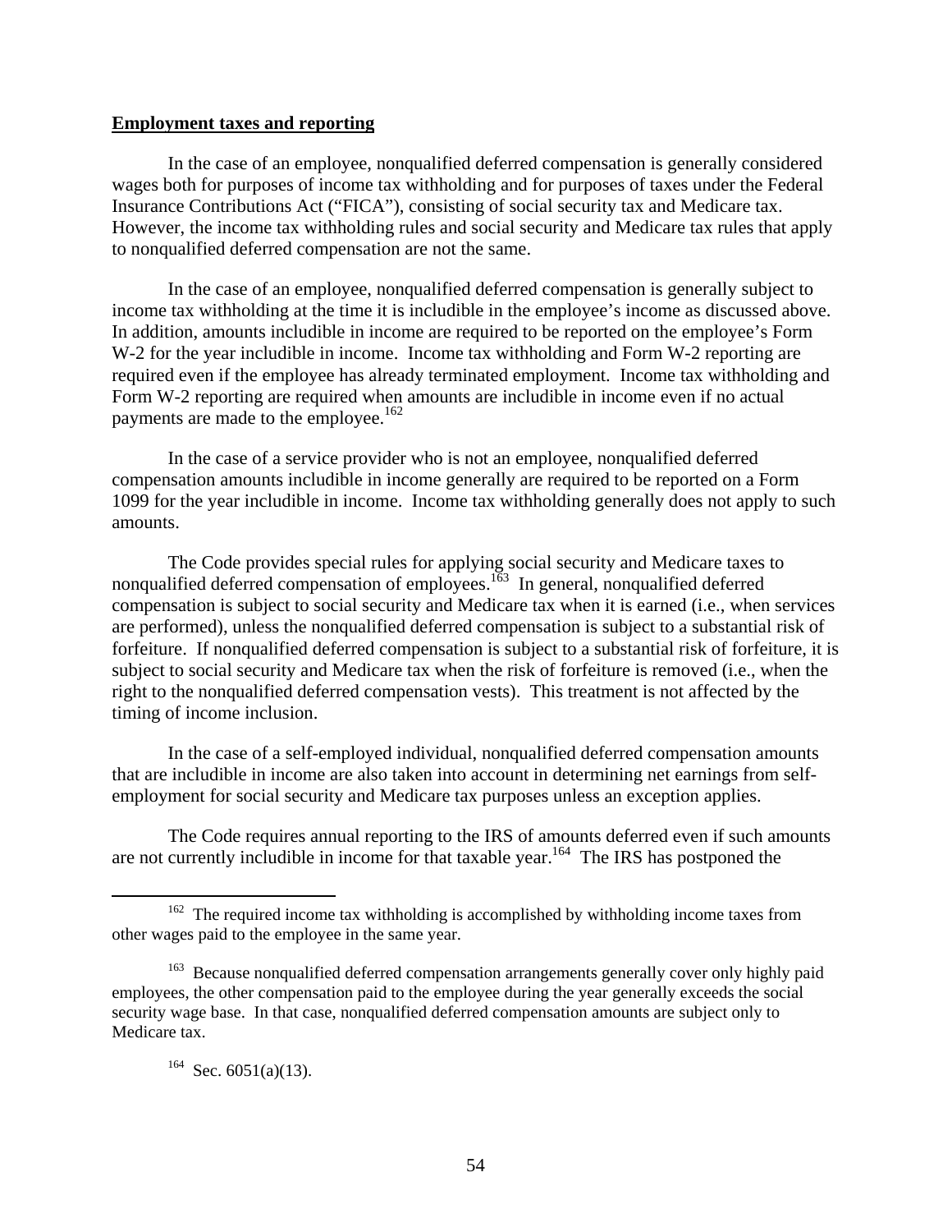**Employment taxes and reporting**

In the case of an employee, nonqualified deferred compensation is generally considered wages both for purposes of income tax withholding and for purposes of taxes under the Federal Insurance Contributions Act ("FICA"), consisting of social security tax and Medicare tax. However, the income tax withholding rules and social security and Medicare tax rules that apply to nonqualified deferred compensation are not the same.

In the case of an employee, nonqualified deferred compensation is generally subject to income tax withholding at the time it is includible in the employee's income as discussed above. In addition, amounts includible in income are required to be reported on the employee's Form W-2 for the year includible in income. Income tax withholding and Form W-2 reporting are required even if the employee has already terminated employment. Income tax withholding and Form W-2 reporting are required when amounts are includible in income even if no actual payments are made to the employee.[162]

In the case of a service provider who is not an employee, nonqualified deferred compensation amounts includible in income generally are required to be reported on a Form 1099 for the year includible in income. Income tax withholding generally does not apply to such amounts.

The Code provides special rules for applying social security and Medicare taxes to nonqualified deferred compensation of employees.[163] In general, nonqualified deferred compensation is subject to social security and Medicare tax when it is earned (i.e., when services are performed), unless the nonqualified deferred compensation is subject to a substantial risk of forfeiture. If nonqualified deferred compensation is subject to a substantial risk of forfeiture, it is subject to social security and Medicare tax when the risk of forfeiture is removed (i.e., when the right to the nonqualified deferred compensation vests). This treatment is not affected by the timing of income inclusion.

In the case of a self-employed individual, nonqualified deferred compensation amounts that are includible in income are also taken into account in determining net earnings from self-employment for social security and Medicare tax purposes unless an exception applies.

The Code requires annual reporting to the IRS of amounts deferred even if such amounts are not currently includible in income for that taxable year.[164] The IRS has postponed the

---

[162] The required income tax withholding is accomplished by withholding income taxes from other wages paid to the employee in the same year.

[163] Because nonqualified deferred compensation arrangements generally cover only highly paid employees, the other compensation paid to the employee during the year generally exceeds the social security wage base. In that case, nonqualified deferred compensation amounts are subject only to Medicare tax.

[164] Sec. 6051(a)(13).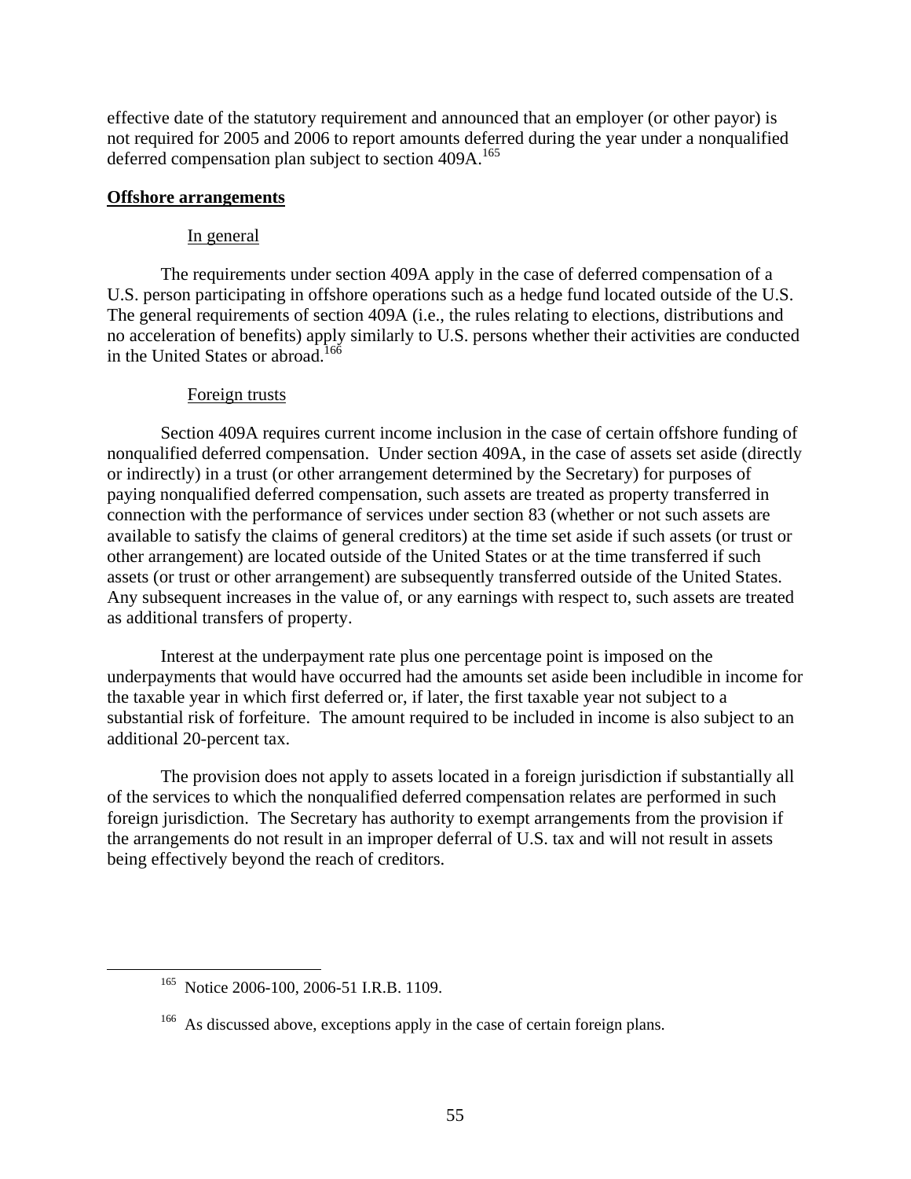effective date of the statutory requirement and announced that an employer (or other payor) is not required for 2005 and 2006 to report amounts deferred during the year under a nonqualified deferred compensation plan subject to section 409A.[165]

**Offshore arrangements**

In general

The requirements under section 409A apply in the case of deferred compensation of a U.S. person participating in offshore operations such as a hedge fund located outside of the U.S. The general requirements of section 409A (i.e., the rules relating to elections, distributions and no acceleration of benefits) apply similarly to U.S. persons whether their activities are conducted in the United States or abroad.[166]

Foreign trusts

Section 409A requires current income inclusion in the case of certain offshore funding of nonqualified deferred compensation. Under section 409A, in the case of assets set aside (directly or indirectly) in a trust (or other arrangement determined by the Secretary) for purposes of paying nonqualified deferred compensation, such assets are treated as property transferred in connection with the performance of services under section 83 (whether or not such assets are available to satisfy the claims of general creditors) at the time set aside if such assets (or trust or other arrangement) are located outside of the United States or at the time transferred if such assets (or trust or other arrangement) are subsequently transferred outside of the United States. Any subsequent increases in the value of, or any earnings with respect to, such assets are treated as additional transfers of property.

Interest at the underpayment rate plus one percentage point is imposed on the underpayments that would have occurred had the amounts set aside been includible in income for the taxable year in which first deferred or, if later, the first taxable year not subject to a substantial risk of forfeiture. The amount required to be included in income is also subject to an additional 20-percent tax.

The provision does not apply to assets located in a foreign jurisdiction if substantially all of the services to which the nonqualified deferred compensation relates are performed in such foreign jurisdiction. The Secretary has authority to exempt arrangements from the provision if the arrangements do not result in an improper deferral of U.S. tax and will not result in assets being effectively beyond the reach of creditors.

[165] Notice 2006-100, 2006-51 I.R.B. 1109.

[166] As discussed above, exceptions apply in the case of certain foreign plans.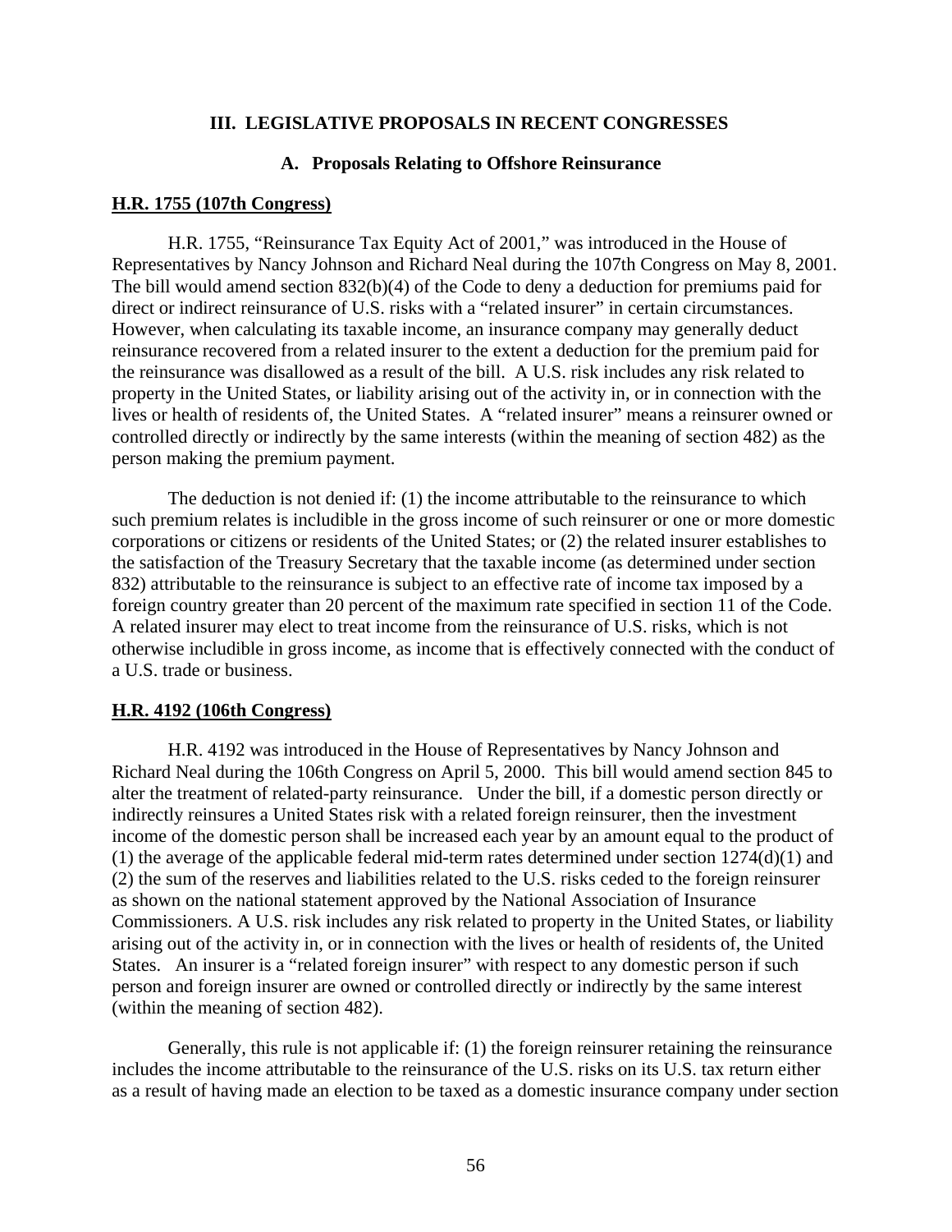## III. LEGISLATIVE PROPOSALS IN RECENT CONGRESSES

### A. Proposals Relating to Offshore Reinsurance

**H.R. 1755 (107th Congress)**

H.R. 1755, "Reinsurance Tax Equity Act of 2001," was introduced in the House of Representatives by Nancy Johnson and Richard Neal during the 107th Congress on May 8, 2001. The bill would amend section 832(b)(4) of the Code to deny a deduction for premiums paid for direct or indirect reinsurance of U.S. risks with a "related insurer" in certain circumstances. However, when calculating its taxable income, an insurance company may generally deduct reinsurance recovered from a related insurer to the extent a deduction for the premium paid for the reinsurance was disallowed as a result of the bill. A U.S. risk includes any risk related to property in the United States, or liability arising out of the activity in, or in connection with the lives or health of residents of, the United States. A "related insurer" means a reinsurer owned or controlled directly or indirectly by the same interests (within the meaning of section 482) as the person making the premium payment.

The deduction is not denied if: (1) the income attributable to the reinsurance to which such premium relates is includible in the gross income of such reinsurer or one or more domestic corporations or citizens or residents of the United States; or (2) the related insurer establishes to the satisfaction of the Treasury Secretary that the taxable income (as determined under section 832) attributable to the reinsurance is subject to an effective rate of income tax imposed by a foreign country greater than 20 percent of the maximum rate specified in section 11 of the Code. A related insurer may elect to treat income from the reinsurance of U.S. risks, which is not otherwise includible in gross income, as income that is effectively connected with the conduct of a U.S. trade or business.

**H.R. 4192 (106th Congress)**

H.R. 4192 was introduced in the House of Representatives by Nancy Johnson and Richard Neal during the 106th Congress on April 5, 2000. This bill would amend section 845 to alter the treatment of related-party reinsurance. Under the bill, if a domestic person directly or indirectly reinsures a United States risk with a related foreign reinsurer, then the investment income of the domestic person shall be increased each year by an amount equal to the product of (1) the average of the applicable federal mid-term rates determined under section 1274(d)(1) and (2) the sum of the reserves and liabilities related to the U.S. risks ceded to the foreign reinsurer as shown on the national statement approved by the National Association of Insurance Commissioners. A U.S. risk includes any risk related to property in the United States, or liability arising out of the activity in, or in connection with the lives or health of residents of, the United States. An insurer is a "related foreign insurer" with respect to any domestic person if such person and foreign insurer are owned or controlled directly or indirectly by the same interest (within the meaning of section 482).

Generally, this rule is not applicable if: (1) the foreign reinsurer retaining the reinsurance includes the income attributable to the reinsurance of the U.S. risks on its U.S. tax return either as a result of having made an election to be taxed as a domestic insurance company under section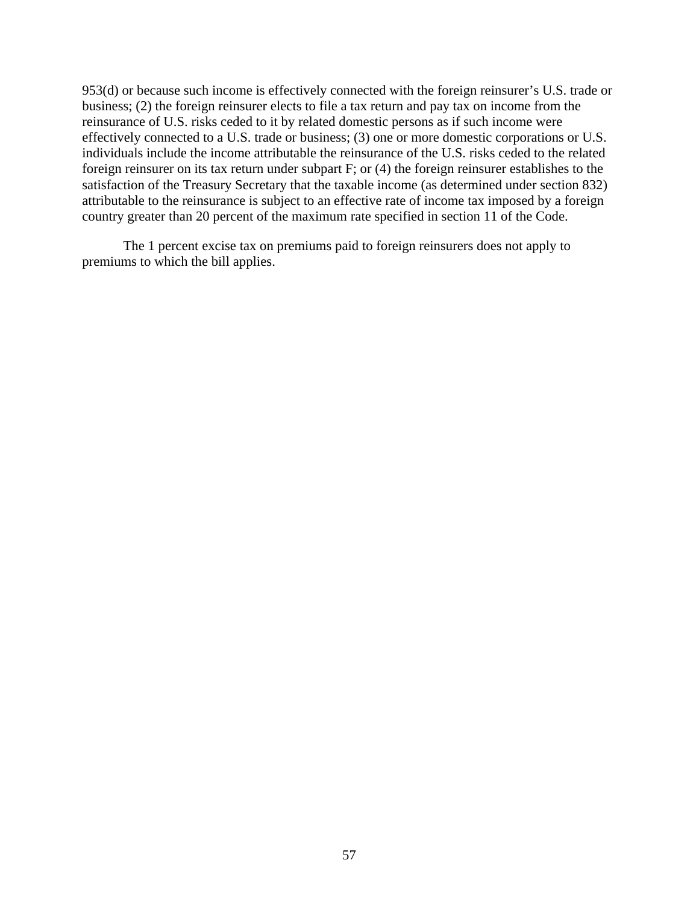953(d) or because such income is effectively connected with the foreign reinsurer's U.S. trade or business; (2) the foreign reinsurer elects to file a tax return and pay tax on income from the reinsurance of U.S. risks ceded to it by related domestic persons as if such income were effectively connected to a U.S. trade or business; (3) one or more domestic corporations or U.S. individuals include the income attributable the reinsurance of the U.S. risks ceded to the related foreign reinsurer on its tax return under subpart F; or (4) the foreign reinsurer establishes to the satisfaction of the Treasury Secretary that the taxable income (as determined under section 832) attributable to the reinsurance is subject to an effective rate of income tax imposed by a foreign country greater than 20 percent of the maximum rate specified in section 11 of the Code.

The 1 percent excise tax on premiums paid to foreign reinsurers does not apply to premiums to which the bill applies.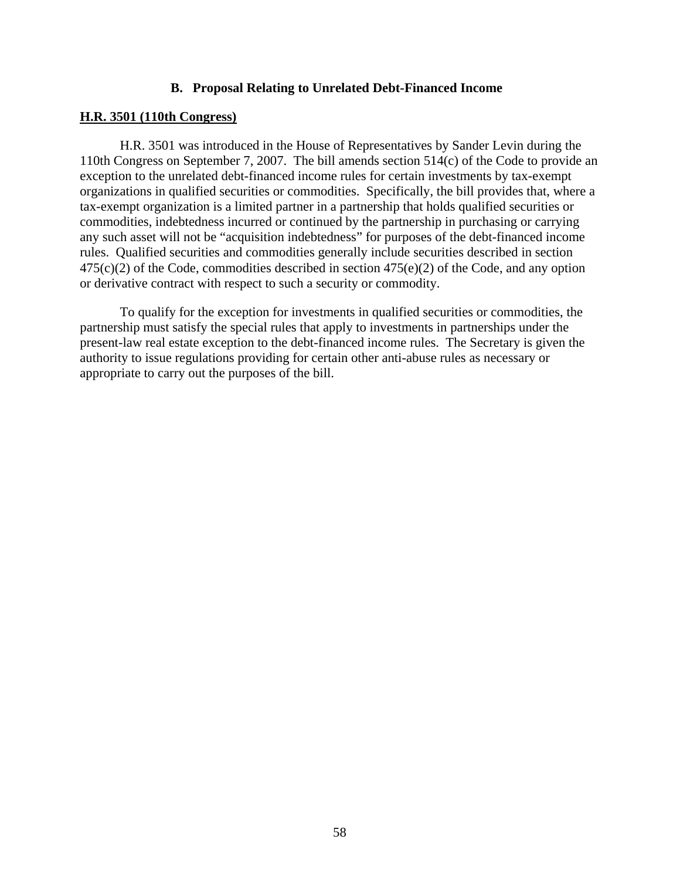## B. Proposal Relating to Unrelated Debt-Financed Income

**H.R. 3501 (110th Congress)**

H.R. 3501 was introduced in the House of Representatives by Sander Levin during the 110th Congress on September 7, 2007. The bill amends section 514(c) of the Code to provide an exception to the unrelated debt-financed income rules for certain investments by tax-exempt organizations in qualified securities or commodities. Specifically, the bill provides that, where a tax-exempt organization is a limited partner in a partnership that holds qualified securities or commodities, indebtedness incurred or continued by the partnership in purchasing or carrying any such asset will not be "acquisition indebtedness" for purposes of the debt-financed income rules. Qualified securities and commodities generally include securities described in section 475(c)(2) of the Code, commodities described in section 475(e)(2) of the Code, and any option or derivative contract with respect to such a security or commodity.

To qualify for the exception for investments in qualified securities or commodities, the partnership must satisfy the special rules that apply to investments in partnerships under the present-law real estate exception to the debt-financed income rules. The Secretary is given the authority to issue regulations providing for certain other anti-abuse rules as necessary or appropriate to carry out the purposes of the bill.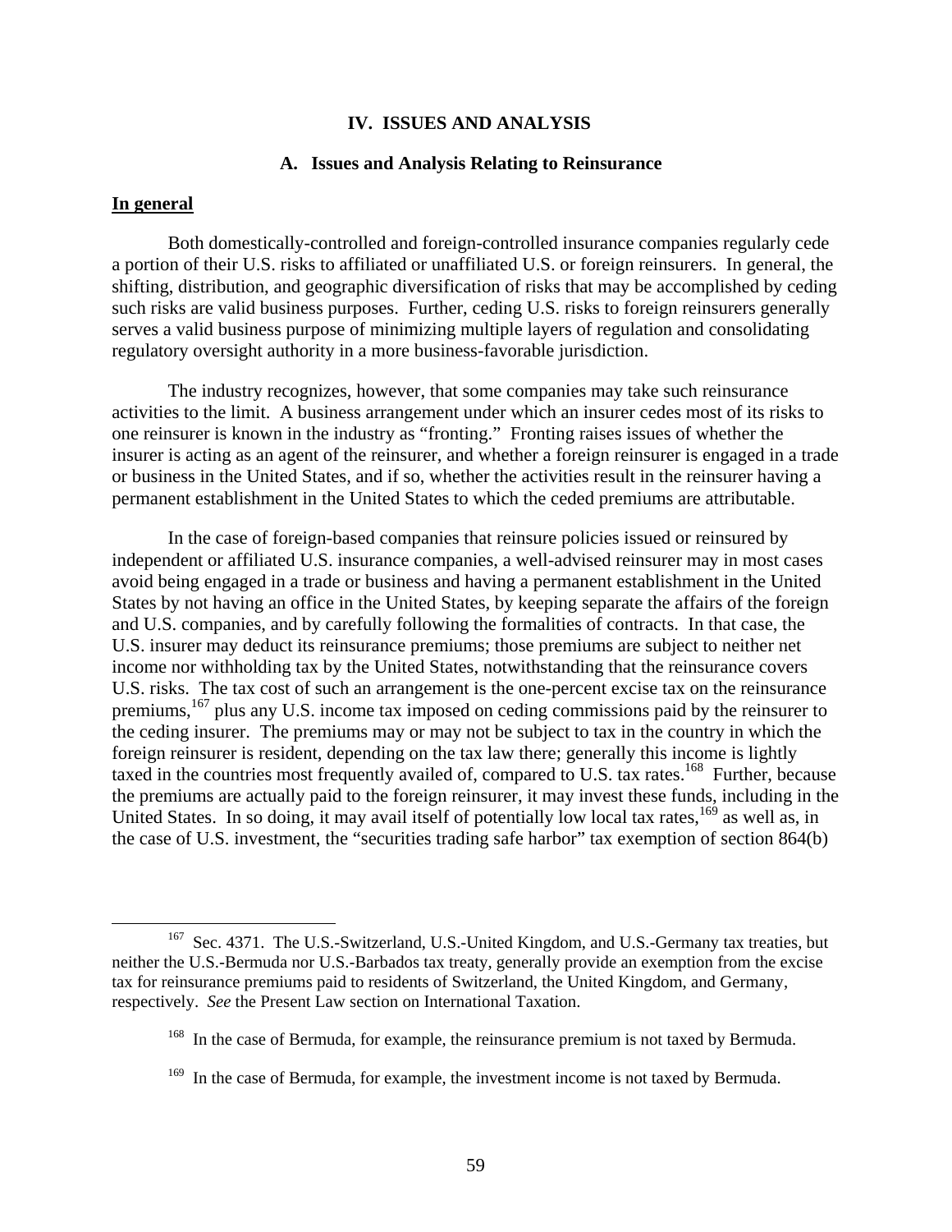# IV. ISSUES AND ANALYSIS

## A. Issues and Analysis Relating to Reinsurance

### In general

Both domestically-controlled and foreign-controlled insurance companies regularly cede a portion of their U.S. risks to affiliated or unaffiliated U.S. or foreign reinsurers. In general, the shifting, distribution, and geographic diversification of risks that may be accomplished by ceding such risks are valid business purposes. Further, ceding U.S. risks to foreign reinsurers generally serves a valid business purpose of minimizing multiple layers of regulation and consolidating regulatory oversight authority in a more business-favorable jurisdiction.

The industry recognizes, however, that some companies may take such reinsurance activities to the limit. A business arrangement under which an insurer cedes most of its risks to one reinsurer is known in the industry as "fronting." Fronting raises issues of whether the insurer is acting as an agent of the reinsurer, and whether a foreign reinsurer is engaged in a trade or business in the United States, and if so, whether the activities result in the reinsurer having a permanent establishment in the United States to which the ceded premiums are attributable.

In the case of foreign-based companies that reinsure policies issued or reinsured by independent or affiliated U.S. insurance companies, a well-advised reinsurer may in most cases avoid being engaged in a trade or business and having a permanent establishment in the United States by not having an office in the United States, by keeping separate the affairs of the foreign and U.S. companies, and by carefully following the formalities of contracts. In that case, the U.S. insurer may deduct its reinsurance premiums; those premiums are subject to neither net income nor withholding tax by the United States, notwithstanding that the reinsurance covers U.S. risks. The tax cost of such an arrangement is the one-percent excise tax on the reinsurance premiums,[167] plus any U.S. income tax imposed on ceding commissions paid by the reinsurer to the ceding insurer. The premiums may or may not be subject to tax in the country in which the foreign reinsurer is resident, depending on the tax law there; generally this income is lightly taxed in the countries most frequently availed of, compared to U.S. tax rates.[168] Further, because the premiums are actually paid to the foreign reinsurer, it may invest these funds, including in the United States. In so doing, it may avail itself of potentially low local tax rates,[169] as well as, in the case of U.S. investment, the "securities trading safe harbor" tax exemption of section 864(b)

---

[167] Sec. 4371. The U.S.-Switzerland, U.S.-United Kingdom, and U.S.-Germany tax treaties, but neither the U.S.-Bermuda nor U.S.-Barbados tax treaty, generally provide an exemption from the excise tax for reinsurance premiums paid to residents of Switzerland, the United Kingdom, and Germany, respectively. *See* the Present Law section on International Taxation.

[168] In the case of Bermuda, for example, the reinsurance premium is not taxed by Bermuda.

[169] In the case of Bermuda, for example, the investment income is not taxed by Bermuda.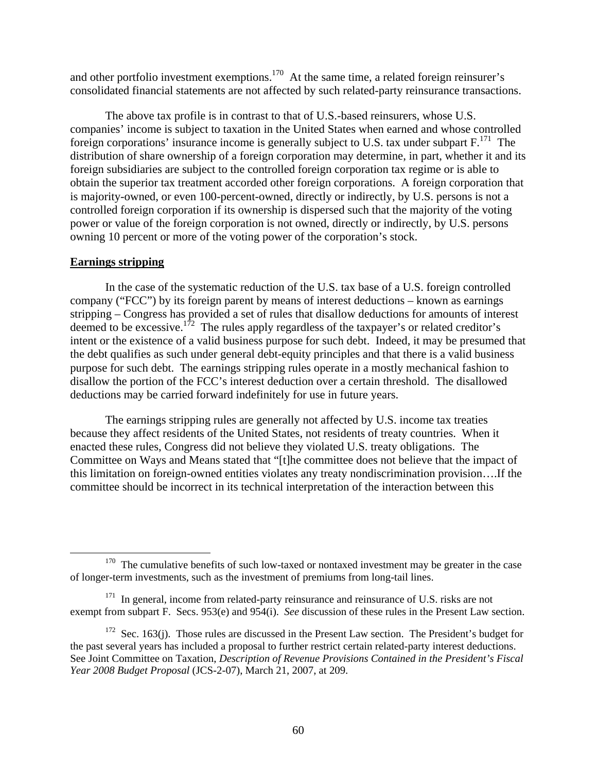and other portfolio investment exemptions.[170] At the same time, a related foreign reinsurer's consolidated financial statements are not affected by such related-party reinsurance transactions.

The above tax profile is in contrast to that of U.S.-based reinsurers, whose U.S. companies' income is subject to taxation in the United States when earned and whose controlled foreign corporations' insurance income is generally subject to U.S. tax under subpart F.[171] The distribution of share ownership of a foreign corporation may determine, in part, whether it and its foreign subsidiaries are subject to the controlled foreign corporation tax regime or is able to obtain the superior tax treatment accorded other foreign corporations. A foreign corporation that is majority-owned, or even 100-percent-owned, directly or indirectly, by U.S. persons is not a controlled foreign corporation if its ownership is dispersed such that the majority of the voting power or value of the foreign corporation is not owned, directly or indirectly, by U.S. persons owning 10 percent or more of the voting power of the corporation's stock.

**Earnings stripping**

In the case of the systematic reduction of the U.S. tax base of a U.S. foreign controlled company ("FCC") by its foreign parent by means of interest deductions – known as earnings stripping – Congress has provided a set of rules that disallow deductions for amounts of interest deemed to be excessive.[172] The rules apply regardless of the taxpayer's or related creditor's intent or the existence of a valid business purpose for such debt. Indeed, it may be presumed that the debt qualifies as such under general debt-equity principles and that there is a valid business purpose for such debt. The earnings stripping rules operate in a mostly mechanical fashion to disallow the portion of the FCC's interest deduction over a certain threshold. The disallowed deductions may be carried forward indefinitely for use in future years.

The earnings stripping rules are generally not affected by U.S. income tax treaties because they affect residents of the United States, not residents of treaty countries. When it enacted these rules, Congress did not believe they violated U.S. treaty obligations. The Committee on Ways and Means stated that "[t]he committee does not believe that the impact of this limitation on foreign-owned entities violates any treaty nondiscrimination provision….If the committee should be incorrect in its technical interpretation of the interaction between this

---

[170] The cumulative benefits of such low-taxed or nontaxed investment may be greater in the case of longer-term investments, such as the investment of premiums from long-tail lines.

[171] In general, income from related-party reinsurance and reinsurance of U.S. risks are not exempt from subpart F. Secs. 953(e) and 954(i). *See* discussion of these rules in the Present Law section.

[172] Sec. 163(j). Those rules are discussed in the Present Law section. The President's budget for the past several years has included a proposal to further restrict certain related-party interest deductions. See Joint Committee on Taxation, *Description of Revenue Provisions Contained in the President's Fiscal Year 2008 Budget Proposal* (JCS-2-07), March 21, 2007, at 209.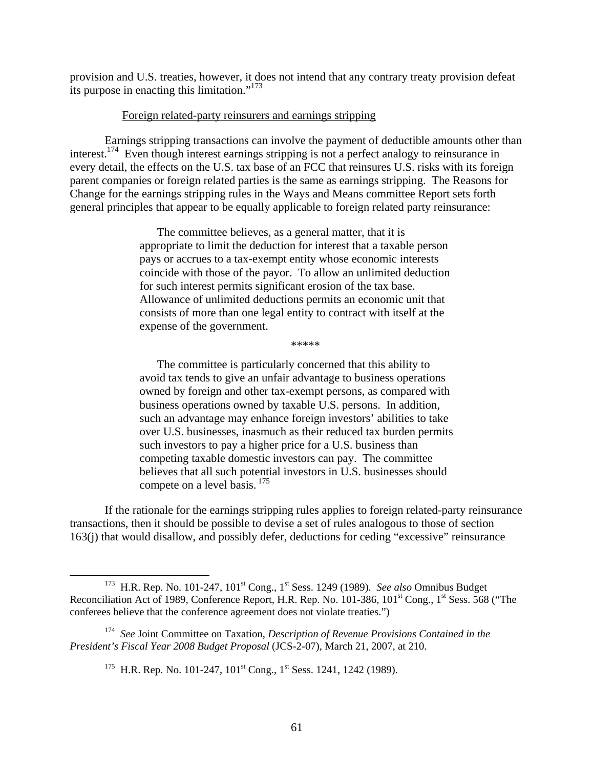provision and U.S. treaties, however, it does not intend that any contrary treaty provision defeat its purpose in enacting this limitation."[173]

Foreign related-party reinsurers and earnings stripping

Earnings stripping transactions can involve the payment of deductible amounts other than interest.[174] Even though interest earnings stripping is not a perfect analogy to reinsurance in every detail, the effects on the U.S. tax base of an FCC that reinsures U.S. risks with its foreign parent companies or foreign related parties is the same as earnings stripping. The Reasons for Change for the earnings stripping rules in the Ways and Means committee Report sets forth general principles that appear to be equally applicable to foreign related party reinsurance:

> The committee believes, as a general matter, that it is appropriate to limit the deduction for interest that a taxable person pays or accrues to a tax-exempt entity whose economic interests coincide with those of the payor. To allow an unlimited deduction for such interest permits significant erosion of the tax base. Allowance of unlimited deductions permits an economic unit that consists of more than one legal entity to contract with itself at the expense of the government.
>
> *****
>
> The committee is particularly concerned that this ability to avoid tax tends to give an unfair advantage to business operations owned by foreign and other tax-exempt persons, as compared with business operations owned by taxable U.S. persons. In addition, such an advantage may enhance foreign investors' abilities to take over U.S. businesses, inasmuch as their reduced tax burden permits such investors to pay a higher price for a U.S. business than competing taxable domestic investors can pay. The committee believes that all such potential investors in U.S. businesses should compete on a level basis.[175]

If the rationale for the earnings stripping rules applies to foreign related-party reinsurance transactions, then it should be possible to devise a set of rules analogous to those of section 163(j) that would disallow, and possibly defer, deductions for ceding "excessive" reinsurance

---

[173] H.R. Rep. No. 101-247, 101st Cong., 1st Sess. 1249 (1989). *See also* Omnibus Budget Reconciliation Act of 1989, Conference Report, H.R. Rep. No. 101-386, 101st Cong., 1st Sess. 568 ("The conferees believe that the conference agreement does not violate treaties.")

[174] *See* Joint Committee on Taxation, *Description of Revenue Provisions Contained in the President's Fiscal Year 2008 Budget Proposal* (JCS-2-07), March 21, 2007, at 210.

[175] H.R. Rep. No. 101-247, 101st Cong., 1st Sess. 1241, 1242 (1989).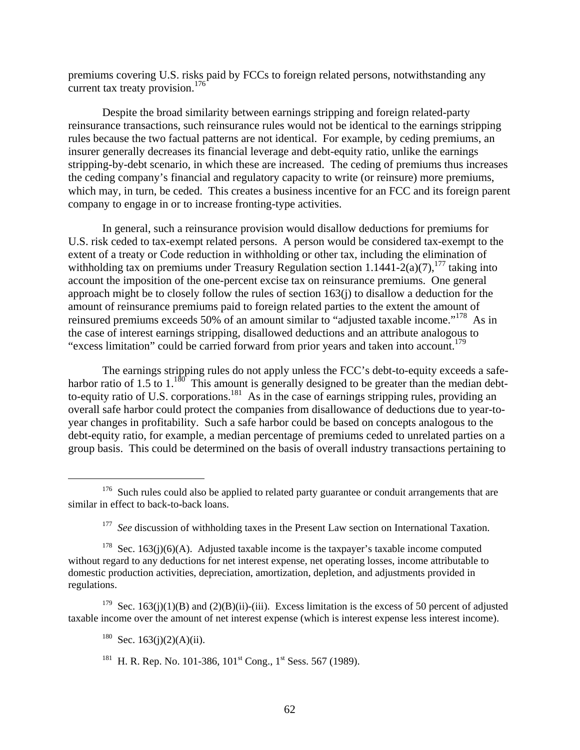premiums covering U.S. risks paid by FCCs to foreign related persons, notwithstanding any current tax treaty provision.[176]

Despite the broad similarity between earnings stripping and foreign related-party reinsurance transactions, such reinsurance rules would not be identical to the earnings stripping rules because the two factual patterns are not identical. For example, by ceding premiums, an insurer generally decreases its financial leverage and debt-equity ratio, unlike the earnings stripping-by-debt scenario, in which these are increased. The ceding of premiums thus increases the ceding company's financial and regulatory capacity to write (or reinsure) more premiums, which may, in turn, be ceded. This creates a business incentive for an FCC and its foreign parent company to engage in or to increase fronting-type activities.

In general, such a reinsurance provision would disallow deductions for premiums for U.S. risk ceded to tax-exempt related persons. A person would be considered tax-exempt to the extent of a treaty or Code reduction in withholding or other tax, including the elimination of withholding tax on premiums under Treasury Regulation section 1.1441-2(a)(7),[177] taking into account the imposition of the one-percent excise tax on reinsurance premiums. One general approach might be to closely follow the rules of section 163(j) to disallow a deduction for the amount of reinsurance premiums paid to foreign related parties to the extent the amount of reinsured premiums exceeds 50% of an amount similar to "adjusted taxable income."[178] As in the case of interest earnings stripping, disallowed deductions and an attribute analogous to "excess limitation" could be carried forward from prior years and taken into account.[179]

The earnings stripping rules do not apply unless the FCC's debt-to-equity exceeds a safe-harbor ratio of 1.5 to 1.[180] This amount is generally designed to be greater than the median debt-to-equity ratio of U.S. corporations.[181] As in the case of earnings stripping rules, providing an overall safe harbor could protect the companies from disallowance of deductions due to year-to-year changes in profitability. Such a safe harbor could be based on concepts analogous to the debt-equity ratio, for example, a median percentage of premiums ceded to unrelated parties on a group basis. This could be determined on the basis of overall industry transactions pertaining to

---

[176] Such rules could also be applied to related party guarantee or conduit arrangements that are similar in effect to back-to-back loans.

[177] *See* discussion of withholding taxes in the Present Law section on International Taxation.

[178] Sec. 163(j)(6)(A). Adjusted taxable income is the taxpayer's taxable income computed without regard to any deductions for net interest expense, net operating losses, income attributable to domestic production activities, depreciation, amortization, depletion, and adjustments provided in regulations.

[179] Sec. 163(j)(1)(B) and (2)(B)(ii)-(iii). Excess limitation is the excess of 50 percent of adjusted taxable income over the amount of net interest expense (which is interest expense less interest income).

[180] Sec. 163(j)(2)(A)(ii).

[181] H. R. Rep. No. 101-386, 101st Cong., 1st Sess. 567 (1989).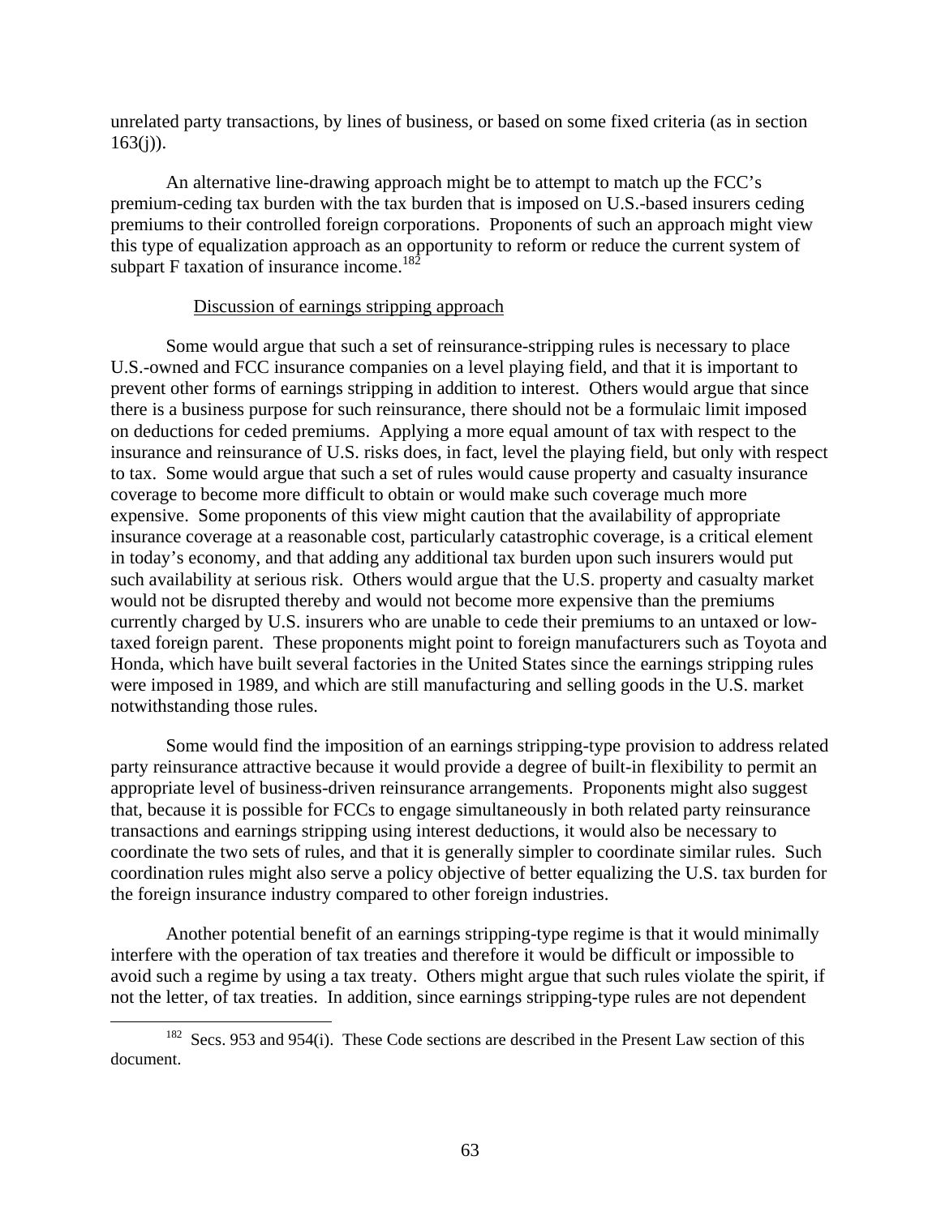unrelated party transactions, by lines of business, or based on some fixed criteria (as in section 163(j)).

An alternative line-drawing approach might be to attempt to match up the FCC's premium-ceding tax burden with the tax burden that is imposed on U.S.-based insurers ceding premiums to their controlled foreign corporations. Proponents of such an approach might view this type of equalization approach as an opportunity to reform or reduce the current system of subpart F taxation of insurance income.[182]

<u>Discussion of earnings stripping approach</u>

Some would argue that such a set of reinsurance-stripping rules is necessary to place U.S.-owned and FCC insurance companies on a level playing field, and that it is important to prevent other forms of earnings stripping in addition to interest. Others would argue that since there is a business purpose for such reinsurance, there should not be a formulaic limit imposed on deductions for ceded premiums. Applying a more equal amount of tax with respect to the insurance and reinsurance of U.S. risks does, in fact, level the playing field, but only with respect to tax. Some would argue that such a set of rules would cause property and casualty insurance coverage to become more difficult to obtain or would make such coverage much more expensive. Some proponents of this view might caution that the availability of appropriate insurance coverage at a reasonable cost, particularly catastrophic coverage, is a critical element in today's economy, and that adding any additional tax burden upon such insurers would put such availability at serious risk. Others would argue that the U.S. property and casualty market would not be disrupted thereby and would not become more expensive than the premiums currently charged by U.S. insurers who are unable to cede their premiums to an untaxed or low-taxed foreign parent. These proponents might point to foreign manufacturers such as Toyota and Honda, which have built several factories in the United States since the earnings stripping rules were imposed in 1989, and which are still manufacturing and selling goods in the U.S. market notwithstanding those rules.

Some would find the imposition of an earnings stripping-type provision to address related party reinsurance attractive because it would provide a degree of built-in flexibility to permit an appropriate level of business-driven reinsurance arrangements. Proponents might also suggest that, because it is possible for FCCs to engage simultaneously in both related party reinsurance transactions and earnings stripping using interest deductions, it would also be necessary to coordinate the two sets of rules, and that it is generally simpler to coordinate similar rules. Such coordination rules might also serve a policy objective of better equalizing the U.S. tax burden for the foreign insurance industry compared to other foreign industries.

Another potential benefit of an earnings stripping-type regime is that it would minimally interfere with the operation of tax treaties and therefore it would be difficult or impossible to avoid such a regime by using a tax treaty. Others might argue that such rules violate the spirit, if not the letter, of tax treaties. In addition, since earnings stripping-type rules are not dependent

---

[182] Secs. 953 and 954(i). These Code sections are described in the Present Law section of this document.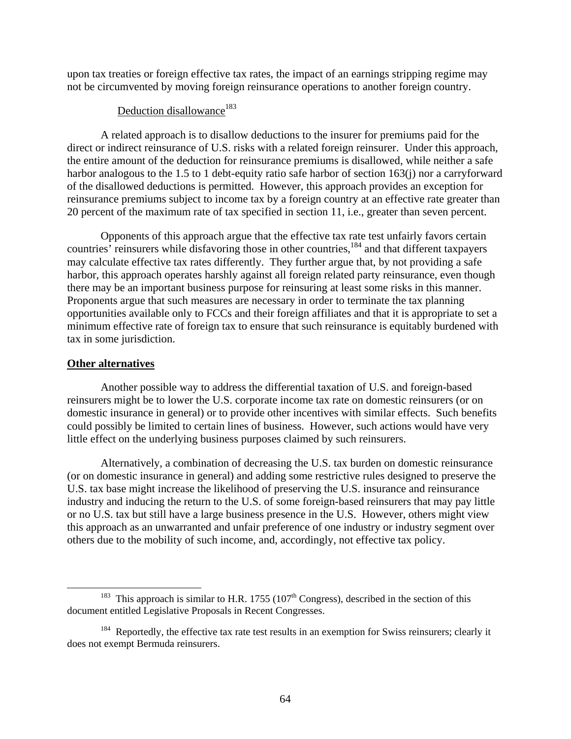upon tax treaties or foreign effective tax rates, the impact of an earnings stripping regime may not be circumvented by moving foreign reinsurance operations to another foreign country.

Deduction disallowance[183]

A related approach is to disallow deductions to the insurer for premiums paid for the direct or indirect reinsurance of U.S. risks with a related foreign reinsurer. Under this approach, the entire amount of the deduction for reinsurance premiums is disallowed, while neither a safe harbor analogous to the 1.5 to 1 debt-equity ratio safe harbor of section 163(j) nor a carryforward of the disallowed deductions is permitted. However, this approach provides an exception for reinsurance premiums subject to income tax by a foreign country at an effective rate greater than 20 percent of the maximum rate of tax specified in section 11, i.e., greater than seven percent.

Opponents of this approach argue that the effective tax rate test unfairly favors certain countries' reinsurers while disfavoring those in other countries,[184] and that different taxpayers may calculate effective tax rates differently. They further argue that, by not providing a safe harbor, this approach operates harshly against all foreign related party reinsurance, even though there may be an important business purpose for reinsuring at least some risks in this manner. Proponents argue that such measures are necessary in order to terminate the tax planning opportunities available only to FCCs and their foreign affiliates and that it is appropriate to set a minimum effective rate of foreign tax to ensure that such reinsurance is equitably burdened with tax in some jurisdiction.

**Other alternatives**

Another possible way to address the differential taxation of U.S. and foreign-based reinsurers might be to lower the U.S. corporate income tax rate on domestic reinsurers (or on domestic insurance in general) or to provide other incentives with similar effects. Such benefits could possibly be limited to certain lines of business. However, such actions would have very little effect on the underlying business purposes claimed by such reinsurers.

Alternatively, a combination of decreasing the U.S. tax burden on domestic reinsurance (or on domestic insurance in general) and adding some restrictive rules designed to preserve the U.S. tax base might increase the likelihood of preserving the U.S. insurance and reinsurance industry and inducing the return to the U.S. of some foreign-based reinsurers that may pay little or no U.S. tax but still have a large business presence in the U.S. However, others might view this approach as an unwarranted and unfair preference of one industry or industry segment over others due to the mobility of such income, and, accordingly, not effective tax policy.

---

[183] This approach is similar to H.R. 1755 (107th Congress), described in the section of this document entitled Legislative Proposals in Recent Congresses.

[184] Reportedly, the effective tax rate test results in an exemption for Swiss reinsurers; clearly it does not exempt Bermuda reinsurers.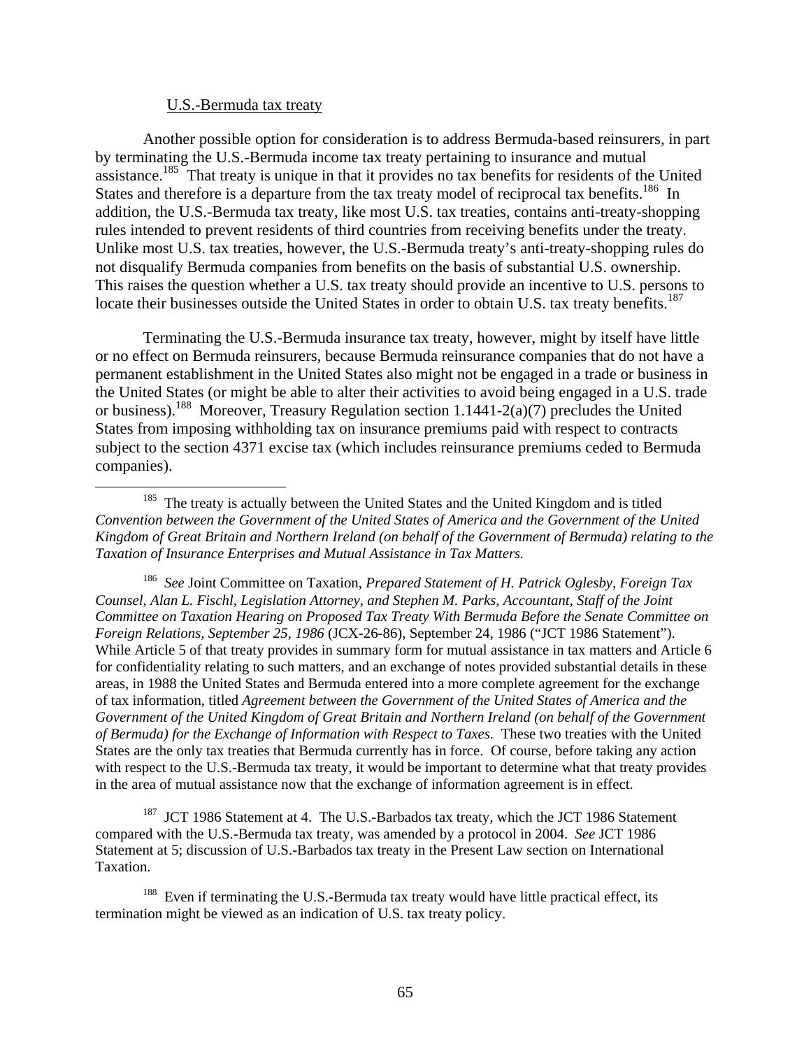U.S.-Bermuda tax treaty

Another possible option for consideration is to address Bermuda-based reinsurers, in part by terminating the U.S.-Bermuda income tax treaty pertaining to insurance and mutual assistance.[185] That treaty is unique in that it provides no tax benefits for residents of the United States and therefore is a departure from the tax treaty model of reciprocal tax benefits.[186] In addition, the U.S.-Bermuda tax treaty, like most U.S. tax treaties, contains anti-treaty-shopping rules intended to prevent residents of third countries from receiving benefits under the treaty. Unlike most U.S. tax treaties, however, the U.S.-Bermuda treaty's anti-treaty-shopping rules do not disqualify Bermuda companies from benefits on the basis of substantial U.S. ownership. This raises the question whether a U.S. tax treaty should provide an incentive to U.S. persons to locate their businesses outside the United States in order to obtain U.S. tax treaty benefits.[187]

Terminating the U.S.-Bermuda insurance tax treaty, however, might by itself have little or no effect on Bermuda reinsurers, because Bermuda reinsurance companies that do not have a permanent establishment in the United States also might not be engaged in a trade or business in the United States (or might be able to alter their activities to avoid being engaged in a U.S. trade or business).[188] Moreover, Treasury Regulation section 1.1441-2(a)(7) precludes the United States from imposing withholding tax on insurance premiums paid with respect to contracts subject to the section 4371 excise tax (which includes reinsurance premiums ceded to Bermuda companies).

---

[185] The treaty is actually between the United States and the United Kingdom and is titled *Convention between the Government of the United States of America and the Government of the United Kingdom of Great Britain and Northern Ireland (on behalf of the Government of Bermuda) relating to the Taxation of Insurance Enterprises and Mutual Assistance in Tax Matters.*

[186] *See* Joint Committee on Taxation, *Prepared Statement of H. Patrick Oglesby, Foreign Tax Counsel, Alan L. Fischl, Legislation Attorney, and Stephen M. Parks, Accountant, Staff of the Joint Committee on Taxation Hearing on Proposed Tax Treaty With Bermuda Before the Senate Committee on Foreign Relations, September 25, 1986* (JCX-26-86), September 24, 1986 ("JCT 1986 Statement"). While Article 5 of that treaty provides in summary form for mutual assistance in tax matters and Article 6 for confidentiality relating to such matters, and an exchange of notes provided substantial details in these areas, in 1988 the United States and Bermuda entered into a more complete agreement for the exchange of tax information, titled *Agreement between the Government of the United States of America and the Government of the United Kingdom of Great Britain and Northern Ireland (on behalf of the Government of Bermuda) for the Exchange of Information with Respect to Taxes.* These two treaties with the United States are the only tax treaties that Bermuda currently has in force. Of course, before taking any action with respect to the U.S.-Bermuda tax treaty, it would be important to determine what that treaty provides in the area of mutual assistance now that the exchange of information agreement is in effect.

[187] JCT 1986 Statement at 4. The U.S.-Barbados tax treaty, which the JCT 1986 Statement compared with the U.S.-Bermuda tax treaty, was amended by a protocol in 2004. *See* JCT 1986 Statement at 5; discussion of U.S.-Barbados tax treaty in the Present Law section on International Taxation.

[188] Even if terminating the U.S.-Bermuda tax treaty would have little practical effect, its termination might be viewed as an indication of U.S. tax treaty policy.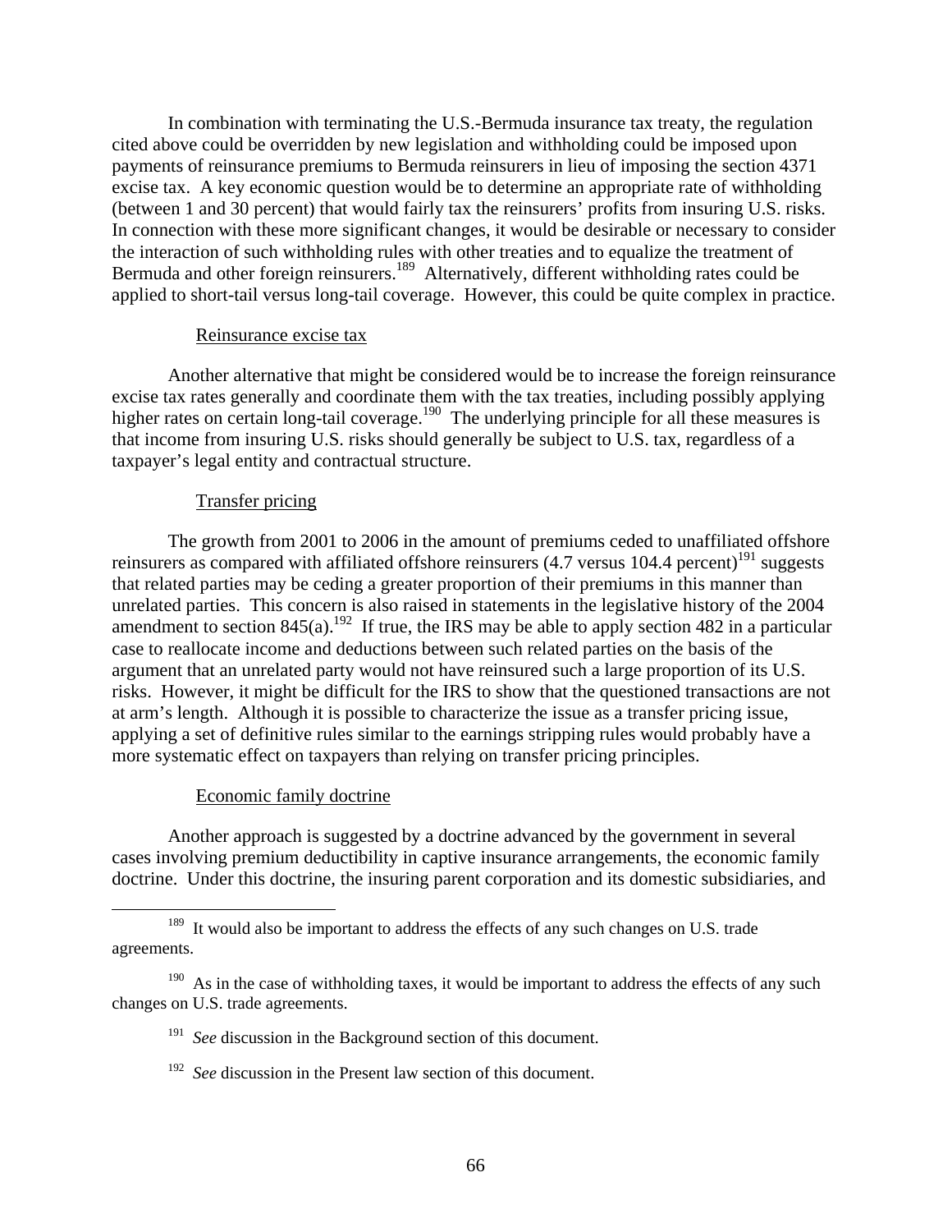In combination with terminating the U.S.-Bermuda insurance tax treaty, the regulation cited above could be overridden by new legislation and withholding could be imposed upon payments of reinsurance premiums to Bermuda reinsurers in lieu of imposing the section 4371 excise tax. A key economic question would be to determine an appropriate rate of withholding (between 1 and 30 percent) that would fairly tax the reinsurers' profits from insuring U.S. risks. In connection with these more significant changes, it would be desirable or necessary to consider the interaction of such withholding rules with other treaties and to equalize the treatment of Bermuda and other foreign reinsurers.[189] Alternatively, different withholding rates could be applied to short-tail versus long-tail coverage. However, this could be quite complex in practice.

Reinsurance excise tax

Another alternative that might be considered would be to increase the foreign reinsurance excise tax rates generally and coordinate them with the tax treaties, including possibly applying higher rates on certain long-tail coverage.[190] The underlying principle for all these measures is that income from insuring U.S. risks should generally be subject to U.S. tax, regardless of a taxpayer's legal entity and contractual structure.

Transfer pricing

The growth from 2001 to 2006 in the amount of premiums ceded to unaffiliated offshore reinsurers as compared with affiliated offshore reinsurers (4.7 versus 104.4 percent)[191] suggests that related parties may be ceding a greater proportion of their premiums in this manner than unrelated parties. This concern is also raised in statements in the legislative history of the 2004 amendment to section 845(a).[192] If true, the IRS may be able to apply section 482 in a particular case to reallocate income and deductions between such related parties on the basis of the argument that an unrelated party would not have reinsured such a large proportion of its U.S. risks. However, it might be difficult for the IRS to show that the questioned transactions are not at arm's length. Although it is possible to characterize the issue as a transfer pricing issue, applying a set of definitive rules similar to the earnings stripping rules would probably have a more systematic effect on taxpayers than relying on transfer pricing principles.

Economic family doctrine

Another approach is suggested by a doctrine advanced by the government in several cases involving premium deductibility in captive insurance arrangements, the economic family doctrine. Under this doctrine, the insuring parent corporation and its domestic subsidiaries, and

---

[189] It would also be important to address the effects of any such changes on U.S. trade agreements.

[190] As in the case of withholding taxes, it would be important to address the effects of any such changes on U.S. trade agreements.

[191] *See* discussion in the Background section of this document.

[192] *See* discussion in the Present law section of this document.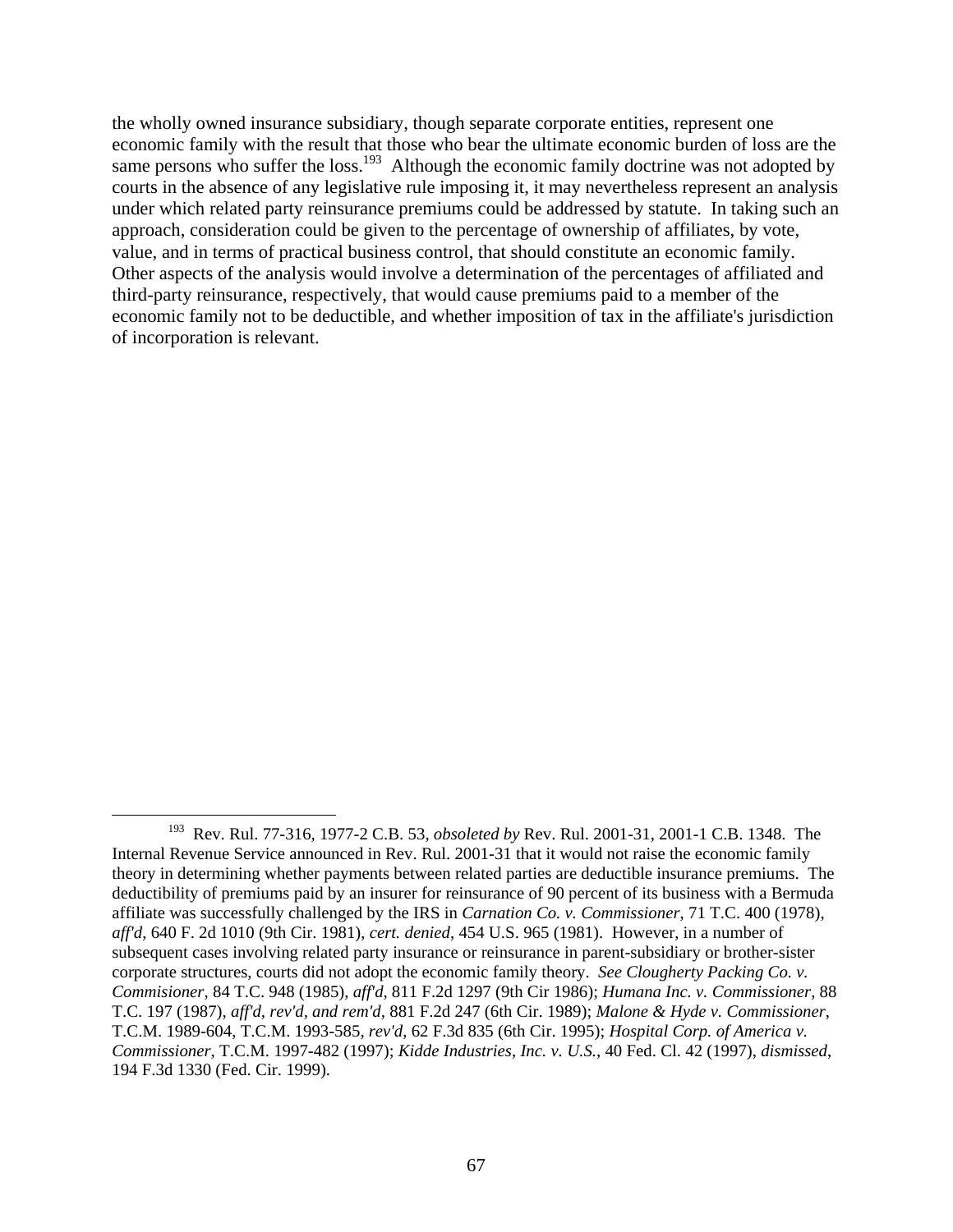the wholly owned insurance subsidiary, though separate corporate entities, represent one economic family with the result that those who bear the ultimate economic burden of loss are the same persons who suffer the loss.[193] Although the economic family doctrine was not adopted by courts in the absence of any legislative rule imposing it, it may nevertheless represent an analysis under which related party reinsurance premiums could be addressed by statute. In taking such an approach, consideration could be given to the percentage of ownership of affiliates, by vote, value, and in terms of practical business control, that should constitute an economic family. Other aspects of the analysis would involve a determination of the percentages of affiliated and third-party reinsurance, respectively, that would cause premiums paid to a member of the economic family not to be deductible, and whether imposition of tax in the affiliate's jurisdiction of incorporation is relevant.

---

[193] Rev. Rul. 77-316, 1977-2 C.B. 53, *obsoleted by* Rev. Rul. 2001-31, 2001-1 C.B. 1348. The Internal Revenue Service announced in Rev. Rul. 2001-31 that it would not raise the economic family theory in determining whether payments between related parties are deductible insurance premiums. The deductibility of premiums paid by an insurer for reinsurance of 90 percent of its business with a Bermuda affiliate was successfully challenged by the IRS in *Carnation Co. v. Commissioner*, 71 T.C. 400 (1978), *aff'd*, 640 F. 2d 1010 (9th Cir. 1981), *cert. denied*, 454 U.S. 965 (1981). However, in a number of subsequent cases involving related party insurance or reinsurance in parent-subsidiary or brother-sister corporate structures, courts did not adopt the economic family theory. *See Clougherty Packing Co. v. Commisioner*, 84 T.C. 948 (1985), *aff'd*, 811 F.2d 1297 (9th Cir 1986); *Humana Inc. v. Commissioner*, 88 T.C. 197 (1987), *aff'd, rev'd, and rem'd*, 881 F.2d 247 (6th Cir. 1989); *Malone & Hyde v. Commissioner*, T.C.M. 1989-604, T.C.M. 1993-585, *rev'd*, 62 F.3d 835 (6th Cir. 1995); *Hospital Corp. of America v. Commissioner*, T.C.M. 1997-482 (1997); *Kidde Industries, Inc. v. U.S.*, 40 Fed. Cl. 42 (1997), *dismissed*, 194 F.3d 1330 (Fed. Cir. 1999).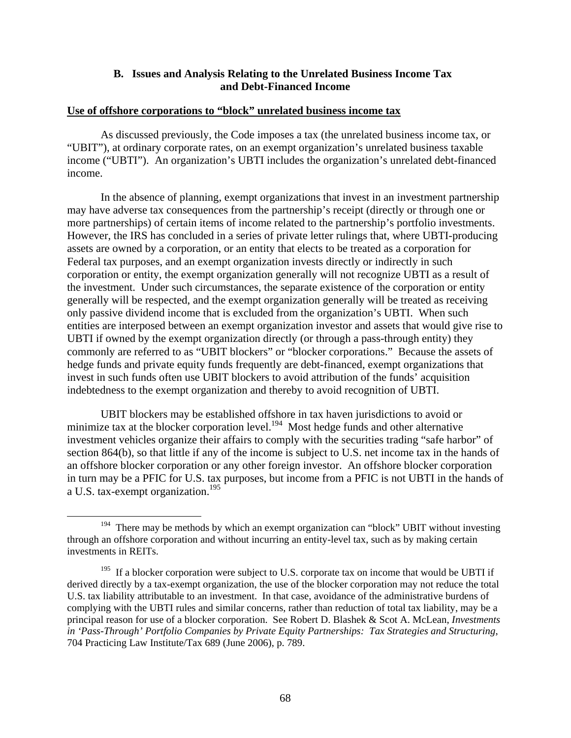## B. Issues and Analysis Relating to the Unrelated Business Income Tax and Debt-Financed Income

**Use of offshore corporations to "block" unrelated business income tax**

As discussed previously, the Code imposes a tax (the unrelated business income tax, or "UBIT"), at ordinary corporate rates, on an exempt organization's unrelated business taxable income ("UBTI"). An organization's UBTI includes the organization's unrelated debt-financed income.

In the absence of planning, exempt organizations that invest in an investment partnership may have adverse tax consequences from the partnership's receipt (directly or through one or more partnerships) of certain items of income related to the partnership's portfolio investments. However, the IRS has concluded in a series of private letter rulings that, where UBTI-producing assets are owned by a corporation, or an entity that elects to be treated as a corporation for Federal tax purposes, and an exempt organization invests directly or indirectly in such corporation or entity, the exempt organization generally will not recognize UBTI as a result of the investment. Under such circumstances, the separate existence of the corporation or entity generally will be respected, and the exempt organization generally will be treated as receiving only passive dividend income that is excluded from the organization's UBTI. When such entities are interposed between an exempt organization investor and assets that would give rise to UBTI if owned by the exempt organization directly (or through a pass-through entity) they commonly are referred to as "UBIT blockers" or "blocker corporations." Because the assets of hedge funds and private equity funds frequently are debt-financed, exempt organizations that invest in such funds often use UBIT blockers to avoid attribution of the funds' acquisition indebtedness to the exempt organization and thereby to avoid recognition of UBTI.

UBIT blockers may be established offshore in tax haven jurisdictions to avoid or minimize tax at the blocker corporation level.[194] Most hedge funds and other alternative investment vehicles organize their affairs to comply with the securities trading "safe harbor" of section 864(b), so that little if any of the income is subject to U.S. net income tax in the hands of an offshore blocker corporation or any other foreign investor. An offshore blocker corporation in turn may be a PFIC for U.S. tax purposes, but income from a PFIC is not UBTI in the hands of a U.S. tax-exempt organization.[195]

---

[194] There may be methods by which an exempt organization can "block" UBIT without investing through an offshore corporation and without incurring an entity-level tax, such as by making certain investments in REITs.

[195] If a blocker corporation were subject to U.S. corporate tax on income that would be UBTI if derived directly by a tax-exempt organization, the use of the blocker corporation may not reduce the total U.S. tax liability attributable to an investment. In that case, avoidance of the administrative burdens of complying with the UBTI rules and similar concerns, rather than reduction of total tax liability, may be a principal reason for use of a blocker corporation. See Robert D. Blashek & Scot A. McLean, *Investments in 'Pass-Through' Portfolio Companies by Private Equity Partnerships: Tax Strategies and Structuring*, 704 Practicing Law Institute/Tax 689 (June 2006), p. 789.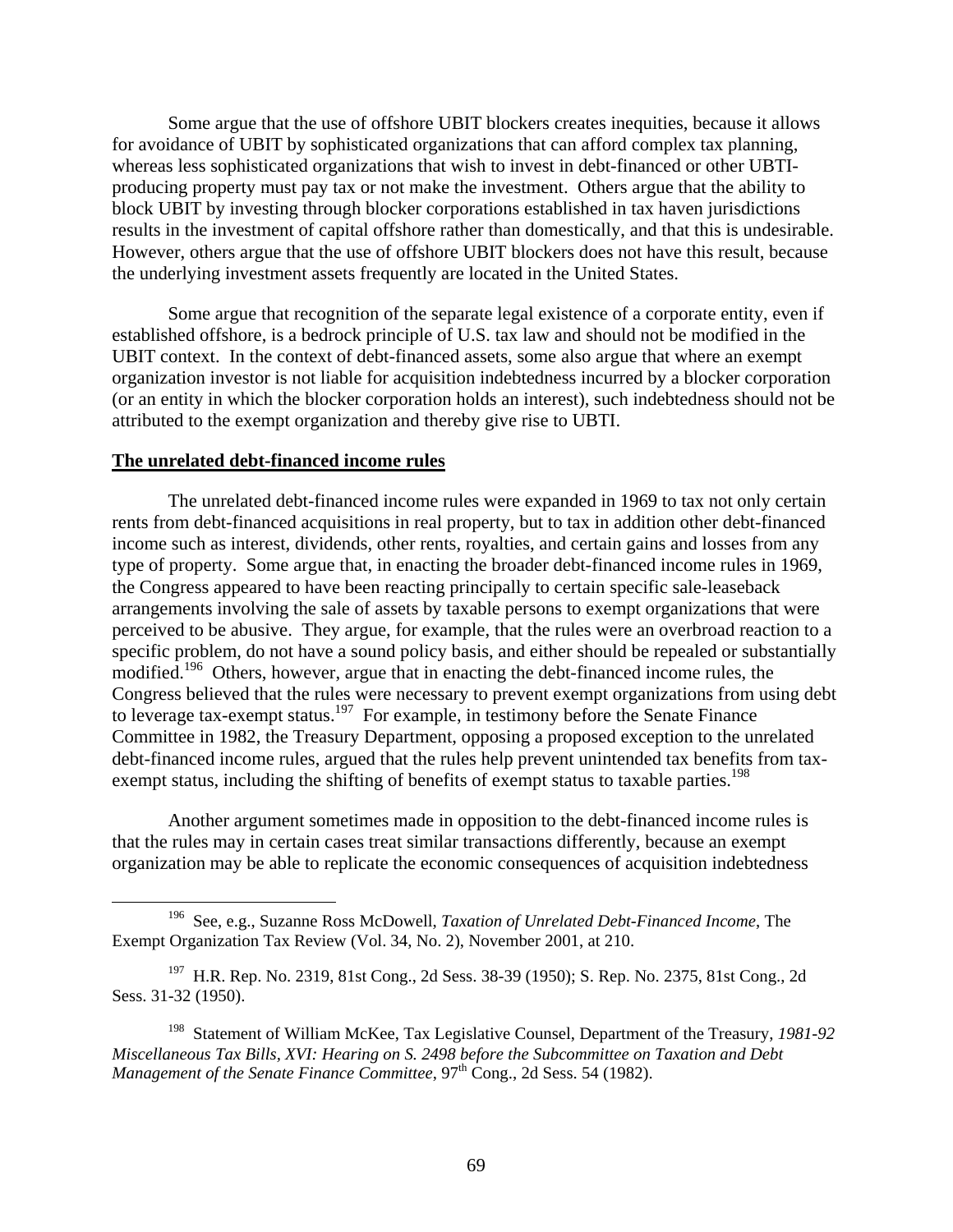Some argue that the use of offshore UBIT blockers creates inequities, because it allows for avoidance of UBIT by sophisticated organizations that can afford complex tax planning, whereas less sophisticated organizations that wish to invest in debt-financed or other UBTI-producing property must pay tax or not make the investment. Others argue that the ability to block UBIT by investing through blocker corporations established in tax haven jurisdictions results in the investment of capital offshore rather than domestically, and that this is undesirable. However, others argue that the use of offshore UBIT blockers does not have this result, because the underlying investment assets frequently are located in the United States.

Some argue that recognition of the separate legal existence of a corporate entity, even if established offshore, is a bedrock principle of U.S. tax law and should not be modified in the UBIT context. In the context of debt-financed assets, some also argue that where an exempt organization investor is not liable for acquisition indebtedness incurred by a blocker corporation (or an entity in which the blocker corporation holds an interest), such indebtedness should not be attributed to the exempt organization and thereby give rise to UBTI.

**The unrelated debt-financed income rules**

The unrelated debt-financed income rules were expanded in 1969 to tax not only certain rents from debt-financed acquisitions in real property, but to tax in addition other debt-financed income such as interest, dividends, other rents, royalties, and certain gains and losses from any type of property. Some argue that, in enacting the broader debt-financed income rules in 1969, the Congress appeared to have been reacting principally to certain specific sale-leaseback arrangements involving the sale of assets by taxable persons to exempt organizations that were perceived to be abusive. They argue, for example, that the rules were an overbroad reaction to a specific problem, do not have a sound policy basis, and either should be repealed or substantially modified.[196] Others, however, argue that in enacting the debt-financed income rules, the Congress believed that the rules were necessary to prevent exempt organizations from using debt to leverage tax-exempt status.[197] For example, in testimony before the Senate Finance Committee in 1982, the Treasury Department, opposing a proposed exception to the unrelated debt-financed income rules, argued that the rules help prevent unintended tax benefits from tax-exempt status, including the shifting of benefits of exempt status to taxable parties.[198]

Another argument sometimes made in opposition to the debt-financed income rules is that the rules may in certain cases treat similar transactions differently, because an exempt organization may be able to replicate the economic consequences of acquisition indebtedness

---

[196] See, e.g., Suzanne Ross McDowell, *Taxation of Unrelated Debt-Financed Income*, The Exempt Organization Tax Review (Vol. 34, No. 2), November 2001, at 210.

[197] H.R. Rep. No. 2319, 81st Cong., 2d Sess. 38-39 (1950); S. Rep. No. 2375, 81st Cong., 2d Sess. 31-32 (1950).

[198] Statement of William McKee, Tax Legislative Counsel, Department of the Treasury, *1981-92 Miscellaneous Tax Bills, XVI: Hearing on S. 2498 before the Subcommittee on Taxation and Debt Management of the Senate Finance Committee*, 97th Cong., 2d Sess. 54 (1982).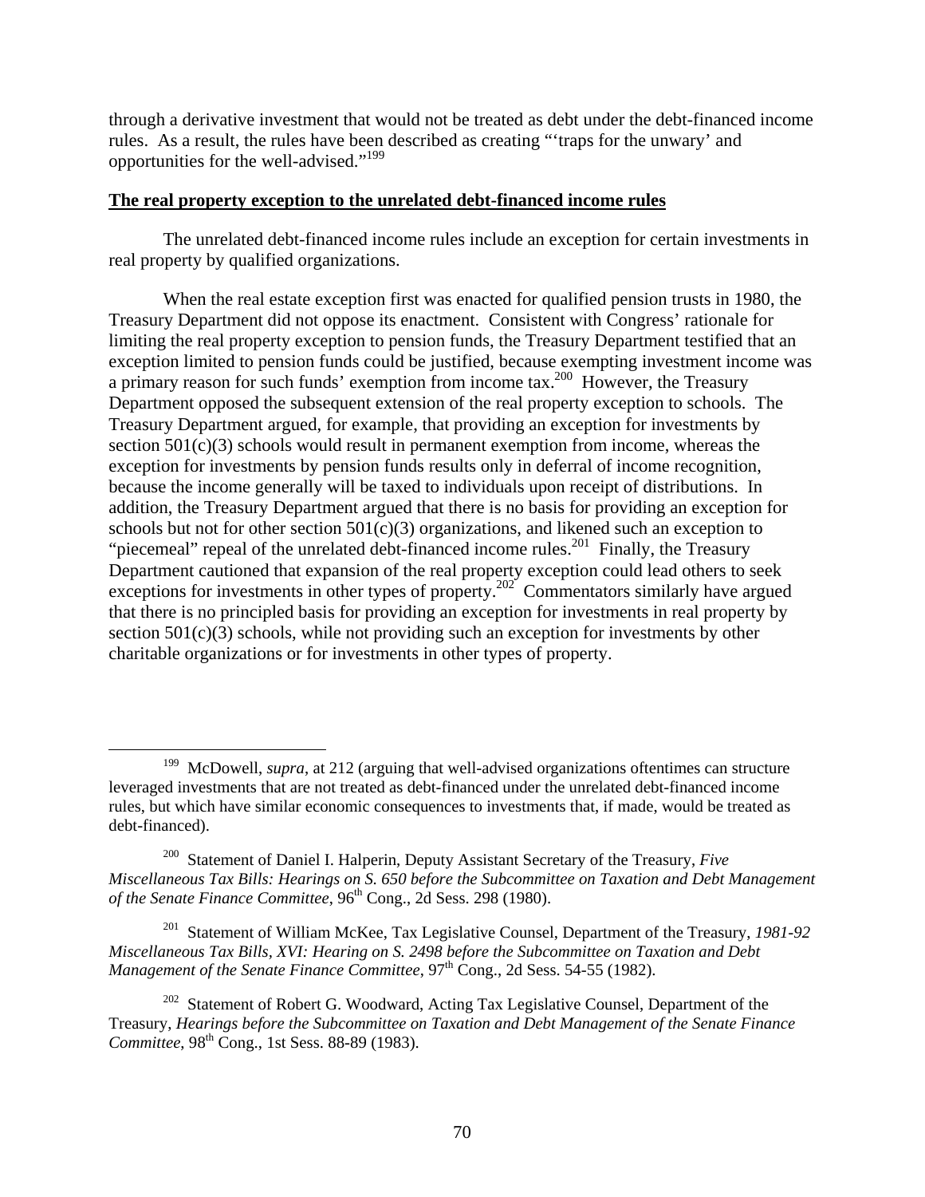through a derivative investment that would not be treated as debt under the debt-financed income rules. As a result, the rules have been described as creating "'traps for the unwary' and opportunities for the well-advised."[199]

**The real property exception to the unrelated debt-financed income rules**

The unrelated debt-financed income rules include an exception for certain investments in real property by qualified organizations.

When the real estate exception first was enacted for qualified pension trusts in 1980, the Treasury Department did not oppose its enactment. Consistent with Congress' rationale for limiting the real property exception to pension funds, the Treasury Department testified that an exception limited to pension funds could be justified, because exempting investment income was a primary reason for such funds' exemption from income tax.[200] However, the Treasury Department opposed the subsequent extension of the real property exception to schools. The Treasury Department argued, for example, that providing an exception for investments by section 501(c)(3) schools would result in permanent exemption from income, whereas the exception for investments by pension funds results only in deferral of income recognition, because the income generally will be taxed to individuals upon receipt of distributions. In addition, the Treasury Department argued that there is no basis for providing an exception for schools but not for other section 501(c)(3) organizations, and likened such an exception to "piecemeal" repeal of the unrelated debt-financed income rules.[201] Finally, the Treasury Department cautioned that expansion of the real property exception could lead others to seek exceptions for investments in other types of property.[202] Commentators similarly have argued that there is no principled basis for providing an exception for investments in real property by section 501(c)(3) schools, while not providing such an exception for investments by other charitable organizations or for investments in other types of property.

---

[199] McDowell, *supra*, at 212 (arguing that well-advised organizations oftentimes can structure leveraged investments that are not treated as debt-financed under the unrelated debt-financed income rules, but which have similar economic consequences to investments that, if made, would be treated as debt-financed).

[200] Statement of Daniel I. Halperin, Deputy Assistant Secretary of the Treasury, *Five Miscellaneous Tax Bills: Hearings on S. 650 before the Subcommittee on Taxation and Debt Management of the Senate Finance Committee*, 96th Cong., 2d Sess. 298 (1980).

[201] Statement of William McKee, Tax Legislative Counsel, Department of the Treasury, *1981-92 Miscellaneous Tax Bills, XVI: Hearing on S. 2498 before the Subcommittee on Taxation and Debt Management of the Senate Finance Committee*, 97th Cong., 2d Sess. 54-55 (1982).

[202] Statement of Robert G. Woodward, Acting Tax Legislative Counsel, Department of the Treasury, *Hearings before the Subcommittee on Taxation and Debt Management of the Senate Finance Committee*, 98th Cong., 1st Sess. 88-89 (1983).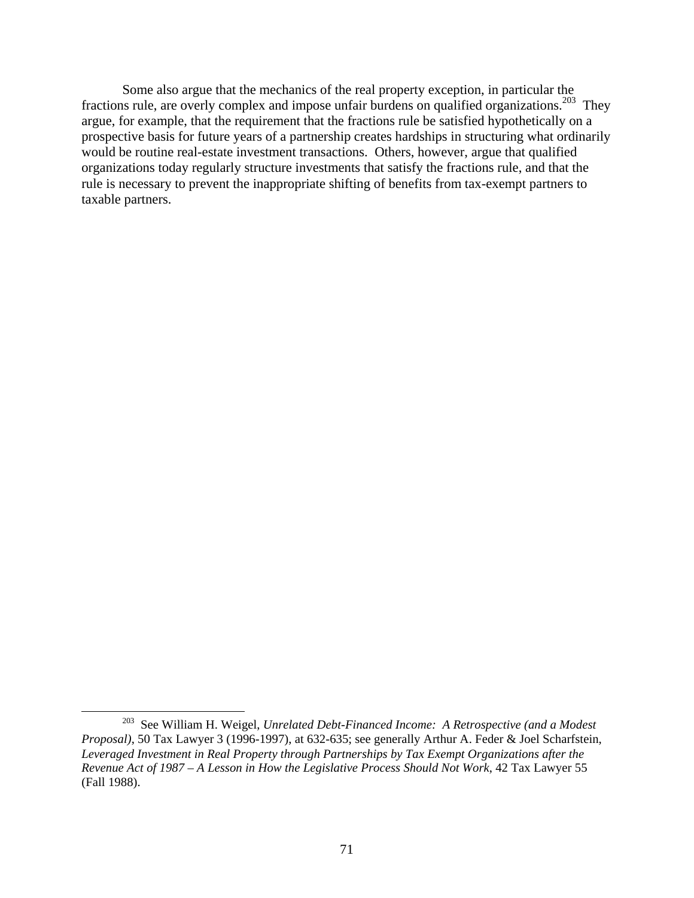Some also argue that the mechanics of the real property exception, in particular the fractions rule, are overly complex and impose unfair burdens on qualified organizations.[203] They argue, for example, that the requirement that the fractions rule be satisfied hypothetically on a prospective basis for future years of a partnership creates hardships in structuring what ordinarily would be routine real-estate investment transactions. Others, however, argue that qualified organizations today regularly structure investments that satisfy the fractions rule, and that the rule is necessary to prevent the inappropriate shifting of benefits from tax-exempt partners to taxable partners.

---

[203] See William H. Weigel, *Unrelated Debt-Financed Income: A Retrospective (and a Modest Proposal)*, 50 Tax Lawyer 3 (1996-1997), at 632-635; see generally Arthur A. Feder & Joel Scharfstein, *Leveraged Investment in Real Property through Partnerships by Tax Exempt Organizations after the Revenue Act of 1987 – A Lesson in How the Legislative Process Should Not Work*, 42 Tax Lawyer 55 (Fall 1988).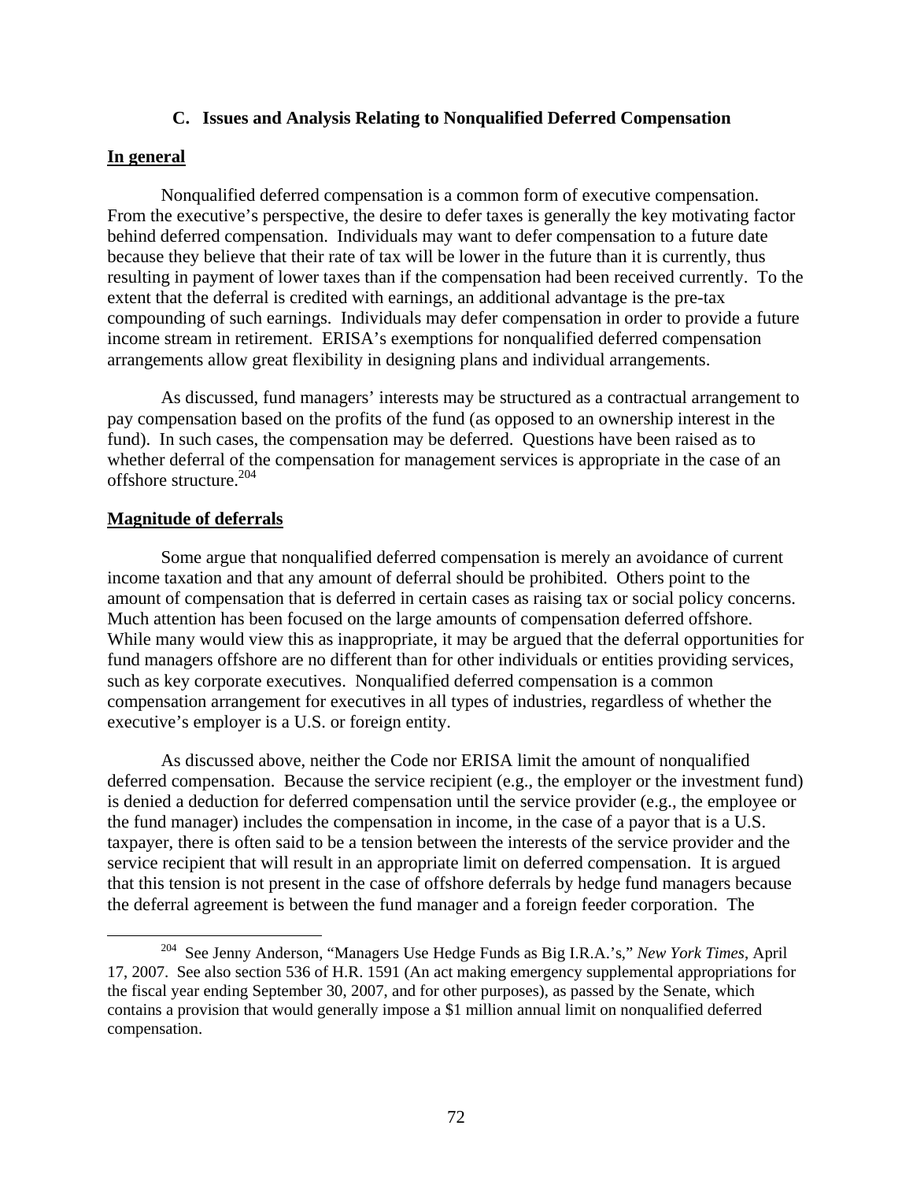### C. Issues and Analysis Relating to Nonqualified Deferred Compensation

**In general**

Nonqualified deferred compensation is a common form of executive compensation. From the executive's perspective, the desire to defer taxes is generally the key motivating factor behind deferred compensation. Individuals may want to defer compensation to a future date because they believe that their rate of tax will be lower in the future than it is currently, thus resulting in payment of lower taxes than if the compensation had been received currently. To the extent that the deferral is credited with earnings, an additional advantage is the pre-tax compounding of such earnings. Individuals may defer compensation in order to provide a future income stream in retirement. ERISA's exemptions for nonqualified deferred compensation arrangements allow great flexibility in designing plans and individual arrangements.

As discussed, fund managers' interests may be structured as a contractual arrangement to pay compensation based on the profits of the fund (as opposed to an ownership interest in the fund). In such cases, the compensation may be deferred. Questions have been raised as to whether deferral of the compensation for management services is appropriate in the case of an offshore structure.[204]

**Magnitude of deferrals**

Some argue that nonqualified deferred compensation is merely an avoidance of current income taxation and that any amount of deferral should be prohibited. Others point to the amount of compensation that is deferred in certain cases as raising tax or social policy concerns. Much attention has been focused on the large amounts of compensation deferred offshore. While many would view this as inappropriate, it may be argued that the deferral opportunities for fund managers offshore are no different than for other individuals or entities providing services, such as key corporate executives. Nonqualified deferred compensation is a common compensation arrangement for executives in all types of industries, regardless of whether the executive's employer is a U.S. or foreign entity.

As discussed above, neither the Code nor ERISA limit the amount of nonqualified deferred compensation. Because the service recipient (e.g., the employer or the investment fund) is denied a deduction for deferred compensation until the service provider (e.g., the employee or the fund manager) includes the compensation in income, in the case of a payor that is a U.S. taxpayer, there is often said to be a tension between the interests of the service provider and the service recipient that will result in an appropriate limit on deferred compensation. It is argued that this tension is not present in the case of offshore deferrals by hedge fund managers because the deferral agreement is between the fund manager and a foreign feeder corporation. The

---

[204] See Jenny Anderson, "Managers Use Hedge Funds as Big I.R.A.'s," *New York Times*, April 17, 2007. See also section 536 of H.R. 1591 (An act making emergency supplemental appropriations for the fiscal year ending September 30, 2007, and for other purposes), as passed by the Senate, which contains a provision that would generally impose a $1 million annual limit on nonqualified deferred compensation.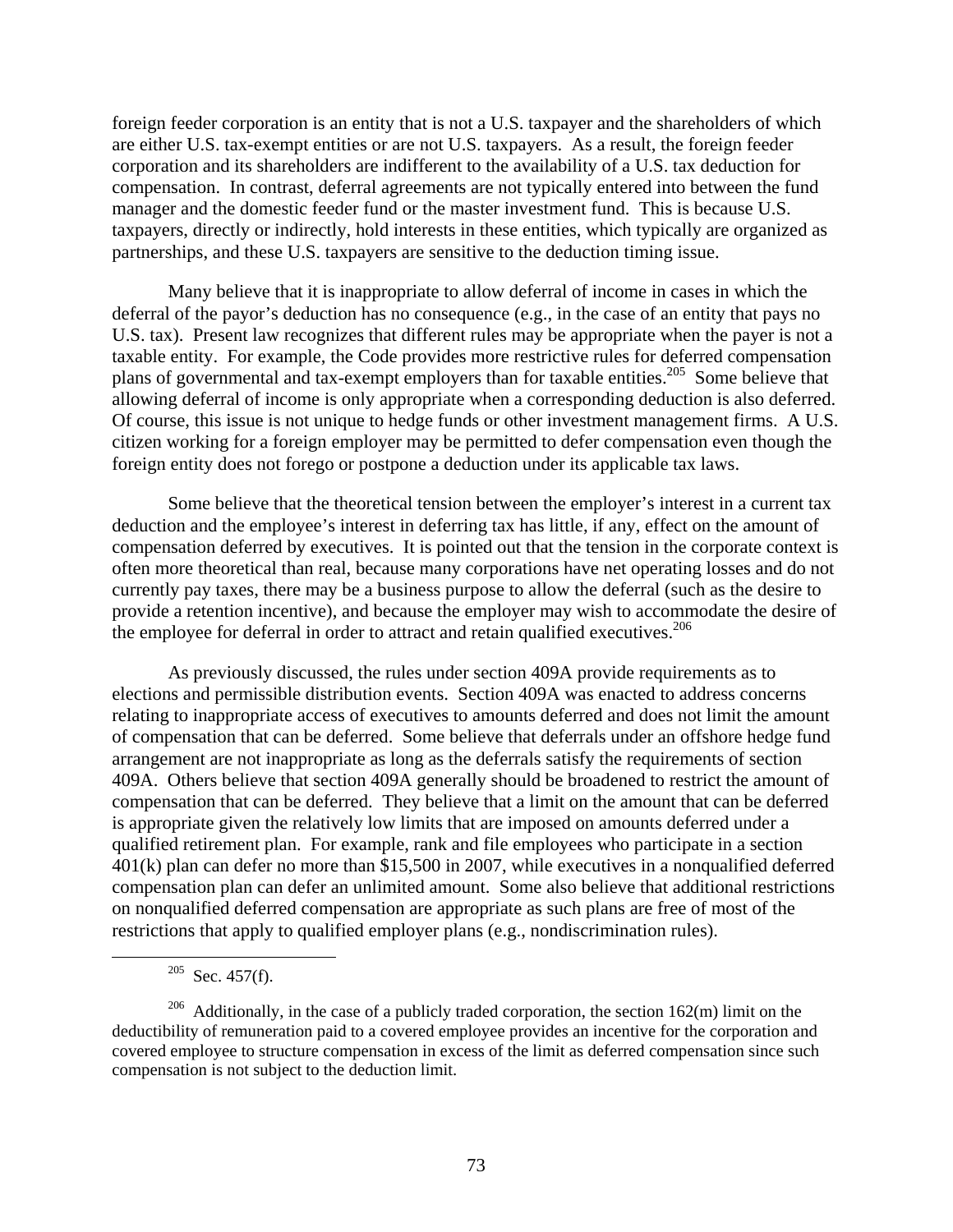foreign feeder corporation is an entity that is not a U.S. taxpayer and the shareholders of which are either U.S. tax-exempt entities or are not U.S. taxpayers. As a result, the foreign feeder corporation and its shareholders are indifferent to the availability of a U.S. tax deduction for compensation. In contrast, deferral agreements are not typically entered into between the fund manager and the domestic feeder fund or the master investment fund. This is because U.S. taxpayers, directly or indirectly, hold interests in these entities, which typically are organized as partnerships, and these U.S. taxpayers are sensitive to the deduction timing issue.

Many believe that it is inappropriate to allow deferral of income in cases in which the deferral of the payor's deduction has no consequence (e.g., in the case of an entity that pays no U.S. tax). Present law recognizes that different rules may be appropriate when the payer is not a taxable entity. For example, the Code provides more restrictive rules for deferred compensation plans of governmental and tax-exempt employers than for taxable entities.[205] Some believe that allowing deferral of income is only appropriate when a corresponding deduction is also deferred. Of course, this issue is not unique to hedge funds or other investment management firms. A U.S. citizen working for a foreign employer may be permitted to defer compensation even though the foreign entity does not forego or postpone a deduction under its applicable tax laws.

Some believe that the theoretical tension between the employer's interest in a current tax deduction and the employee's interest in deferring tax has little, if any, effect on the amount of compensation deferred by executives. It is pointed out that the tension in the corporate context is often more theoretical than real, because many corporations have net operating losses and do not currently pay taxes, there may be a business purpose to allow the deferral (such as the desire to provide a retention incentive), and because the employer may wish to accommodate the desire of the employee for deferral in order to attract and retain qualified executives.[206]

As previously discussed, the rules under section 409A provide requirements as to elections and permissible distribution events. Section 409A was enacted to address concerns relating to inappropriate access of executives to amounts deferred and does not limit the amount of compensation that can be deferred. Some believe that deferrals under an offshore hedge fund arrangement are not inappropriate as long as the deferrals satisfy the requirements of section 409A. Others believe that section 409A generally should be broadened to restrict the amount of compensation that can be deferred. They believe that a limit on the amount that can be deferred is appropriate given the relatively low limits that are imposed on amounts deferred under a qualified retirement plan. For example, rank and file employees who participate in a section 401(k) plan can defer no more than $15,500 in 2007, while executives in a nonqualified deferred compensation plan can defer an unlimited amount. Some also believe that additional restrictions on nonqualified deferred compensation are appropriate as such plans are free of most of the restrictions that apply to qualified employer plans (e.g., nondiscrimination rules).

---

[205] Sec. 457(f).

[206] Additionally, in the case of a publicly traded corporation, the section 162(m) limit on the deductibility of remuneration paid to a covered employee provides an incentive for the corporation and covered employee to structure compensation in excess of the limit as deferred compensation since such compensation is not subject to the deduction limit.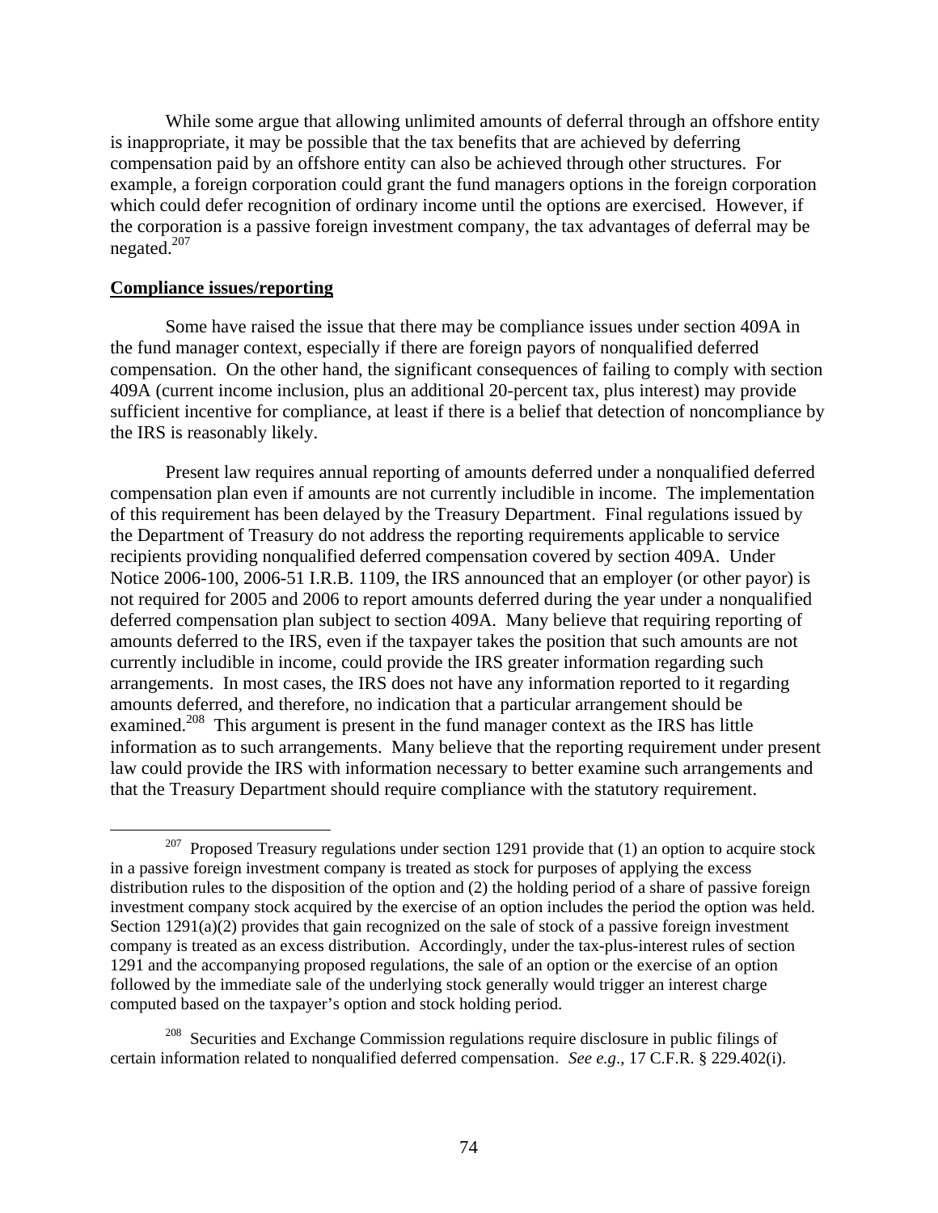While some argue that allowing unlimited amounts of deferral through an offshore entity is inappropriate, it may be possible that the tax benefits that are achieved by deferring compensation paid by an offshore entity can also be achieved through other structures. For example, a foreign corporation could grant the fund managers options in the foreign corporation which could defer recognition of ordinary income until the options are exercised. However, if the corporation is a passive foreign investment company, the tax advantages of deferral may be negated.[207]

**Compliance issues/reporting**

Some have raised the issue that there may be compliance issues under section 409A in the fund manager context, especially if there are foreign payors of nonqualified deferred compensation. On the other hand, the significant consequences of failing to comply with section 409A (current income inclusion, plus an additional 20-percent tax, plus interest) may provide sufficient incentive for compliance, at least if there is a belief that detection of noncompliance by the IRS is reasonably likely.

Present law requires annual reporting of amounts deferred under a nonqualified deferred compensation plan even if amounts are not currently includible in income. The implementation of this requirement has been delayed by the Treasury Department. Final regulations issued by the Department of Treasury do not address the reporting requirements applicable to service recipients providing nonqualified deferred compensation covered by section 409A. Under Notice 2006-100, 2006-51 I.R.B. 1109, the IRS announced that an employer (or other payor) is not required for 2005 and 2006 to report amounts deferred during the year under a nonqualified deferred compensation plan subject to section 409A. Many believe that requiring reporting of amounts deferred to the IRS, even if the taxpayer takes the position that such amounts are not currently includible in income, could provide the IRS greater information regarding such arrangements. In most cases, the IRS does not have any information reported to it regarding amounts deferred, and therefore, no indication that a particular arrangement should be examined.[208] This argument is present in the fund manager context as the IRS has little information as to such arrangements. Many believe that the reporting requirement under present law could provide the IRS with information necessary to better examine such arrangements and that the Treasury Department should require compliance with the statutory requirement.

---

[207] Proposed Treasury regulations under section 1291 provide that (1) an option to acquire stock in a passive foreign investment company is treated as stock for purposes of applying the excess distribution rules to the disposition of the option and (2) the holding period of a share of passive foreign investment company stock acquired by the exercise of an option includes the period the option was held. Section 1291(a)(2) provides that gain recognized on the sale of stock of a passive foreign investment company is treated as an excess distribution. Accordingly, under the tax-plus-interest rules of section 1291 and the accompanying proposed regulations, the sale of an option or the exercise of an option followed by the immediate sale of the underlying stock generally would trigger an interest charge computed based on the taxpayer's option and stock holding period.

[208] Securities and Exchange Commission regulations require disclosure in public filings of certain information related to nonqualified deferred compensation. *See e.g.*, 17 C.F.R. § 229.402(i).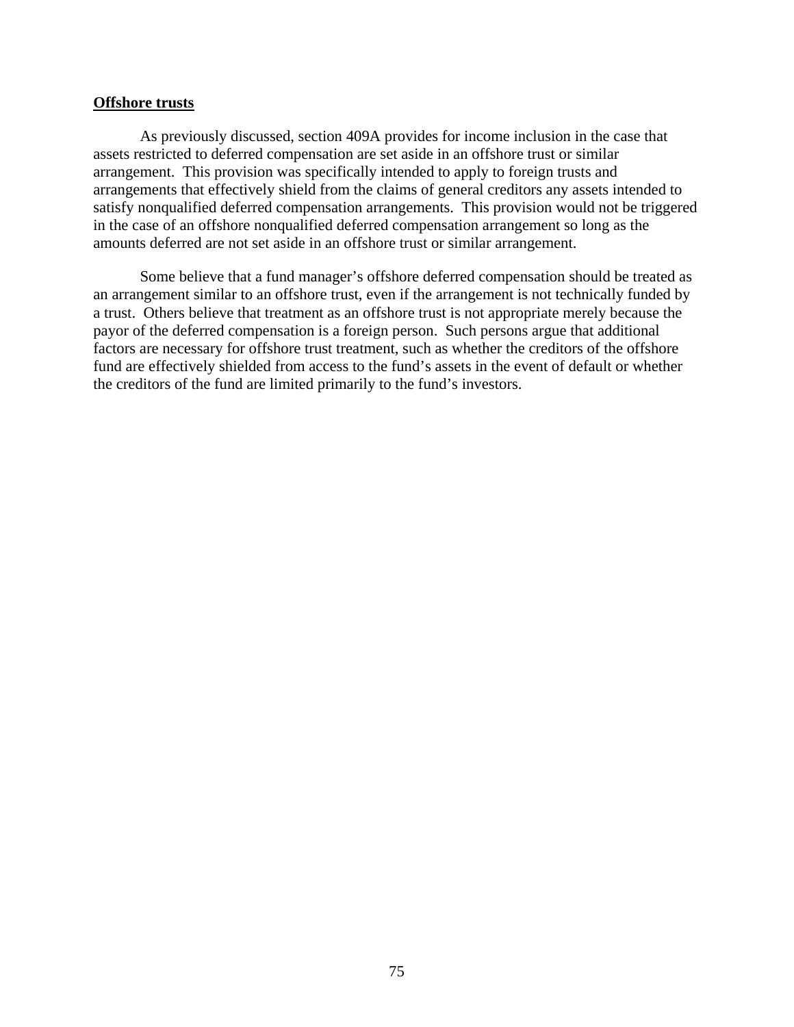**Offshore trusts**

As previously discussed, section 409A provides for income inclusion in the case that assets restricted to deferred compensation are set aside in an offshore trust or similar arrangement. This provision was specifically intended to apply to foreign trusts and arrangements that effectively shield from the claims of general creditors any assets intended to satisfy nonqualified deferred compensation arrangements. This provision would not be triggered in the case of an offshore nonqualified deferred compensation arrangement so long as the amounts deferred are not set aside in an offshore trust or similar arrangement.

Some believe that a fund manager's offshore deferred compensation should be treated as an arrangement similar to an offshore trust, even if the arrangement is not technically funded by a trust. Others believe that treatment as an offshore trust is not appropriate merely because the payor of the deferred compensation is a foreign person. Such persons argue that additional factors are necessary for offshore trust treatment, such as whether the creditors of the offshore fund are effectively shielded from access to the fund's assets in the event of default or whether the creditors of the fund are limited primarily to the fund's investors.